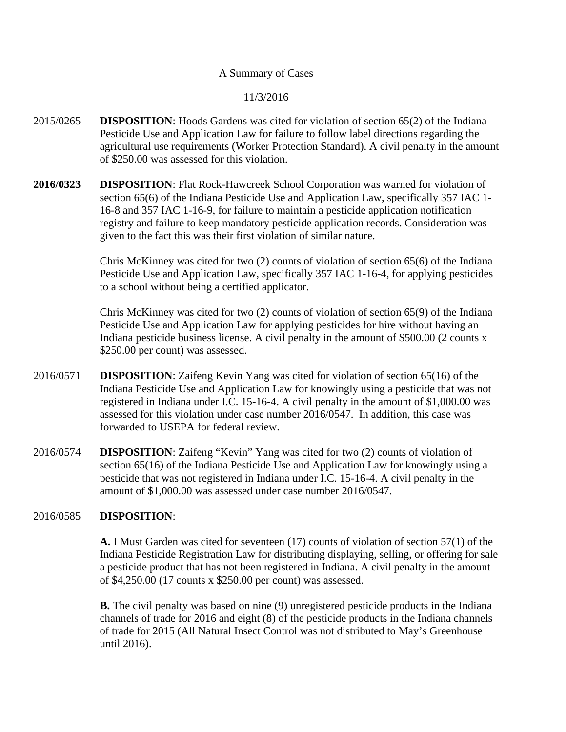A Summary of Cases

11/3/2016

2015/0265 **DISPOSITION**: Hoods Gardens was cited for violation of section 65(2) of the Indiana Pesticide Use and Application Law for failure to follow label directions regarding the agricultural use requirements (Worker Protection Standard). A civil penalty in the amount of $250.00 was assessed for this violation.

**2016/0323** **DISPOSITION**: Flat Rock-Hawcreek School Corporation was warned for violation of section 65(6) of the Indiana Pesticide Use and Application Law, specifically 357 IAC 1-16-8 and 357 IAC 1-16-9, for failure to maintain a pesticide application notification registry and failure to keep mandatory pesticide application records. Consideration was given to the fact this was their first violation of similar nature.

Chris McKinney was cited for two (2) counts of violation of section 65(6) of the Indiana Pesticide Use and Application Law, specifically 357 IAC 1-16-4, for applying pesticides to a school without being a certified applicator.

Chris McKinney was cited for two (2) counts of violation of section 65(9) of the Indiana Pesticide Use and Application Law for applying pesticides for hire without having an Indiana pesticide business license. A civil penalty in the amount of $500.00 (2 counts x $250.00 per count) was assessed.

2016/0571 **DISPOSITION**: Zaifeng Kevin Yang was cited for violation of section 65(16) of the Indiana Pesticide Use and Application Law for knowingly using a pesticide that was not registered in Indiana under I.C. 15-16-4. A civil penalty in the amount of $1,000.00 was assessed for this violation under case number 2016/0547. In addition, this case was forwarded to USEPA for federal review.

2016/0574 **DISPOSITION**: Zaifeng "Kevin" Yang was cited for two (2) counts of violation of section 65(16) of the Indiana Pesticide Use and Application Law for knowingly using a pesticide that was not registered in Indiana under I.C. 15-16-4. A civil penalty in the amount of $1,000.00 was assessed under case number 2016/0547.

2016/0585 **DISPOSITION**:

**A.** I Must Garden was cited for seventeen (17) counts of violation of section 57(1) of the Indiana Pesticide Registration Law for distributing displaying, selling, or offering for sale a pesticide product that has not been registered in Indiana. A civil penalty in the amount of $4,250.00 (17 counts x $250.00 per count) was assessed.

**B.** The civil penalty was based on nine (9) unregistered pesticide products in the Indiana channels of trade for 2016 and eight (8) of the pesticide products in the Indiana channels of trade for 2015 (All Natural Insect Control was not distributed to May's Greenhouse until 2016).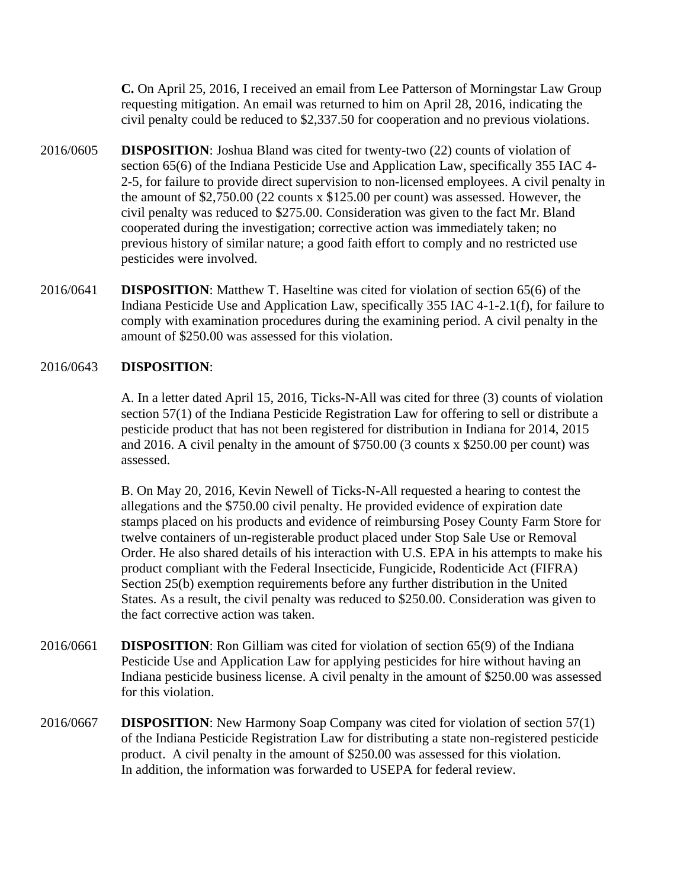**C.** On April 25, 2016, I received an email from Lee Patterson of Morningstar Law Group requesting mitigation. An email was returned to him on April 28, 2016, indicating the civil penalty could be reduced to $2,337.50 for cooperation and no previous violations.

2016/0605 **DISPOSITION**: Joshua Bland was cited for twenty-two (22) counts of violation of section 65(6) of the Indiana Pesticide Use and Application Law, specifically 355 IAC 4-2-5, for failure to provide direct supervision to non-licensed employees. A civil penalty in the amount of $2,750.00 (22 counts x $125.00 per count) was assessed. However, the civil penalty was reduced to $275.00. Consideration was given to the fact Mr. Bland cooperated during the investigation; corrective action was immediately taken; no previous history of similar nature; a good faith effort to comply and no restricted use pesticides were involved.

2016/0641 **DISPOSITION**: Matthew T. Haseltine was cited for violation of section 65(6) of the Indiana Pesticide Use and Application Law, specifically 355 IAC 4-1-2.1(f), for failure to comply with examination procedures during the examining period. A civil penalty in the amount of $250.00 was assessed for this violation.

2016/0643 **DISPOSITION**:

A. In a letter dated April 15, 2016, Ticks-N-All was cited for three (3) counts of violation section 57(1) of the Indiana Pesticide Registration Law for offering to sell or distribute a pesticide product that has not been registered for distribution in Indiana for 2014, 2015 and 2016. A civil penalty in the amount of $750.00 (3 counts x $250.00 per count) was assessed.

B. On May 20, 2016, Kevin Newell of Ticks-N-All requested a hearing to contest the allegations and the $750.00 civil penalty. He provided evidence of expiration date stamps placed on his products and evidence of reimbursing Posey County Farm Store for twelve containers of un-registerable product placed under Stop Sale Use or Removal Order. He also shared details of his interaction with U.S. EPA in his attempts to make his product compliant with the Federal Insecticide, Fungicide, Rodenticide Act (FIFRA) Section 25(b) exemption requirements before any further distribution in the United States. As a result, the civil penalty was reduced to $250.00. Consideration was given to the fact corrective action was taken.

2016/0661 **DISPOSITION**: Ron Gilliam was cited for violation of section 65(9) of the Indiana Pesticide Use and Application Law for applying pesticides for hire without having an Indiana pesticide business license. A civil penalty in the amount of $250.00 was assessed for this violation.

2016/0667 **DISPOSITION**: New Harmony Soap Company was cited for violation of section 57(1) of the Indiana Pesticide Registration Law for distributing a state non-registered pesticide product. A civil penalty in the amount of $250.00 was assessed for this violation. In addition, the information was forwarded to USEPA for federal review.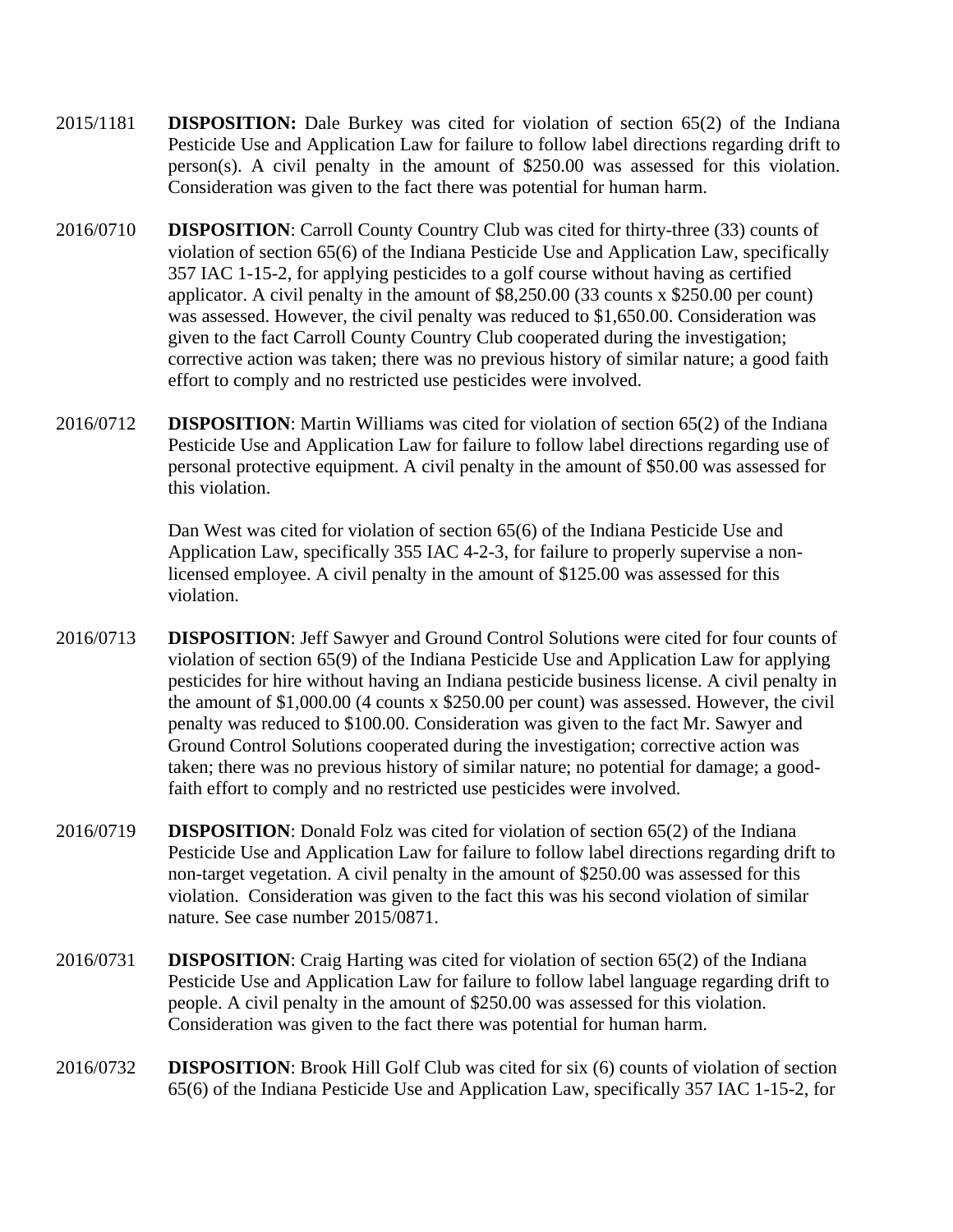2015/1181 **DISPOSITION:** Dale Burkey was cited for violation of section 65(2) of the Indiana Pesticide Use and Application Law for failure to follow label directions regarding drift to person(s). A civil penalty in the amount of $250.00 was assessed for this violation. Consideration was given to the fact there was potential for human harm.

2016/0710 **DISPOSITION**: Carroll County Country Club was cited for thirty-three (33) counts of violation of section 65(6) of the Indiana Pesticide Use and Application Law, specifically 357 IAC 1-15-2, for applying pesticides to a golf course without having as certified applicator. A civil penalty in the amount of $8,250.00 (33 counts x $250.00 per count) was assessed. However, the civil penalty was reduced to $1,650.00. Consideration was given to the fact Carroll County Country Club cooperated during the investigation; corrective action was taken; there was no previous history of similar nature; a good faith effort to comply and no restricted use pesticides were involved.

2016/0712 **DISPOSITION**: Martin Williams was cited for violation of section 65(2) of the Indiana Pesticide Use and Application Law for failure to follow label directions regarding use of personal protective equipment. A civil penalty in the amount of $50.00 was assessed for this violation.

Dan West was cited for violation of section 65(6) of the Indiana Pesticide Use and Application Law, specifically 355 IAC 4-2-3, for failure to properly supervise a non-licensed employee. A civil penalty in the amount of $125.00 was assessed for this violation.

2016/0713 **DISPOSITION**: Jeff Sawyer and Ground Control Solutions were cited for four counts of violation of section 65(9) of the Indiana Pesticide Use and Application Law for applying pesticides for hire without having an Indiana pesticide business license. A civil penalty in the amount of $1,000.00 (4 counts x $250.00 per count) was assessed. However, the civil penalty was reduced to $100.00. Consideration was given to the fact Mr. Sawyer and Ground Control Solutions cooperated during the investigation; corrective action was taken; there was no previous history of similar nature; no potential for damage; a good-faith effort to comply and no restricted use pesticides were involved.

2016/0719 **DISPOSITION**: Donald Folz was cited for violation of section 65(2) of the Indiana Pesticide Use and Application Law for failure to follow label directions regarding drift to non-target vegetation. A civil penalty in the amount of $250.00 was assessed for this violation. Consideration was given to the fact this was his second violation of similar nature. See case number 2015/0871.

2016/0731 **DISPOSITION**: Craig Harting was cited for violation of section 65(2) of the Indiana Pesticide Use and Application Law for failure to follow label language regarding drift to people. A civil penalty in the amount of $250.00 was assessed for this violation. Consideration was given to the fact there was potential for human harm.

2016/0732 **DISPOSITION**: Brook Hill Golf Club was cited for six (6) counts of violation of section 65(6) of the Indiana Pesticide Use and Application Law, specifically 357 IAC 1-15-2, for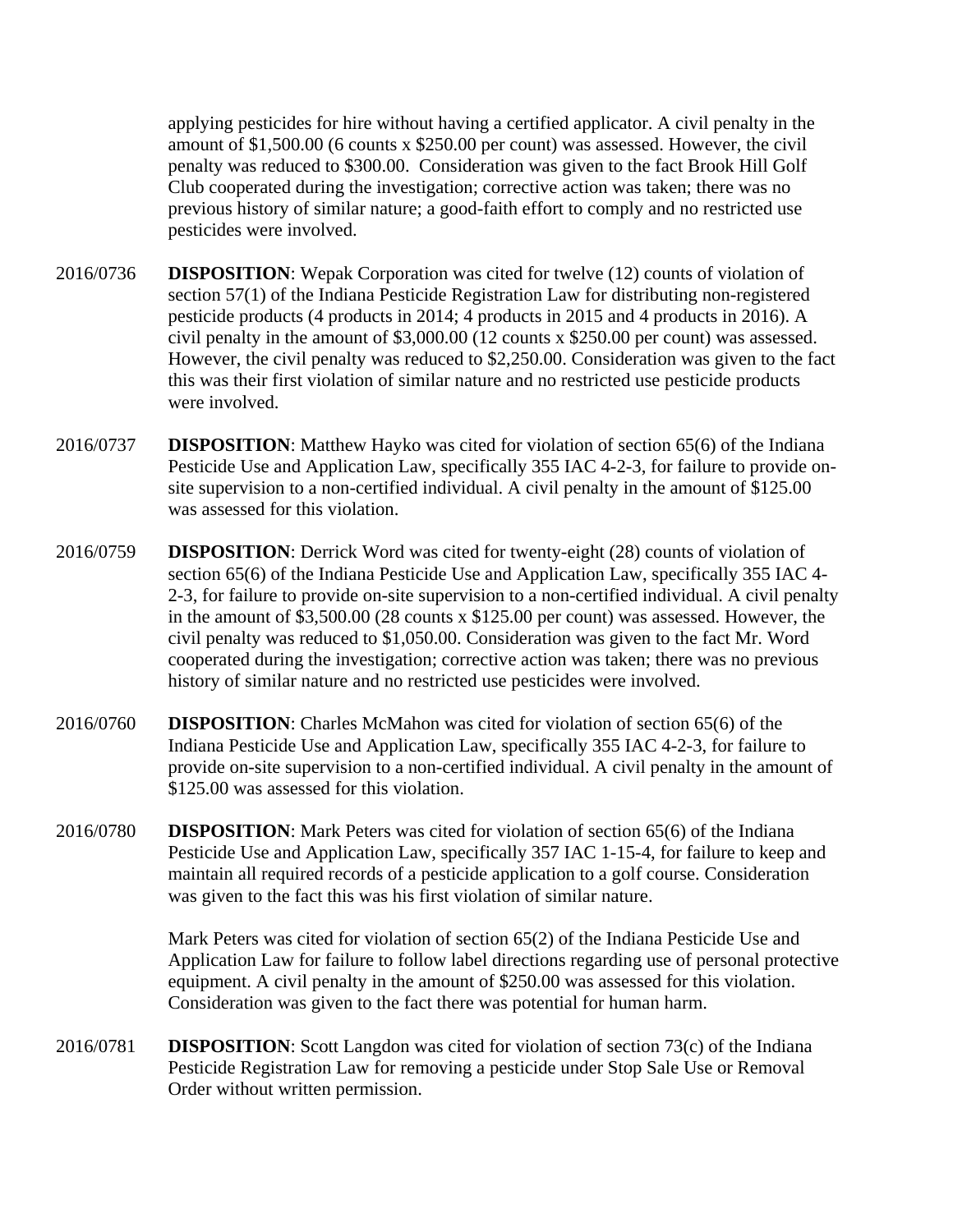applying pesticides for hire without having a certified applicator. A civil penalty in the amount of $1,500.00 (6 counts x $250.00 per count) was assessed. However, the civil penalty was reduced to $300.00. Consideration was given to the fact Brook Hill Golf Club cooperated during the investigation; corrective action was taken; there was no previous history of similar nature; a good-faith effort to comply and no restricted use pesticides were involved.

2016/0736 **DISPOSITION**: Wepak Corporation was cited for twelve (12) counts of violation of section 57(1) of the Indiana Pesticide Registration Law for distributing non-registered pesticide products (4 products in 2014; 4 products in 2015 and 4 products in 2016). A civil penalty in the amount of $3,000.00 (12 counts x $250.00 per count) was assessed. However, the civil penalty was reduced to $2,250.00. Consideration was given to the fact this was their first violation of similar nature and no restricted use pesticide products were involved.

2016/0737 **DISPOSITION**: Matthew Hayko was cited for violation of section 65(6) of the Indiana Pesticide Use and Application Law, specifically 355 IAC 4-2-3, for failure to provide on-site supervision to a non-certified individual. A civil penalty in the amount of $125.00 was assessed for this violation.

2016/0759 **DISPOSITION**: Derrick Word was cited for twenty-eight (28) counts of violation of section 65(6) of the Indiana Pesticide Use and Application Law, specifically 355 IAC 4-2-3, for failure to provide on-site supervision to a non-certified individual. A civil penalty in the amount of $3,500.00 (28 counts x $125.00 per count) was assessed. However, the civil penalty was reduced to $1,050.00. Consideration was given to the fact Mr. Word cooperated during the investigation; corrective action was taken; there was no previous history of similar nature and no restricted use pesticides were involved.

2016/0760 **DISPOSITION**: Charles McMahon was cited for violation of section 65(6) of the Indiana Pesticide Use and Application Law, specifically 355 IAC 4-2-3, for failure to provide on-site supervision to a non-certified individual. A civil penalty in the amount of $125.00 was assessed for this violation.

2016/0780 **DISPOSITION**: Mark Peters was cited for violation of section 65(6) of the Indiana Pesticide Use and Application Law, specifically 357 IAC 1-15-4, for failure to keep and maintain all required records of a pesticide application to a golf course. Consideration was given to the fact this was his first violation of similar nature.

Mark Peters was cited for violation of section 65(2) of the Indiana Pesticide Use and Application Law for failure to follow label directions regarding use of personal protective equipment. A civil penalty in the amount of $250.00 was assessed for this violation. Consideration was given to the fact there was potential for human harm.

2016/0781 **DISPOSITION**: Scott Langdon was cited for violation of section 73(c) of the Indiana Pesticide Registration Law for removing a pesticide under Stop Sale Use or Removal Order without written permission.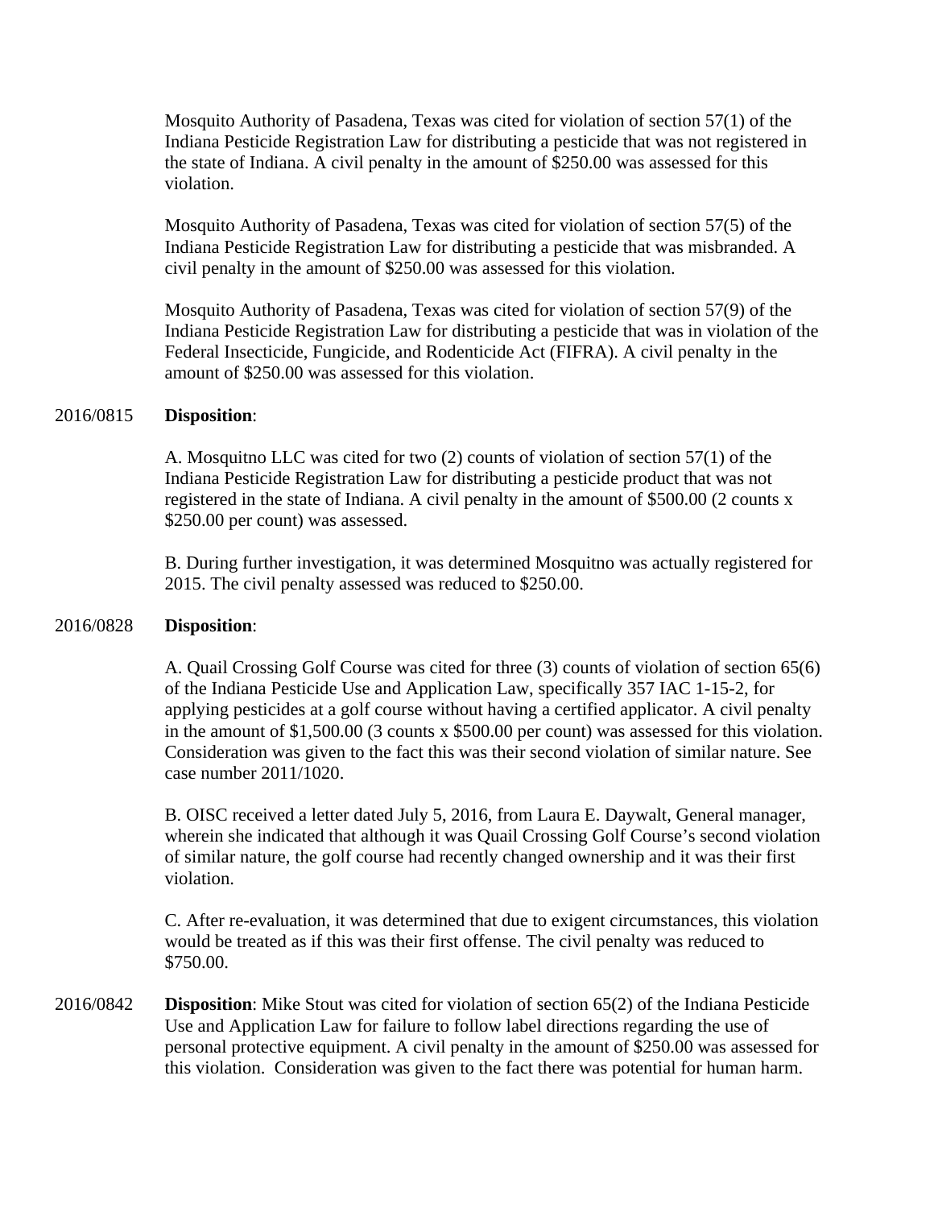Mosquito Authority of Pasadena, Texas was cited for violation of section 57(1) of the Indiana Pesticide Registration Law for distributing a pesticide that was not registered in the state of Indiana. A civil penalty in the amount of $250.00 was assessed for this violation.

Mosquito Authority of Pasadena, Texas was cited for violation of section 57(5) of the Indiana Pesticide Registration Law for distributing a pesticide that was misbranded. A civil penalty in the amount of $250.00 was assessed for this violation.

Mosquito Authority of Pasadena, Texas was cited for violation of section 57(9) of the Indiana Pesticide Registration Law for distributing a pesticide that was in violation of the Federal Insecticide, Fungicide, and Rodenticide Act (FIFRA). A civil penalty in the amount of $250.00 was assessed for this violation.

2016/0815 **Disposition**:

A. Mosquitno LLC was cited for two (2) counts of violation of section 57(1) of the Indiana Pesticide Registration Law for distributing a pesticide product that was not registered in the state of Indiana. A civil penalty in the amount of $500.00 (2 counts x $250.00 per count) was assessed.

B. During further investigation, it was determined Mosquitno was actually registered for 2015. The civil penalty assessed was reduced to $250.00.

2016/0828 **Disposition**:

A. Quail Crossing Golf Course was cited for three (3) counts of violation of section 65(6) of the Indiana Pesticide Use and Application Law, specifically 357 IAC 1-15-2, for applying pesticides at a golf course without having a certified applicator. A civil penalty in the amount of $1,500.00 (3 counts x $500.00 per count) was assessed for this violation. Consideration was given to the fact this was their second violation of similar nature. See case number 2011/1020.

B. OISC received a letter dated July 5, 2016, from Laura E. Daywalt, General manager, wherein she indicated that although it was Quail Crossing Golf Course's second violation of similar nature, the golf course had recently changed ownership and it was their first violation.

C. After re-evaluation, it was determined that due to exigent circumstances, this violation would be treated as if this was their first offense. The civil penalty was reduced to $750.00.

2016/0842 **Disposition**: Mike Stout was cited for violation of section 65(2) of the Indiana Pesticide Use and Application Law for failure to follow label directions regarding the use of personal protective equipment. A civil penalty in the amount of $250.00 was assessed for this violation. Consideration was given to the fact there was potential for human harm.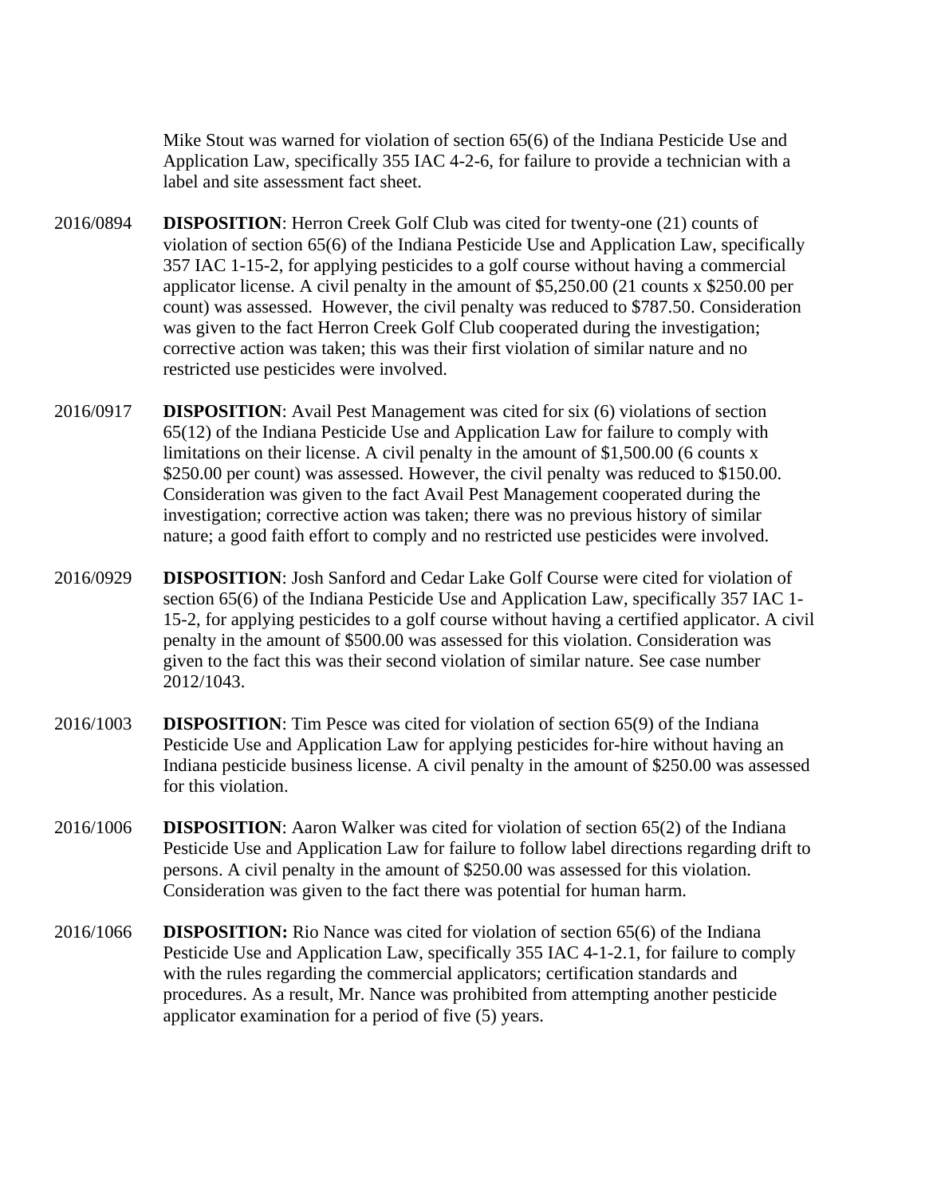Mike Stout was warned for violation of section 65(6) of the Indiana Pesticide Use and Application Law, specifically 355 IAC 4-2-6, for failure to provide a technician with a label and site assessment fact sheet.

2016/0894 **DISPOSITION**: Herron Creek Golf Club was cited for twenty-one (21) counts of violation of section 65(6) of the Indiana Pesticide Use and Application Law, specifically 357 IAC 1-15-2, for applying pesticides to a golf course without having a commercial applicator license. A civil penalty in the amount of $5,250.00 (21 counts x $250.00 per count) was assessed. However, the civil penalty was reduced to $787.50. Consideration was given to the fact Herron Creek Golf Club cooperated during the investigation; corrective action was taken; this was their first violation of similar nature and no restricted use pesticides were involved.

2016/0917 **DISPOSITION**: Avail Pest Management was cited for six (6) violations of section 65(12) of the Indiana Pesticide Use and Application Law for failure to comply with limitations on their license. A civil penalty in the amount of $1,500.00 (6 counts x $250.00 per count) was assessed. However, the civil penalty was reduced to $150.00. Consideration was given to the fact Avail Pest Management cooperated during the investigation; corrective action was taken; there was no previous history of similar nature; a good faith effort to comply and no restricted use pesticides were involved.

2016/0929 **DISPOSITION**: Josh Sanford and Cedar Lake Golf Course were cited for violation of section 65(6) of the Indiana Pesticide Use and Application Law, specifically 357 IAC 1-15-2, for applying pesticides to a golf course without having a certified applicator. A civil penalty in the amount of $500.00 was assessed for this violation. Consideration was given to the fact this was their second violation of similar nature. See case number 2012/1043.

2016/1003 **DISPOSITION**: Tim Pesce was cited for violation of section 65(9) of the Indiana Pesticide Use and Application Law for applying pesticides for-hire without having an Indiana pesticide business license. A civil penalty in the amount of $250.00 was assessed for this violation.

2016/1006 **DISPOSITION**: Aaron Walker was cited for violation of section 65(2) of the Indiana Pesticide Use and Application Law for failure to follow label directions regarding drift to persons. A civil penalty in the amount of $250.00 was assessed for this violation. Consideration was given to the fact there was potential for human harm.

2016/1066 **DISPOSITION:** Rio Nance was cited for violation of section 65(6) of the Indiana Pesticide Use and Application Law, specifically 355 IAC 4-1-2.1, for failure to comply with the rules regarding the commercial applicators; certification standards and procedures. As a result, Mr. Nance was prohibited from attempting another pesticide applicator examination for a period of five (5) years.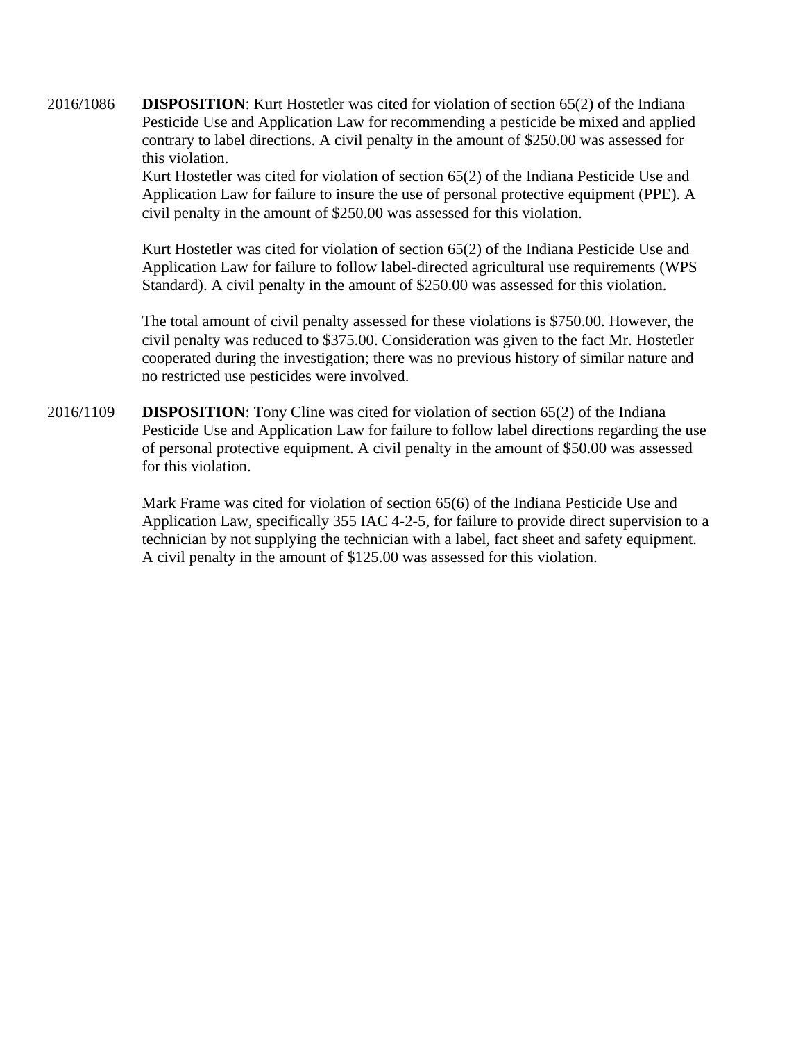2016/1086 **DISPOSITION**: Kurt Hostetler was cited for violation of section 65(2) of the Indiana Pesticide Use and Application Law for recommending a pesticide be mixed and applied contrary to label directions. A civil penalty in the amount of $250.00 was assessed for this violation.
Kurt Hostetler was cited for violation of section 65(2) of the Indiana Pesticide Use and Application Law for failure to insure the use of personal protective equipment (PPE). A civil penalty in the amount of $250.00 was assessed for this violation.

Kurt Hostetler was cited for violation of section 65(2) of the Indiana Pesticide Use and Application Law for failure to follow label-directed agricultural use requirements (WPS Standard). A civil penalty in the amount of $250.00 was assessed for this violation.

The total amount of civil penalty assessed for these violations is $750.00. However, the civil penalty was reduced to $375.00. Consideration was given to the fact Mr. Hostetler cooperated during the investigation; there was no previous history of similar nature and no restricted use pesticides were involved.

2016/1109 **DISPOSITION**: Tony Cline was cited for violation of section 65(2) of the Indiana Pesticide Use and Application Law for failure to follow label directions regarding the use of personal protective equipment. A civil penalty in the amount of $50.00 was assessed for this violation.

Mark Frame was cited for violation of section 65(6) of the Indiana Pesticide Use and Application Law, specifically 355 IAC 4-2-5, for failure to provide direct supervision to a technician by not supplying the technician with a label, fact sheet and safety equipment. A civil penalty in the amount of $125.00 was assessed for this violation.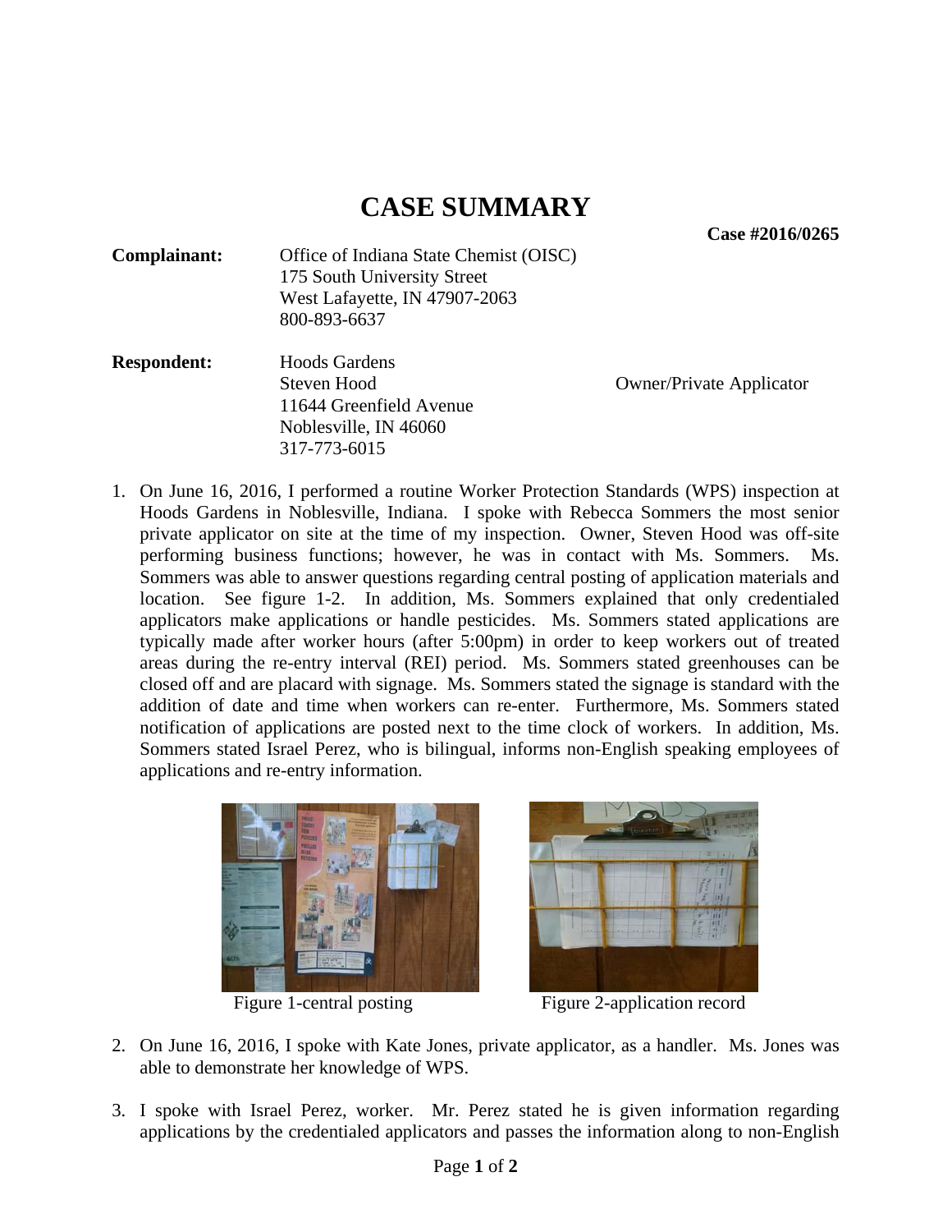# CASE SUMMARY

**Case #2016/0265**

**Complainant:** Office of Indiana State Chemist (OISC)
175 South University Street
West Lafayette, IN 47907-2063
800-893-6637

**Respondent:** Hoods Gardens
Steven Hood — Owner/Private Applicator
11644 Greenfield Avenue
Noblesville, IN 46060
317-773-6015

1. On June 16, 2016, I performed a routine Worker Protection Standards (WPS) inspection at Hoods Gardens in Noblesville, Indiana. I spoke with Rebecca Sommers the most senior private applicator on site at the time of my inspection. Owner, Steven Hood was off-site performing business functions; however, he was in contact with Ms. Sommers. Ms. Sommers was able to answer questions regarding central posting of application materials and location. See figure 1-2. In addition, Ms. Sommers explained that only credentialed applicators make applications or handle pesticides. Ms. Sommers stated applications are typically made after worker hours (after 5:00pm) in order to keep workers out of treated areas during the re-entry interval (REI) period. Ms. Sommers stated greenhouses can be closed off and are placard with signage. Ms. Sommers stated the signage is standard with the addition of date and time when workers can re-enter. Furthermore, Ms. Sommers stated notification of applications are posted next to the time clock of workers. In addition, Ms. Sommers stated Israel Perez, who is bilingual, informs non-English speaking employees of applications and re-entry information.

Figure 1-central posting

Figure 2-application record

2. On June 16, 2016, I spoke with Kate Jones, private applicator, as a handler. Ms. Jones was able to demonstrate her knowledge of WPS.

3. I spoke with Israel Perez, worker. Mr. Perez stated he is given information regarding applications by the credentialed applicators and passes the information along to non-English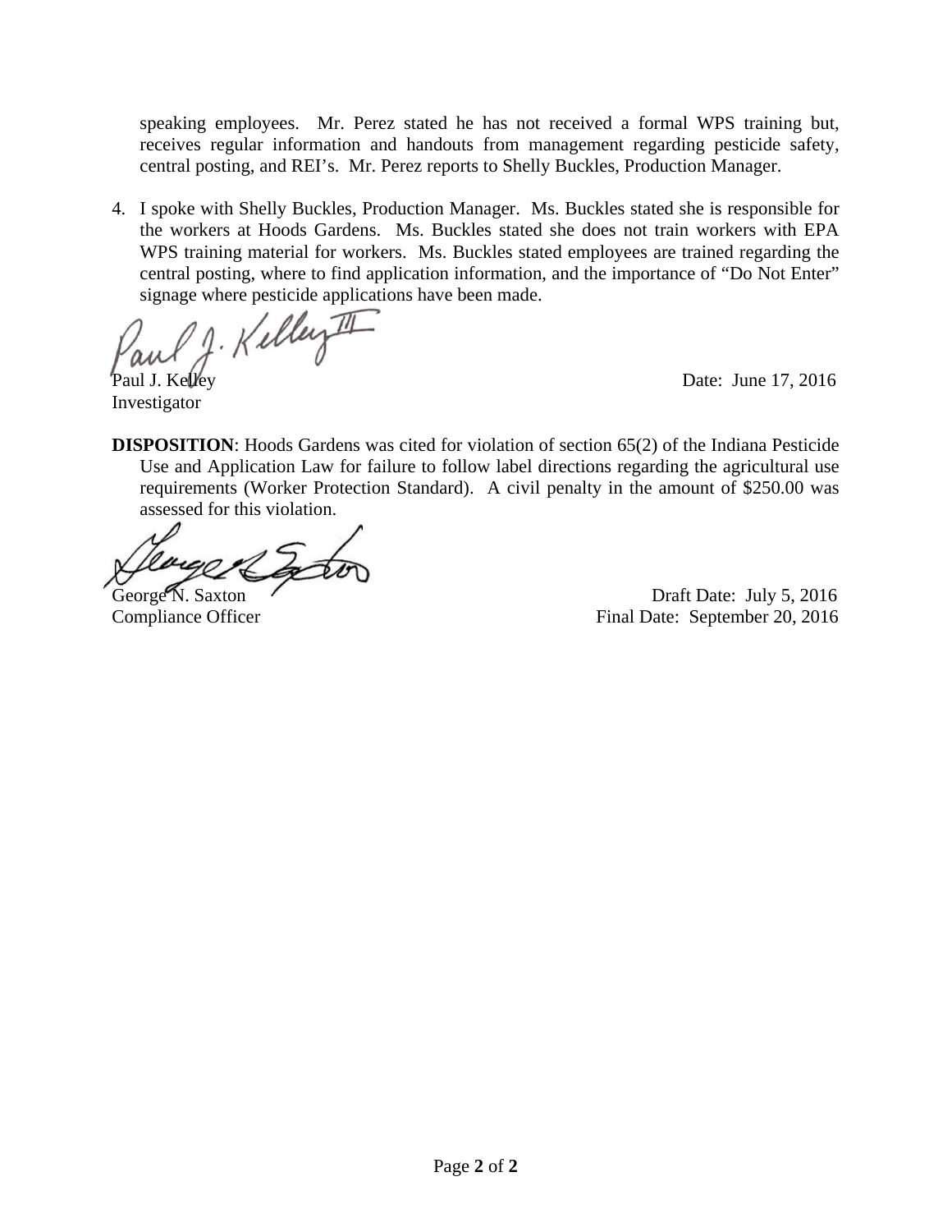speaking employees. Mr. Perez stated he has not received a formal WPS training but, receives regular information and handouts from management regarding pesticide safety, central posting, and REI's. Mr. Perez reports to Shelly Buckles, Production Manager.

4. I spoke with Shelly Buckles, Production Manager. Ms. Buckles stated she is responsible for the workers at Hoods Gardens. Ms. Buckles stated she does not train workers with EPA WPS training material for workers. Ms. Buckles stated employees are trained regarding the central posting, where to find application information, and the importance of "Do Not Enter" signage where pesticide applications have been made.

Paul J. Kelley
Investigator

Date: June 17, 2016

**DISPOSITION**: Hoods Gardens was cited for violation of section 65(2) of the Indiana Pesticide Use and Application Law for failure to follow label directions regarding the agricultural use requirements (Worker Protection Standard). A civil penalty in the amount of $250.00 was assessed for this violation.

George N. Saxton
Compliance Officer

Draft Date: July 5, 2016
Final Date: September 20, 2016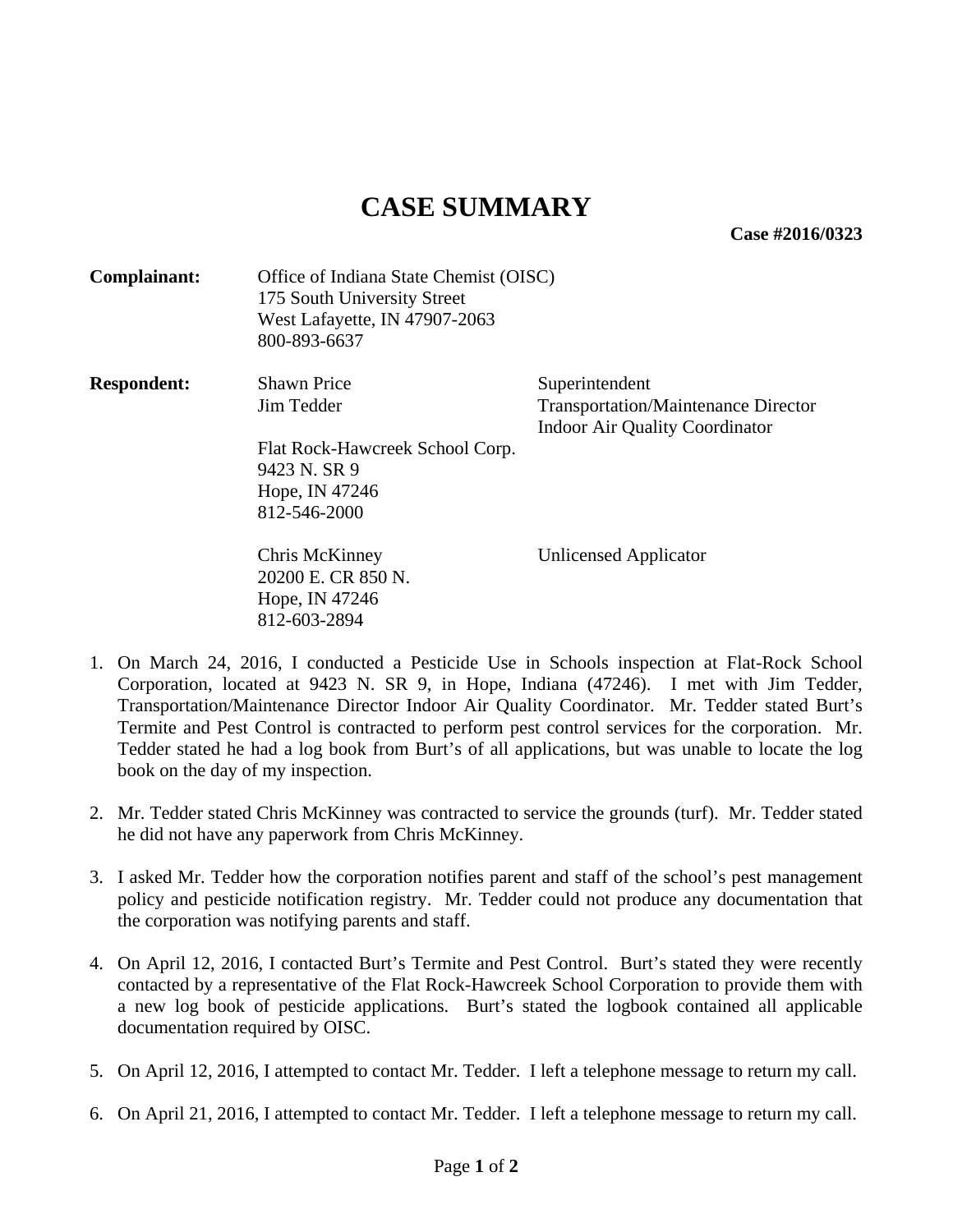# CASE SUMMARY

**Case #2016/0323**

| | | |
|---|---|---|
| **Complainant:** | Office of Indiana State Chemist (OISC)<br>175 South University Street<br>West Lafayette, IN 47907-2063<br>800-893-6637 | |
| **Respondent:** | Shawn Price | Superintendent |
| | Jim Tedder | Transportation/Maintenance Director<br>Indoor Air Quality Coordinator |
| | Flat Rock-Hawcreek School Corp.<br>9423 N. SR 9<br>Hope, IN 47246<br>812-546-2000 | |
| | Chris McKinney<br>20200 E. CR 850 N.<br>Hope, IN 47246<br>812-603-2894 | Unlicensed Applicator |

1. On March 24, 2016, I conducted a Pesticide Use in Schools inspection at Flat-Rock School Corporation, located at 9423 N. SR 9, in Hope, Indiana (47246). I met with Jim Tedder, Transportation/Maintenance Director Indoor Air Quality Coordinator. Mr. Tedder stated Burt's Termite and Pest Control is contracted to perform pest control services for the corporation. Mr. Tedder stated he had a log book from Burt's of all applications, but was unable to locate the log book on the day of my inspection.

2. Mr. Tedder stated Chris McKinney was contracted to service the grounds (turf). Mr. Tedder stated he did not have any paperwork from Chris McKinney.

3. I asked Mr. Tedder how the corporation notifies parent and staff of the school's pest management policy and pesticide notification registry. Mr. Tedder could not produce any documentation that the corporation was notifying parents and staff.

4. On April 12, 2016, I contacted Burt's Termite and Pest Control. Burt's stated they were recently contacted by a representative of the Flat Rock-Hawcreek School Corporation to provide them with a new log book of pesticide applications. Burt's stated the logbook contained all applicable documentation required by OISC.

5. On April 12, 2016, I attempted to contact Mr. Tedder. I left a telephone message to return my call.

6. On April 21, 2016, I attempted to contact Mr. Tedder. I left a telephone message to return my call.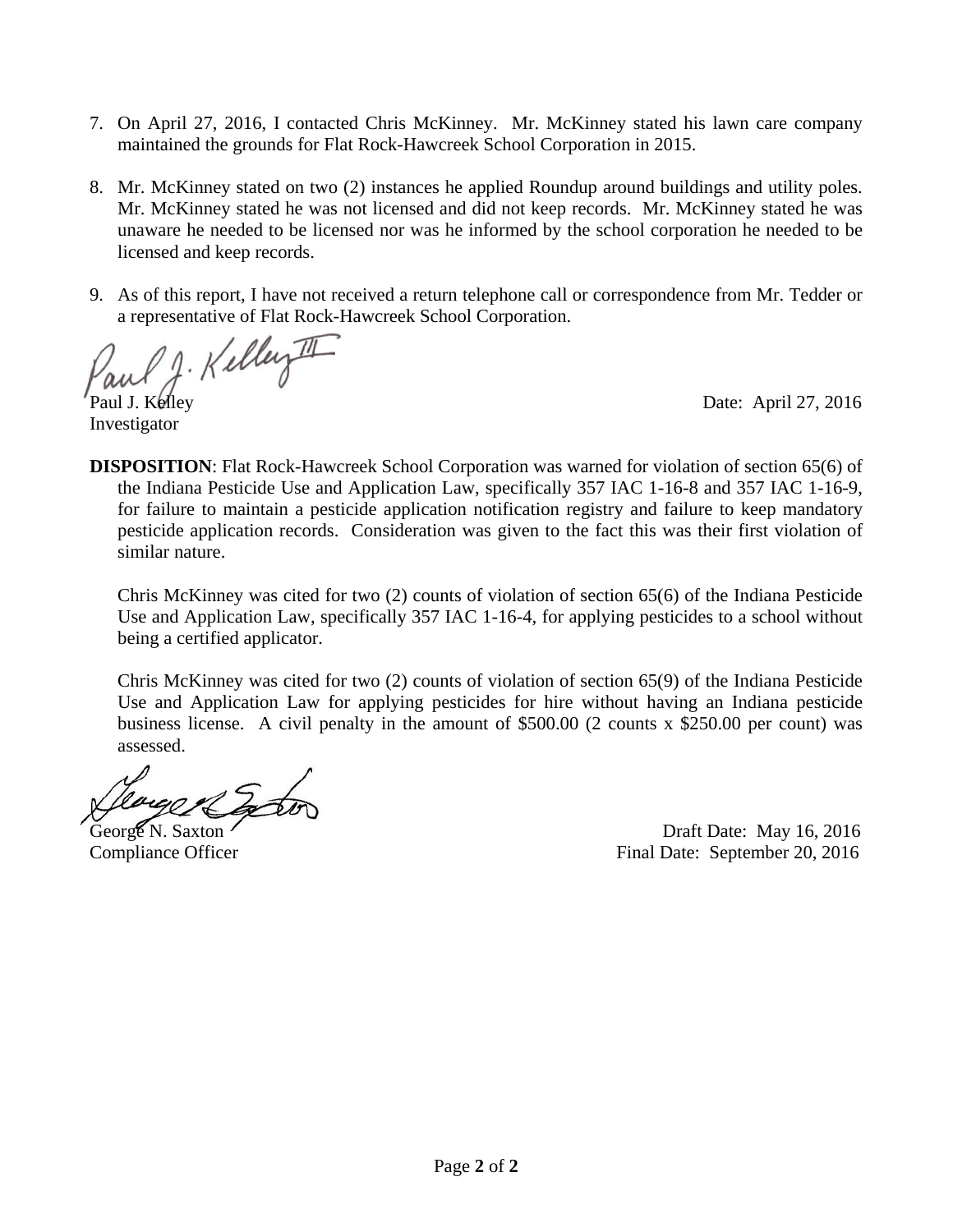7. On April 27, 2016, I contacted Chris McKinney. Mr. McKinney stated his lawn care company maintained the grounds for Flat Rock-Hawcreek School Corporation in 2015.

8. Mr. McKinney stated on two (2) instances he applied Roundup around buildings and utility poles. Mr. McKinney stated he was not licensed and did not keep records. Mr. McKinney stated he was unaware he needed to be licensed nor was he informed by the school corporation he needed to be licensed and keep records.

9. As of this report, I have not received a return telephone call or correspondence from Mr. Tedder or a representative of Flat Rock-Hawcreek School Corporation.

Paul J. Kelley
Investigator

Date: April 27, 2016

**DISPOSITION**: Flat Rock-Hawcreek School Corporation was warned for violation of section 65(6) of the Indiana Pesticide Use and Application Law, specifically 357 IAC 1-16-8 and 357 IAC 1-16-9, for failure to maintain a pesticide application notification registry and failure to keep mandatory pesticide application records. Consideration was given to the fact this was their first violation of similar nature.

Chris McKinney was cited for two (2) counts of violation of section 65(6) of the Indiana Pesticide Use and Application Law, specifically 357 IAC 1-16-4, for applying pesticides to a school without being a certified applicator.

Chris McKinney was cited for two (2) counts of violation of section 65(9) of the Indiana Pesticide Use and Application Law for applying pesticides for hire without having an Indiana pesticide business license. A civil penalty in the amount of $500.00 (2 counts x $250.00 per count) was assessed.

George N. Saxton
Compliance Officer

Draft Date: May 16, 2016
Final Date: September 20, 2016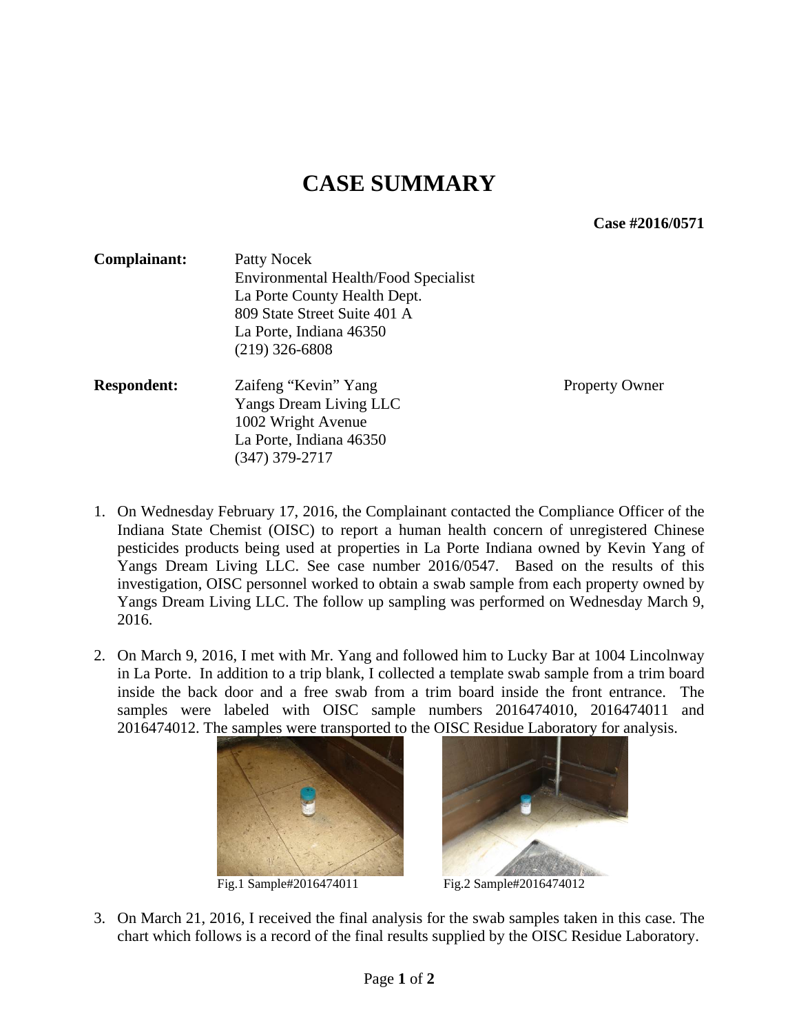# CASE SUMMARY

**Case #2016/0571**

**Complainant:** Patty Nocek
Environmental Health/Food Specialist
La Porte County Health Dept.
809 State Street Suite 401 A
La Porte, Indiana 46350
(219) 326-6808

**Respondent:** Zaifeng "Kevin" Yang — Property Owner
Yangs Dream Living LLC
1002 Wright Avenue
La Porte, Indiana 46350
(347) 379-2717

1. On Wednesday February 17, 2016, the Complainant contacted the Compliance Officer of the Indiana State Chemist (OISC) to report a human health concern of unregistered Chinese pesticides products being used at properties in La Porte Indiana owned by Kevin Yang of Yangs Dream Living LLC. See case number 2016/0547. Based on the results of this investigation, OISC personnel worked to obtain a swab sample from each property owned by Yangs Dream Living LLC. The follow up sampling was performed on Wednesday March 9, 2016.

2. On March 9, 2016, I met with Mr. Yang and followed him to Lucky Bar at 1004 Lincolnway in La Porte. In addition to a trip blank, I collected a template swab sample from a trim board inside the back door and a free swab from a trim board inside the front entrance. The samples were labeled with OISC sample numbers 2016474010, 2016474011 and 2016474012. The samples were transported to the OISC Residue Laboratory for analysis.

Fig.1 Sample#2016474011

Fig.2 Sample#2016474012

3. On March 21, 2016, I received the final analysis for the swab samples taken in this case. The chart which follows is a record of the final results supplied by the OISC Residue Laboratory.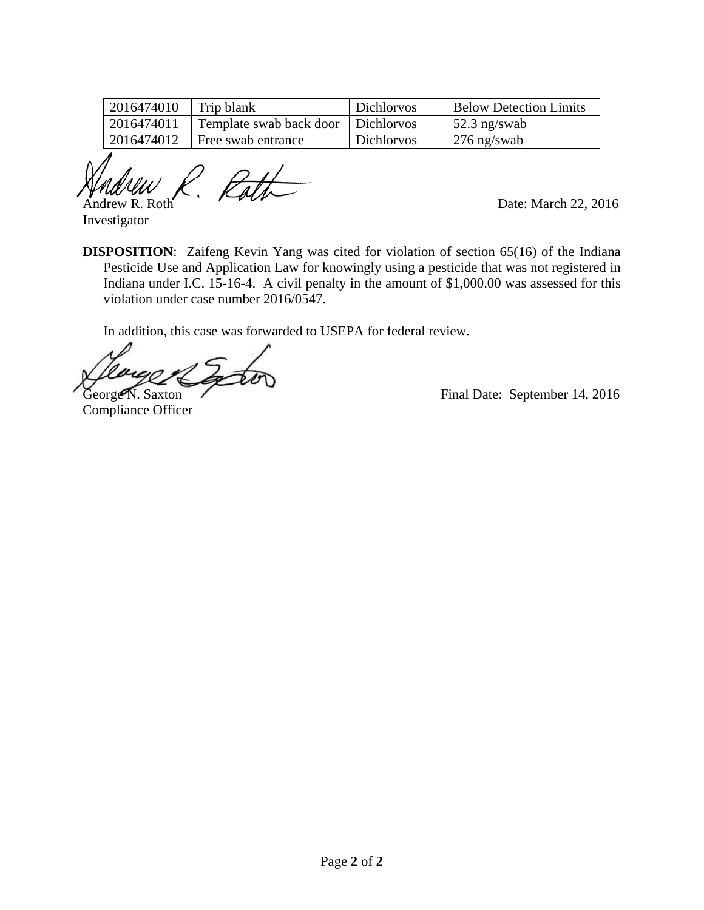| 2016474010 | Trip blank | Dichlorvos | Below Detection Limits |
|---|---|---|---|
| 2016474011 | Template swab back door | Dichlorvos | 52.3 ng/swab |
| 2016474012 | Free swab entrance | Dichlorvos | 276 ng/swab |

Andrew R. Roth
Investigator

Date: March 22, 2016

**DISPOSITION**: Zaifeng Kevin Yang was cited for violation of section 65(16) of the Indiana Pesticide Use and Application Law for knowingly using a pesticide that was not registered in Indiana under I.C. 15-16-4. A civil penalty in the amount of $1,000.00 was assessed for this violation under case number 2016/0547.

In addition, this case was forwarded to USEPA for federal review.

George N. Saxton
Compliance Officer

Final Date: September 14, 2016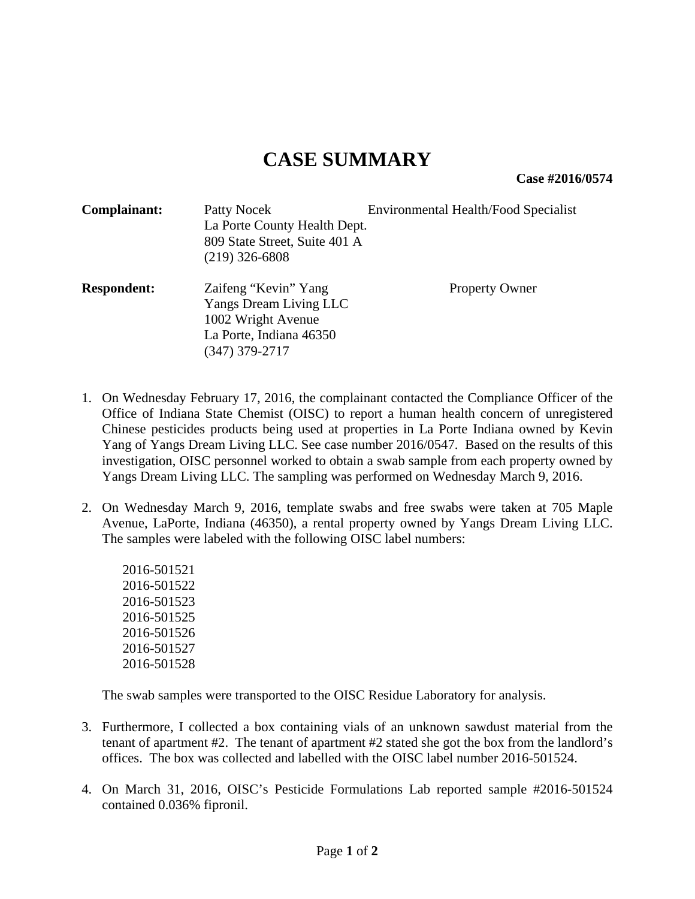# CASE SUMMARY

**Case #2016/0574**

**Complainant:** Patty Nocek — Environmental Health/Food Specialist
La Porte County Health Dept.
809 State Street, Suite 401 A
(219) 326-6808

**Respondent:** Zaifeng "Kevin" Yang — Property Owner
Yangs Dream Living LLC
1002 Wright Avenue
La Porte, Indiana 46350
(347) 379-2717

1. On Wednesday February 17, 2016, the complainant contacted the Compliance Officer of the Office of Indiana State Chemist (OISC) to report a human health concern of unregistered Chinese pesticides products being used at properties in La Porte Indiana owned by Kevin Yang of Yangs Dream Living LLC. See case number 2016/0547. Based on the results of this investigation, OISC personnel worked to obtain a swab sample from each property owned by Yangs Dream Living LLC. The sampling was performed on Wednesday March 9, 2016.

2. On Wednesday March 9, 2016, template swabs and free swabs were taken at 705 Maple Avenue, LaPorte, Indiana (46350), a rental property owned by Yangs Dream Living LLC. The samples were labeled with the following OISC label numbers:

   2016-501521
   2016-501522
   2016-501523
   2016-501525
   2016-501526
   2016-501527
   2016-501528

   The swab samples were transported to the OISC Residue Laboratory for analysis.

3. Furthermore, I collected a box containing vials of an unknown sawdust material from the tenant of apartment #2. The tenant of apartment #2 stated she got the box from the landlord's offices. The box was collected and labelled with the OISC label number 2016-501524.

4. On March 31, 2016, OISC's Pesticide Formulations Lab reported sample #2016-501524 contained 0.036% fipronil.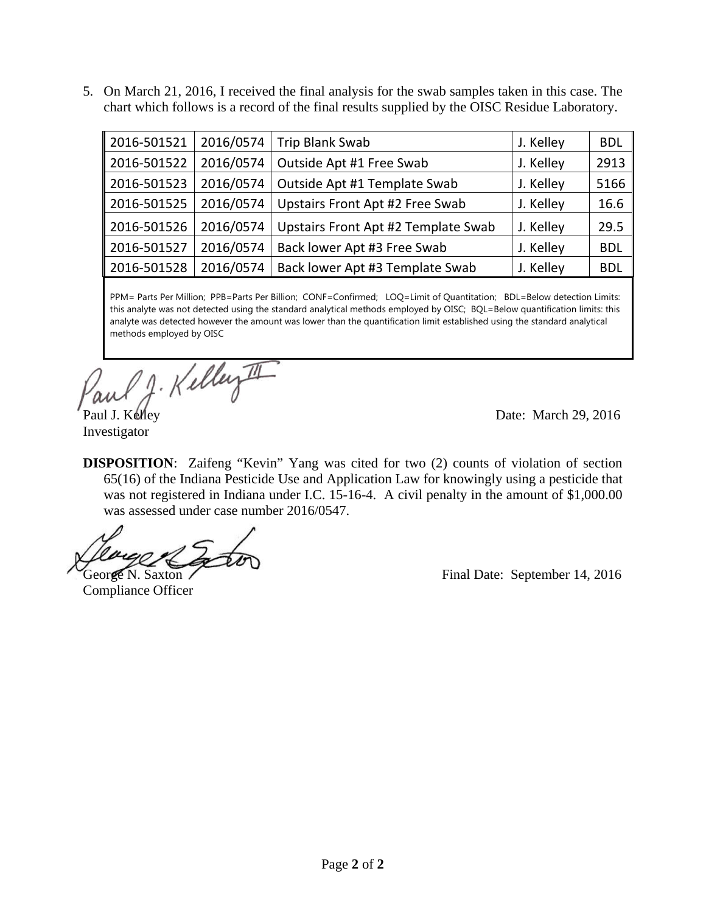5. On March 21, 2016, I received the final analysis for the swab samples taken in this case. The chart which follows is a record of the final results supplied by the OISC Residue Laboratory.

| | | | | |
|---|---|---|---|---|
| 2016-501521 | 2016/0574 | Trip Blank Swab | J. Kelley | BDL |
| 2016-501522 | 2016/0574 | Outside Apt #1 Free Swab | J. Kelley | 2913 |
| 2016-501523 | 2016/0574 | Outside Apt #1 Template Swab | J. Kelley | 5166 |
| 2016-501525 | 2016/0574 | Upstairs Front Apt #2 Free Swab | J. Kelley | 16.6 |
| 2016-501526 | 2016/0574 | Upstairs Front Apt #2 Template Swab | J. Kelley | 29.5 |
| 2016-501527 | 2016/0574 | Back lower Apt #3 Free Swab | J. Kelley | BDL |
| 2016-501528 | 2016/0574 | Back lower Apt #3 Template Swab | J. Kelley | BDL |

PPM= Parts Per Million; PPB=Parts Per Billion; CONF=Confirmed; LOQ=Limit of Quantitation; BDL=Below detection Limits: this analyte was not detected using the standard analytical methods employed by OISC; BQL=Below quantification limits: this analyte was detected however the amount was lower than the quantification limit established using the standard analytical methods employed by OISC

Paul J. Kelley
Investigator

Date: March 29, 2016

**DISPOSITION**: Zaifeng "Kevin" Yang was cited for two (2) counts of violation of section 65(16) of the Indiana Pesticide Use and Application Law for knowingly using a pesticide that was not registered in Indiana under I.C. 15-16-4. A civil penalty in the amount of $1,000.00 was assessed under case number 2016/0547.

George N. Saxton
Compliance Officer

Final Date: September 14, 2016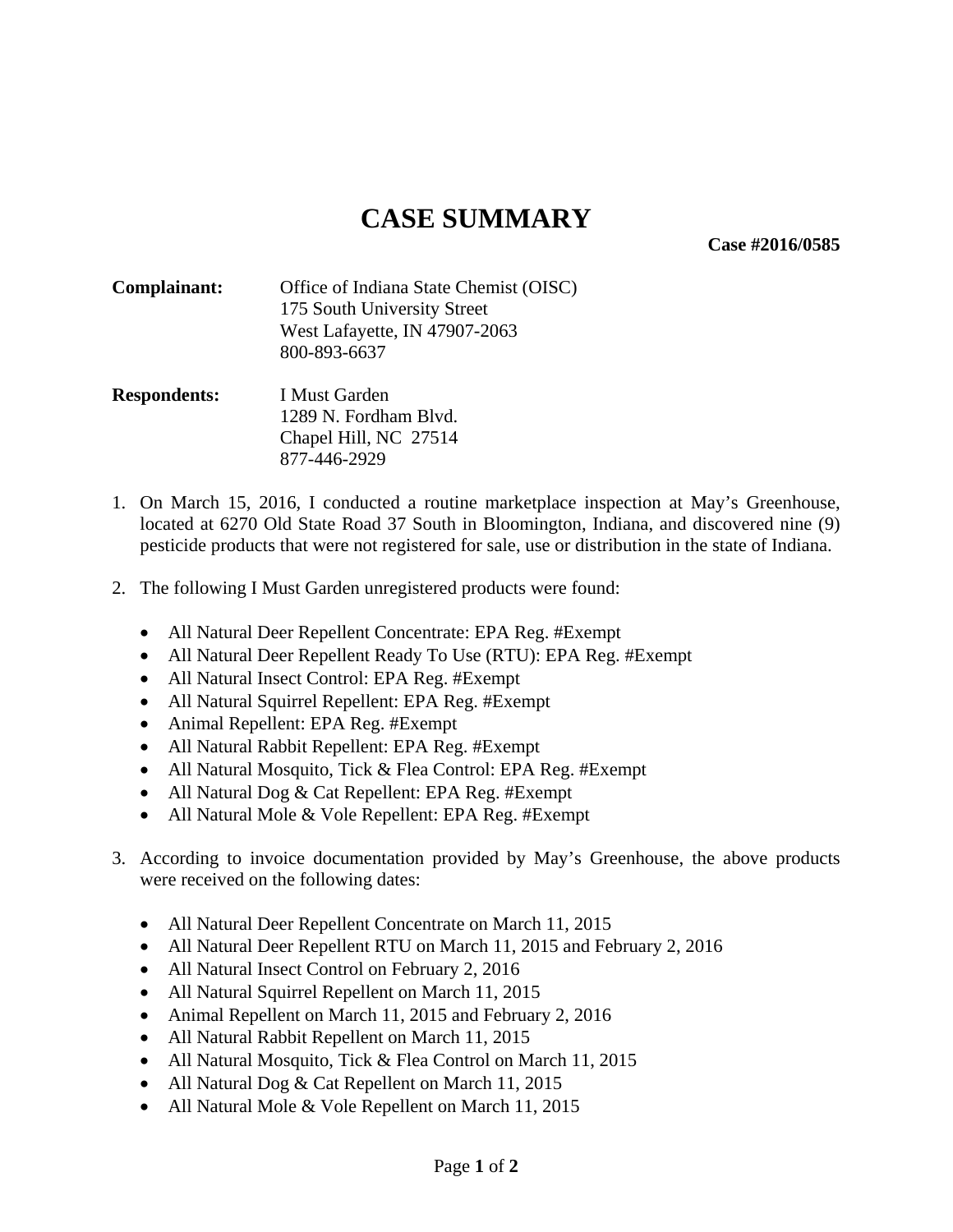# CASE SUMMARY

**Case #2016/0585**

**Complainant:** Office of Indiana State Chemist (OISC)
175 South University Street
West Lafayette, IN 47907-2063
800-893-6637

**Respondents:** I Must Garden
1289 N. Fordham Blvd.
Chapel Hill, NC 27514
877-446-2929

1. On March 15, 2016, I conducted a routine marketplace inspection at May's Greenhouse, located at 6270 Old State Road 37 South in Bloomington, Indiana, and discovered nine (9) pesticide products that were not registered for sale, use or distribution in the state of Indiana.

2. The following I Must Garden unregistered products were found:

   - All Natural Deer Repellent Concentrate: EPA Reg. #Exempt
   - All Natural Deer Repellent Ready To Use (RTU): EPA Reg. #Exempt
   - All Natural Insect Control: EPA Reg. #Exempt
   - All Natural Squirrel Repellent: EPA Reg. #Exempt
   - Animal Repellent: EPA Reg. #Exempt
   - All Natural Rabbit Repellent: EPA Reg. #Exempt
   - All Natural Mosquito, Tick & Flea Control: EPA Reg. #Exempt
   - All Natural Dog & Cat Repellent: EPA Reg. #Exempt
   - All Natural Mole & Vole Repellent: EPA Reg. #Exempt

3. According to invoice documentation provided by May's Greenhouse, the above products were received on the following dates:

   - All Natural Deer Repellent Concentrate on March 11, 2015
   - All Natural Deer Repellent RTU on March 11, 2015 and February 2, 2016
   - All Natural Insect Control on February 2, 2016
   - All Natural Squirrel Repellent on March 11, 2015
   - Animal Repellent on March 11, 2015 and February 2, 2016
   - All Natural Rabbit Repellent on March 11, 2015
   - All Natural Mosquito, Tick & Flea Control on March 11, 2015
   - All Natural Dog & Cat Repellent on March 11, 2015
   - All Natural Mole & Vole Repellent on March 11, 2015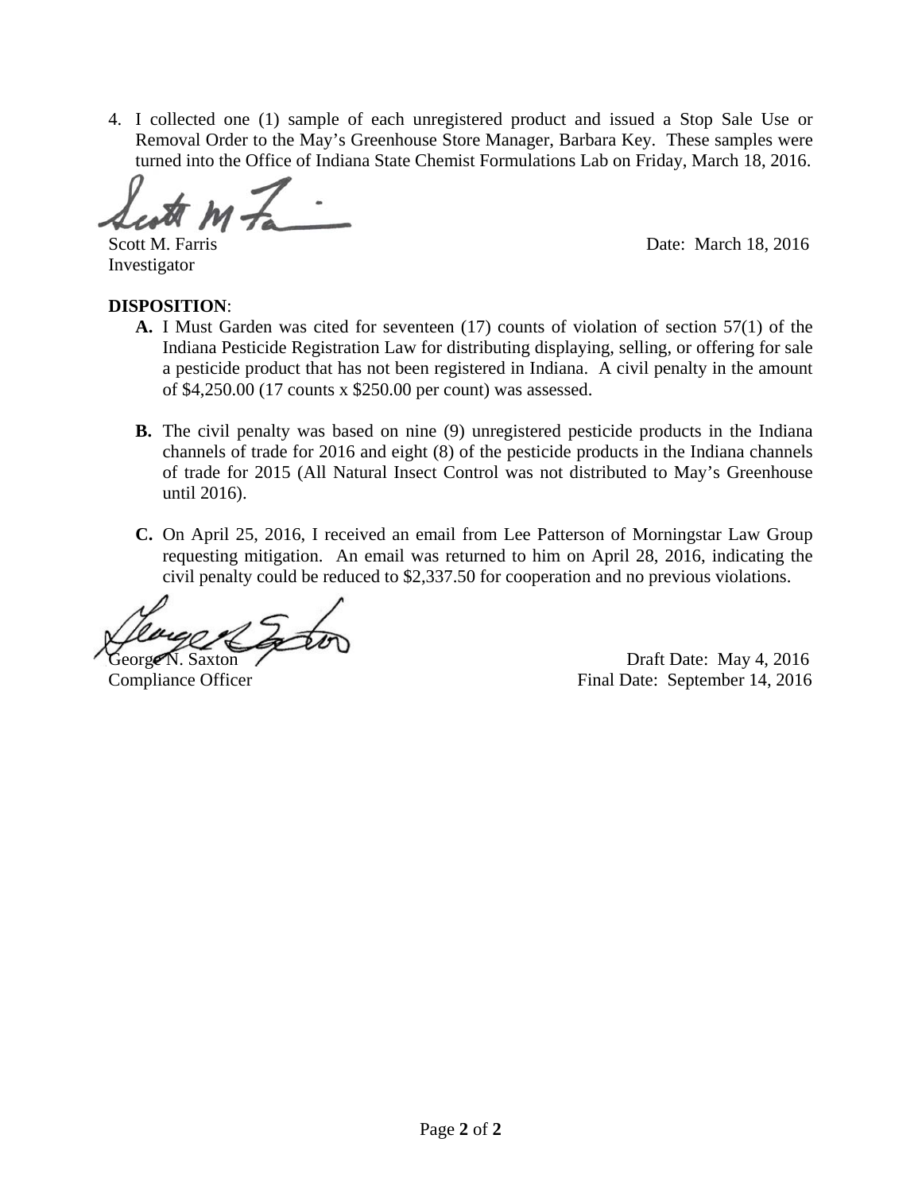4. I collected one (1) sample of each unregistered product and issued a Stop Sale Use or Removal Order to the May's Greenhouse Store Manager, Barbara Key. These samples were turned into the Office of Indiana State Chemist Formulations Lab on Friday, March 18, 2016.

Scott M. Farris
Investigator

Date: March 18, 2016

**DISPOSITION**:

**A.** I Must Garden was cited for seventeen (17) counts of violation of section 57(1) of the Indiana Pesticide Registration Law for distributing displaying, selling, or offering for sale a pesticide product that has not been registered in Indiana. A civil penalty in the amount of $4,250.00 (17 counts x $250.00 per count) was assessed.

**B.** The civil penalty was based on nine (9) unregistered pesticide products in the Indiana channels of trade for 2016 and eight (8) of the pesticide products in the Indiana channels of trade for 2015 (All Natural Insect Control was not distributed to May's Greenhouse until 2016).

**C.** On April 25, 2016, I received an email from Lee Patterson of Morningstar Law Group requesting mitigation. An email was returned to him on April 28, 2016, indicating the civil penalty could be reduced to $2,337.50 for cooperation and no previous violations.

George N. Saxton
Compliance Officer

Draft Date: May 4, 2016
Final Date: September 14, 2016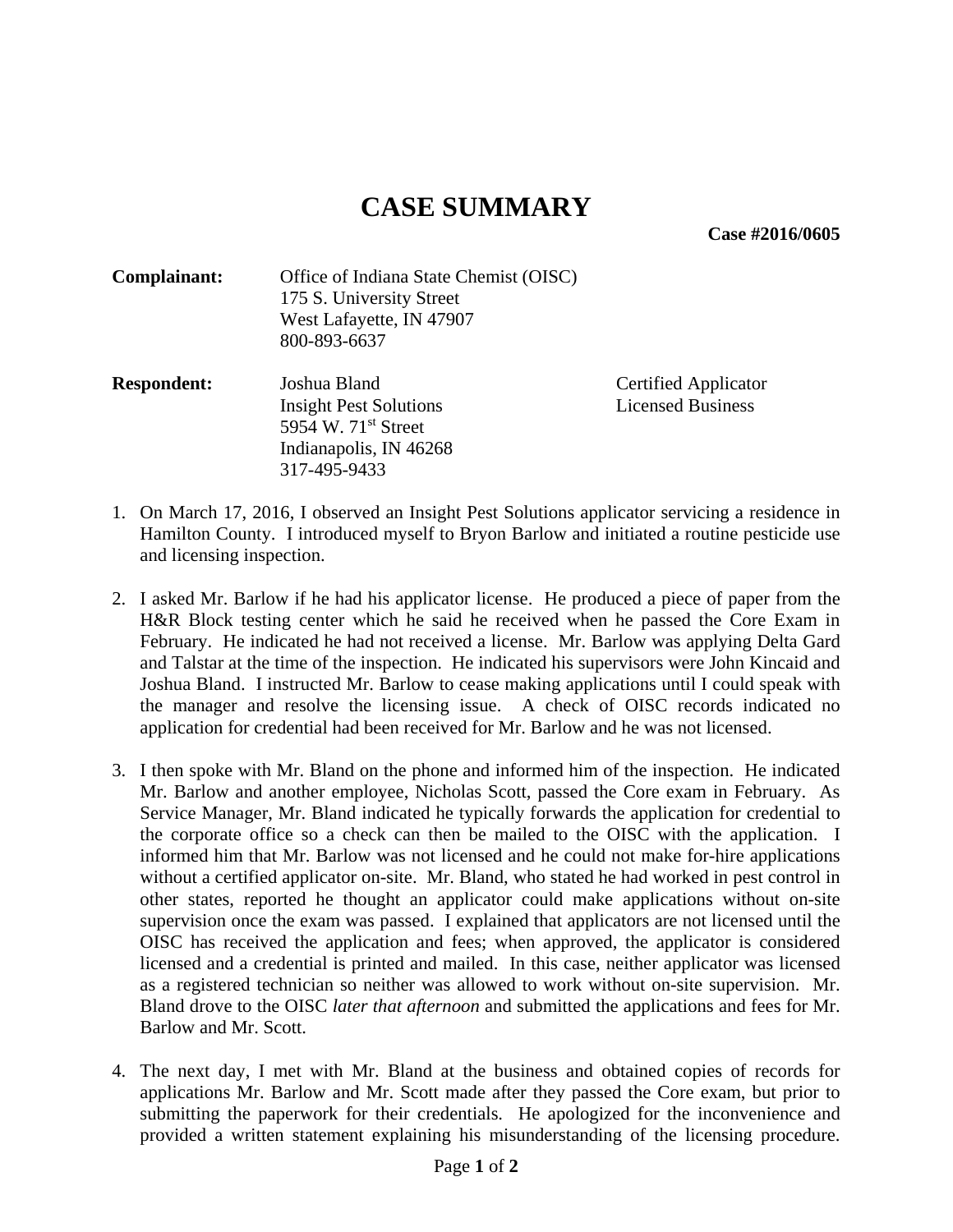# CASE SUMMARY

**Case #2016/0605**

**Complainant:** Office of Indiana State Chemist (OISC)
175 S. University Street
West Lafayette, IN 47907
800-893-6637

**Respondent:** Joshua Bland — Certified Applicator
Insight Pest Solutions — Licensed Business
5954 W. 71st Street
Indianapolis, IN 46268
317-495-9433

1. On March 17, 2016, I observed an Insight Pest Solutions applicator servicing a residence in Hamilton County. I introduced myself to Bryon Barlow and initiated a routine pesticide use and licensing inspection.

2. I asked Mr. Barlow if he had his applicator license. He produced a piece of paper from the H&R Block testing center which he said he received when he passed the Core Exam in February. He indicated he had not received a license. Mr. Barlow was applying Delta Gard and Talstar at the time of the inspection. He indicated his supervisors were John Kincaid and Joshua Bland. I instructed Mr. Barlow to cease making applications until I could speak with the manager and resolve the licensing issue. A check of OISC records indicated no application for credential had been received for Mr. Barlow and he was not licensed.

3. I then spoke with Mr. Bland on the phone and informed him of the inspection. He indicated Mr. Barlow and another employee, Nicholas Scott, passed the Core exam in February. As Service Manager, Mr. Bland indicated he typically forwards the application for credential to the corporate office so a check can then be mailed to the OISC with the application. I informed him that Mr. Barlow was not licensed and he could not make for-hire applications without a certified applicator on-site. Mr. Bland, who stated he had worked in pest control in other states, reported he thought an applicator could make applications without on-site supervision once the exam was passed. I explained that applicators are not licensed until the OISC has received the application and fees; when approved, the applicator is considered licensed and a credential is printed and mailed. In this case, neither applicator was licensed as a registered technician so neither was allowed to work without on-site supervision. Mr. Bland drove to the OISC *later that afternoon* and submitted the applications and fees for Mr. Barlow and Mr. Scott.

4. The next day, I met with Mr. Bland at the business and obtained copies of records for applications Mr. Barlow and Mr. Scott made after they passed the Core exam, but prior to submitting the paperwork for their credentials. He apologized for the inconvenience and provided a written statement explaining his misunderstanding of the licensing procedure.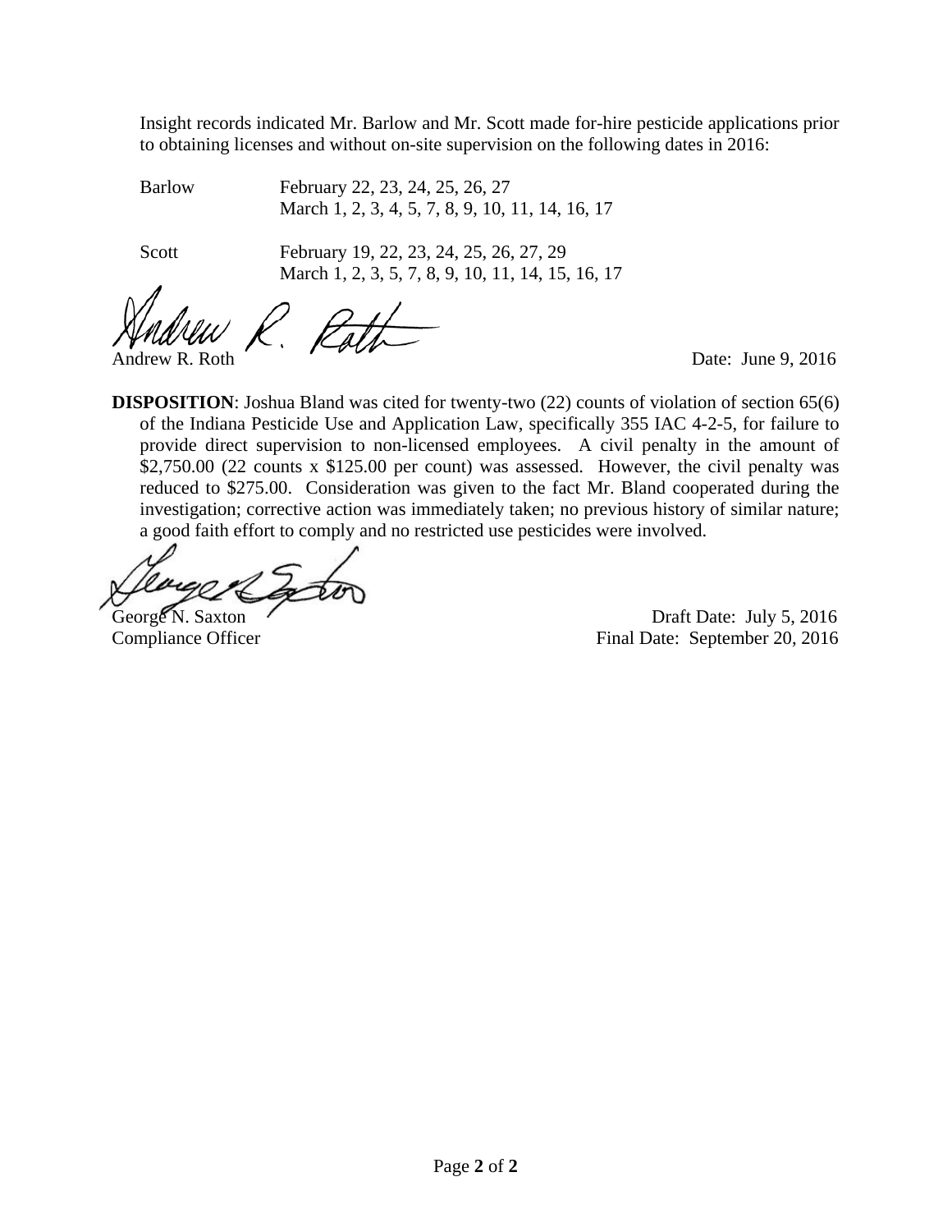Insight records indicated Mr. Barlow and Mr. Scott made for-hire pesticide applications prior to obtaining licenses and without on-site supervision on the following dates in 2016:

| | |
|---|---|
| Barlow | February 22, 23, 24, 25, 26, 27<br>March 1, 2, 3, 4, 5, 7, 8, 9, 10, 11, 14, 16, 17 |
| Scott | February 19, 22, 23, 24, 25, 26, 27, 29<br>March 1, 2, 3, 5, 7, 8, 9, 10, 11, 14, 15, 16, 17 |

Andrew R. Roth                                                                 Date: June 9, 2016

**DISPOSITION**: Joshua Bland was cited for twenty-two (22) counts of violation of section 65(6) of the Indiana Pesticide Use and Application Law, specifically 355 IAC 4-2-5, for failure to provide direct supervision to non-licensed employees. A civil penalty in the amount of $2,750.00 (22 counts x $125.00 per count) was assessed. However, the civil penalty was reduced to $275.00. Consideration was given to the fact Mr. Bland cooperated during the investigation; corrective action was immediately taken; no previous history of similar nature; a good faith effort to comply and no restricted use pesticides were involved.

George N. Saxton                                                                 Draft Date: July 5, 2016
Compliance Officer                                                               Final Date: September 20, 2016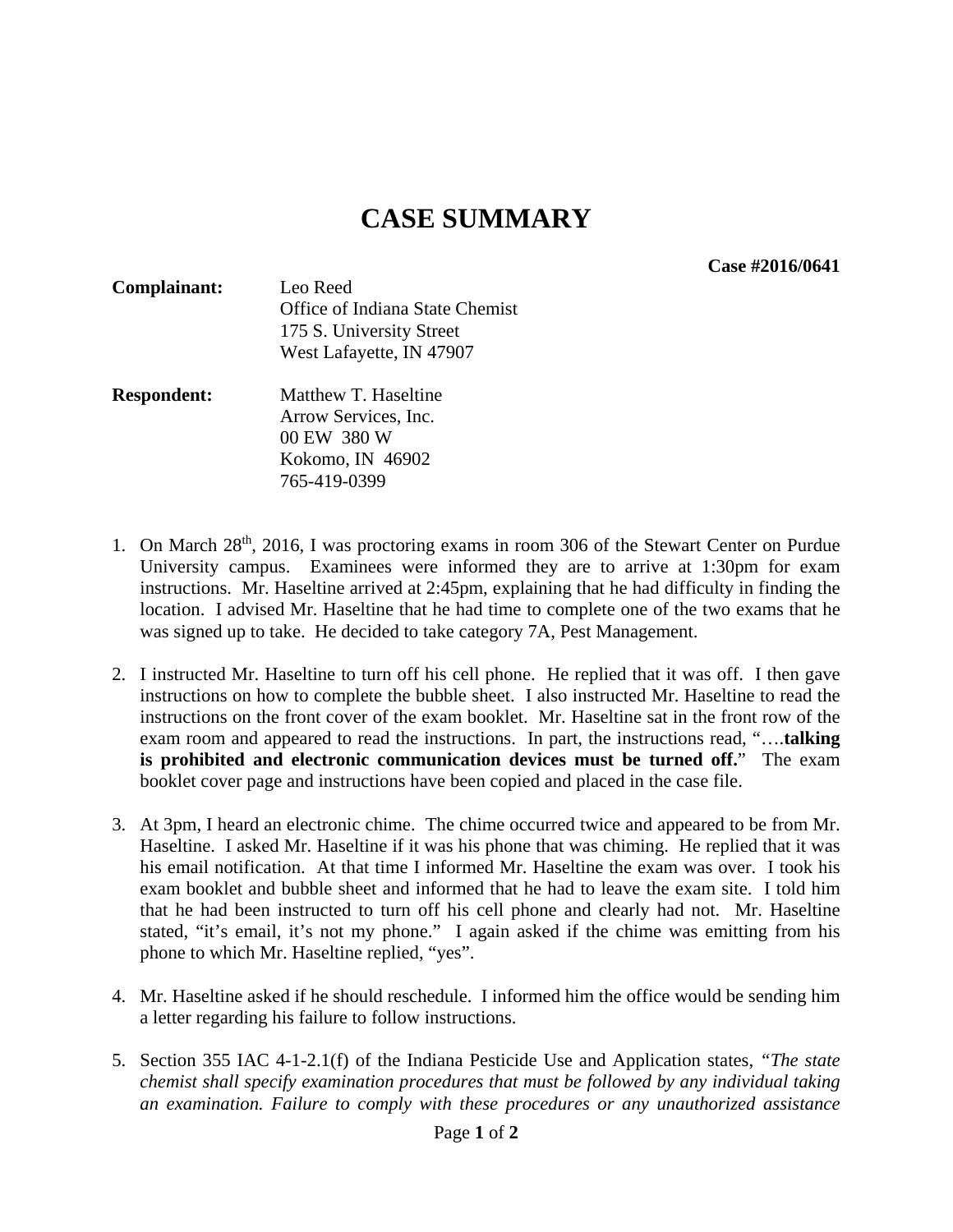# CASE SUMMARY

**Case #2016/0641**

**Complainant:** Leo Reed
Office of Indiana State Chemist
175 S. University Street
West Lafayette, IN 47907

**Respondent:** Matthew T. Haseltine
Arrow Services, Inc.
00 EW 380 W
Kokomo, IN 46902
765-419-0399

1. On March 28th, 2016, I was proctoring exams in room 306 of the Stewart Center on Purdue University campus. Examinees were informed they are to arrive at 1:30pm for exam instructions. Mr. Haseltine arrived at 2:45pm, explaining that he had difficulty in finding the location. I advised Mr. Haseltine that he had time to complete one of the two exams that he was signed up to take. He decided to take category 7A, Pest Management.

2. I instructed Mr. Haseltine to turn off his cell phone. He replied that it was off. I then gave instructions on how to complete the bubble sheet. I also instructed Mr. Haseltine to read the instructions on the front cover of the exam booklet. Mr. Haseltine sat in the front row of the exam room and appeared to read the instructions. In part, the instructions read, "….**talking is prohibited and electronic communication devices must be turned off.**" The exam booklet cover page and instructions have been copied and placed in the case file.

3. At 3pm, I heard an electronic chime. The chime occurred twice and appeared to be from Mr. Haseltine. I asked Mr. Haseltine if it was his phone that was chiming. He replied that it was his email notification. At that time I informed Mr. Haseltine the exam was over. I took his exam booklet and bubble sheet and informed that he had to leave the exam site. I told him that he had been instructed to turn off his cell phone and clearly had not. Mr. Haseltine stated, "it's email, it's not my phone." I again asked if the chime was emitting from his phone to which Mr. Haseltine replied, "yes".

4. Mr. Haseltine asked if he should reschedule. I informed him the office would be sending him a letter regarding his failure to follow instructions.

5. Section 355 IAC 4-1-2.1(f) of the Indiana Pesticide Use and Application states, "*The state chemist shall specify examination procedures that must be followed by any individual taking an examination. Failure to comply with these procedures or any unauthorized assistance*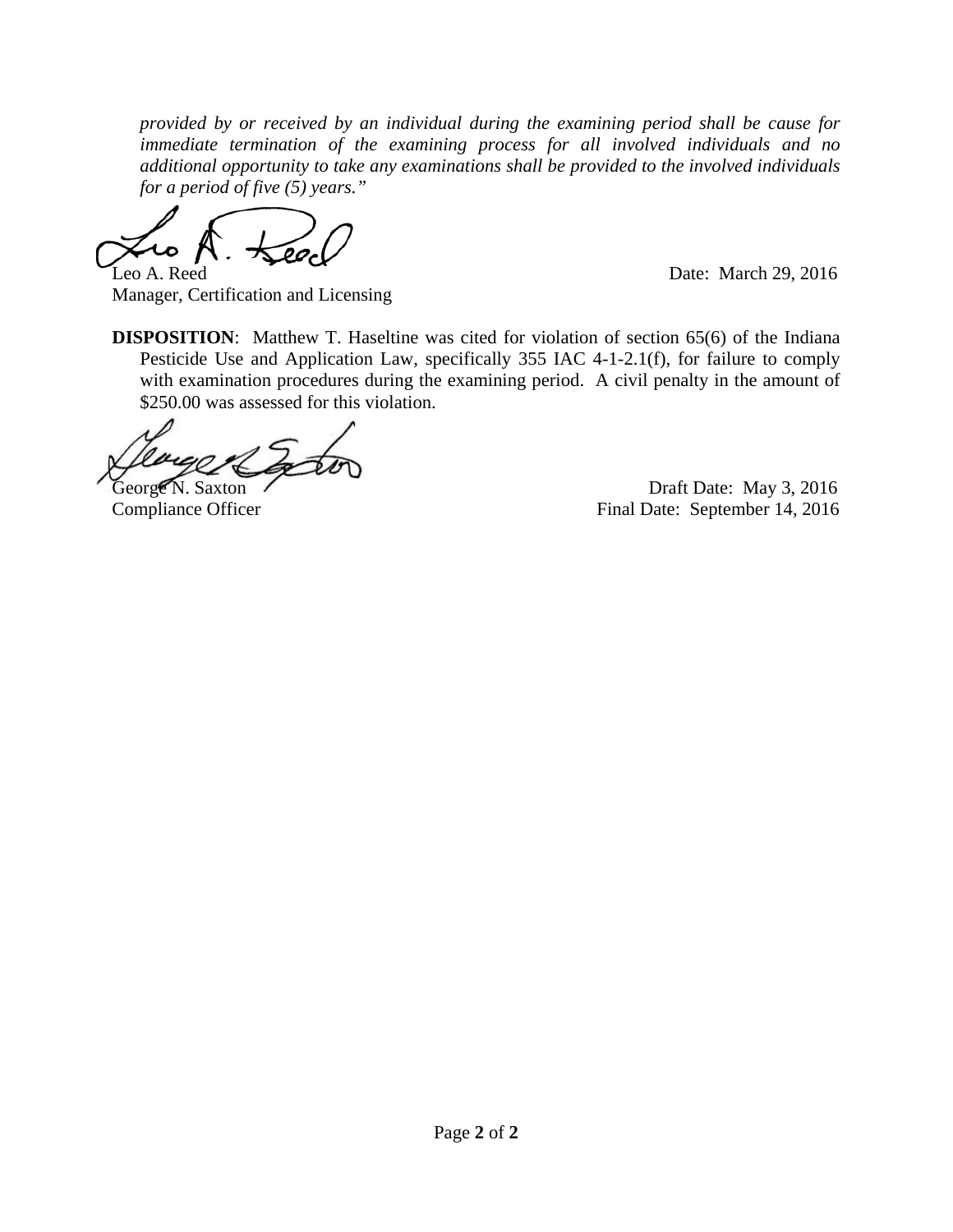*provided by or received by an individual during the examining period shall be cause for immediate termination of the examining process for all involved individuals and no additional opportunity to take any examinations shall be provided to the involved individuals for a period of five (5) years."*

Leo A. Reed  
Manager, Certification and Licensing

Date: March 29, 2016

**DISPOSITION**: Matthew T. Haseltine was cited for violation of section 65(6) of the Indiana Pesticide Use and Application Law, specifically 355 IAC 4-1-2.1(f), for failure to comply with examination procedures during the examining period. A civil penalty in the amount of $250.00 was assessed for this violation.

George N. Saxton  
Compliance Officer

Draft Date: May 3, 2016  
Final Date: September 14, 2016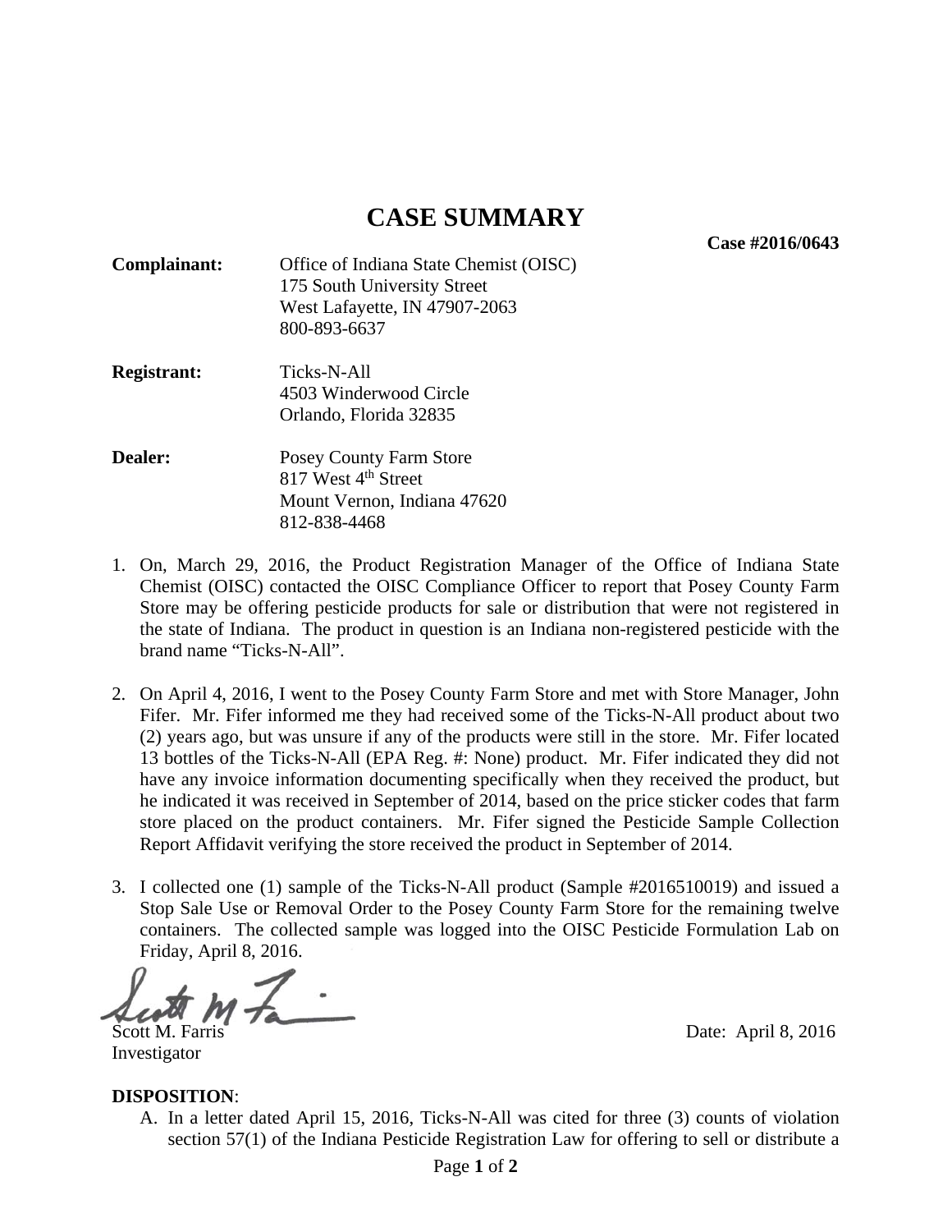# CASE SUMMARY

**Case #2016/0643**

**Complainant:** Office of Indiana State Chemist (OISC)
175 South University Street
West Lafayette, IN 47907-2063
800-893-6637

**Registrant:** Ticks-N-All
4503 Winderwood Circle
Orlando, Florida 32835

**Dealer:** Posey County Farm Store
817 West 4th Street
Mount Vernon, Indiana 47620
812-838-4468

1. On, March 29, 2016, the Product Registration Manager of the Office of Indiana State Chemist (OISC) contacted the OISC Compliance Officer to report that Posey County Farm Store may be offering pesticide products for sale or distribution that were not registered in the state of Indiana. The product in question is an Indiana non-registered pesticide with the brand name "Ticks-N-All".

2. On April 4, 2016, I went to the Posey County Farm Store and met with Store Manager, John Fifer. Mr. Fifer informed me they had received some of the Ticks-N-All product about two (2) years ago, but was unsure if any of the products were still in the store. Mr. Fifer located 13 bottles of the Ticks-N-All (EPA Reg. #: None) product. Mr. Fifer indicated they did not have any invoice information documenting specifically when they received the product, but he indicated it was received in September of 2014, based on the price sticker codes that farm store placed on the product containers. Mr. Fifer signed the Pesticide Sample Collection Report Affidavit verifying the store received the product in September of 2014.

3. I collected one (1) sample of the Ticks-N-All product (Sample #2016510019) and issued a Stop Sale Use or Removal Order to the Posey County Farm Store for the remaining twelve containers. The collected sample was logged into the OISC Pesticide Formulation Lab on Friday, April 8, 2016.

Scott M. Farris
Investigator

Date: April 8, 2016

**DISPOSITION**:

A. In a letter dated April 15, 2016, Ticks-N-All was cited for three (3) counts of violation section 57(1) of the Indiana Pesticide Registration Law for offering to sell or distribute a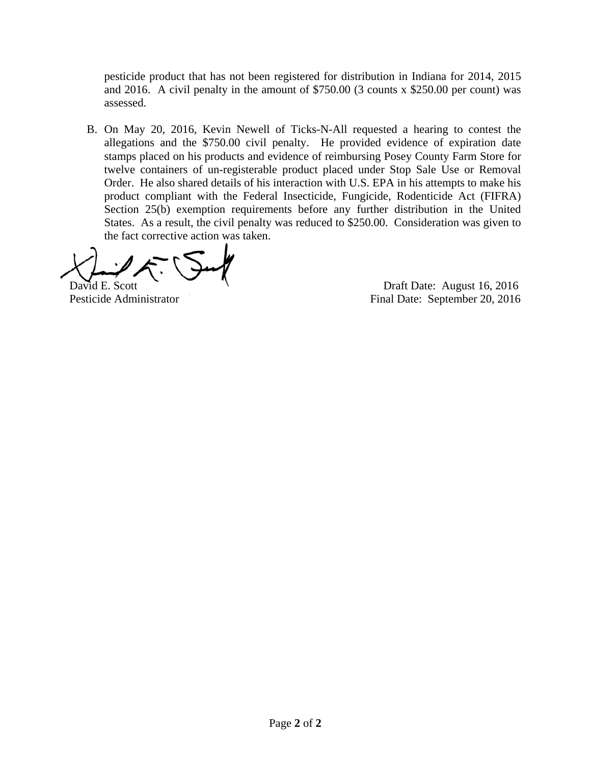pesticide product that has not been registered for distribution in Indiana for 2014, 2015 and 2016. A civil penalty in the amount of $750.00 (3 counts x $250.00 per count) was assessed.

B. On May 20, 2016, Kevin Newell of Ticks-N-All requested a hearing to contest the allegations and the $750.00 civil penalty. He provided evidence of expiration date stamps placed on his products and evidence of reimbursing Posey County Farm Store for twelve containers of un-registerable product placed under Stop Sale Use or Removal Order. He also shared details of his interaction with U.S. EPA in his attempts to make his product compliant with the Federal Insecticide, Fungicide, Rodenticide Act (FIFRA) Section 25(b) exemption requirements before any further distribution in the United States. As a result, the civil penalty was reduced to $250.00. Consideration was given to the fact corrective action was taken.

David E. Scott
Pesticide Administrator

Draft Date: August 16, 2016
Final Date: September 20, 2016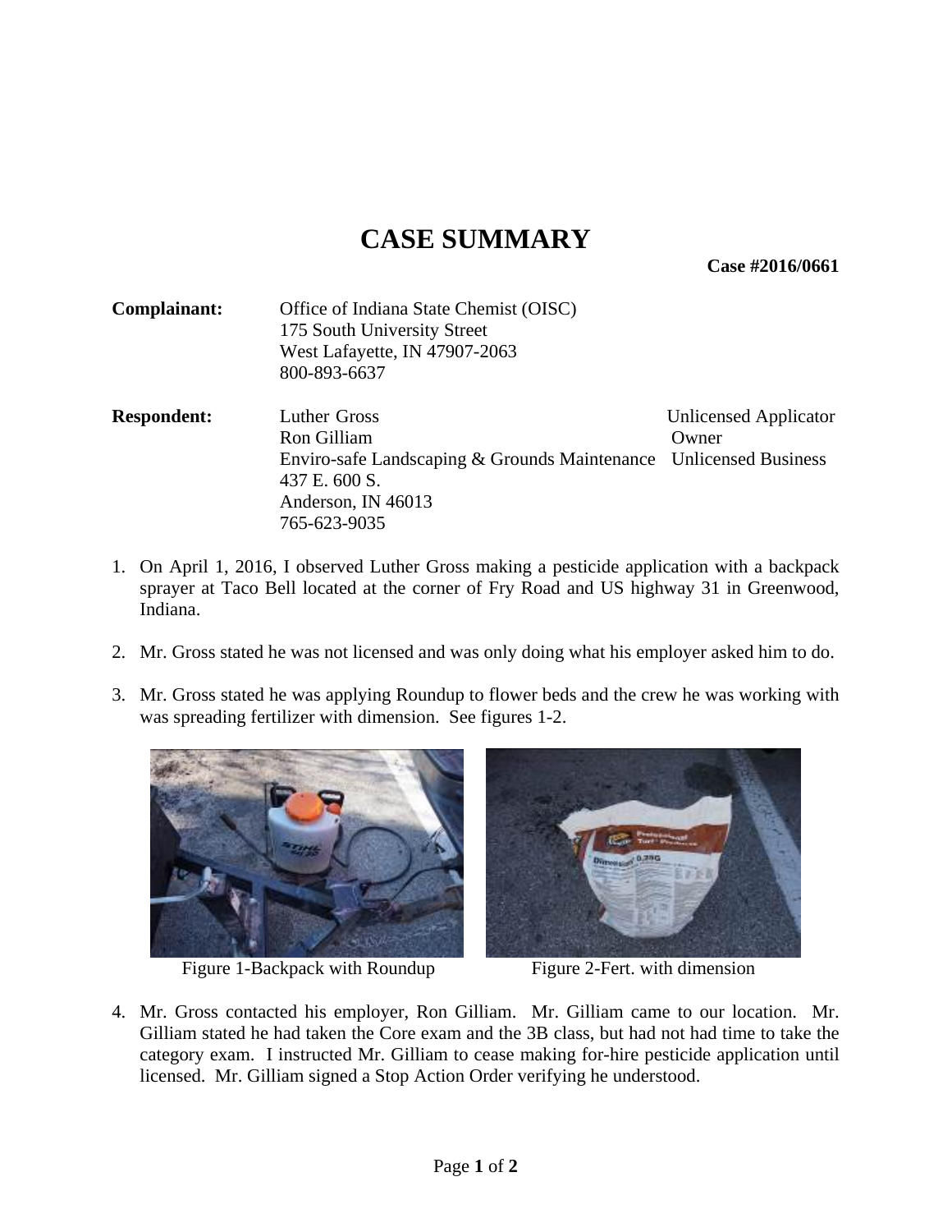# CASE SUMMARY

**Case #2016/0661**

**Complainant:** Office of Indiana State Chemist (OISC)
175 South University Street
West Lafayette, IN 47907-2063
800-893-6637

**Respondent:** Luther Gross — Unlicensed Applicator
Ron Gilliam — Owner
Enviro-safe Landscaping & Grounds Maintenance — Unlicensed Business
437 E. 600 S.
Anderson, IN 46013
765-623-9035

1. On April 1, 2016, I observed Luther Gross making a pesticide application with a backpack sprayer at Taco Bell located at the corner of Fry Road and US highway 31 in Greenwood, Indiana.

2. Mr. Gross stated he was not licensed and was only doing what his employer asked him to do.

3. Mr. Gross stated he was applying Roundup to flower beds and the crew he was working with was spreading fertilizer with dimension. See figures 1-2.

Figure 1-Backpack with Roundup

Figure 2-Fert. with dimension

4. Mr. Gross contacted his employer, Ron Gilliam. Mr. Gilliam came to our location. Mr. Gilliam stated he had taken the Core exam and the 3B class, but had not had time to take the category exam. I instructed Mr. Gilliam to cease making for-hire pesticide application until licensed. Mr. Gilliam signed a Stop Action Order verifying he understood.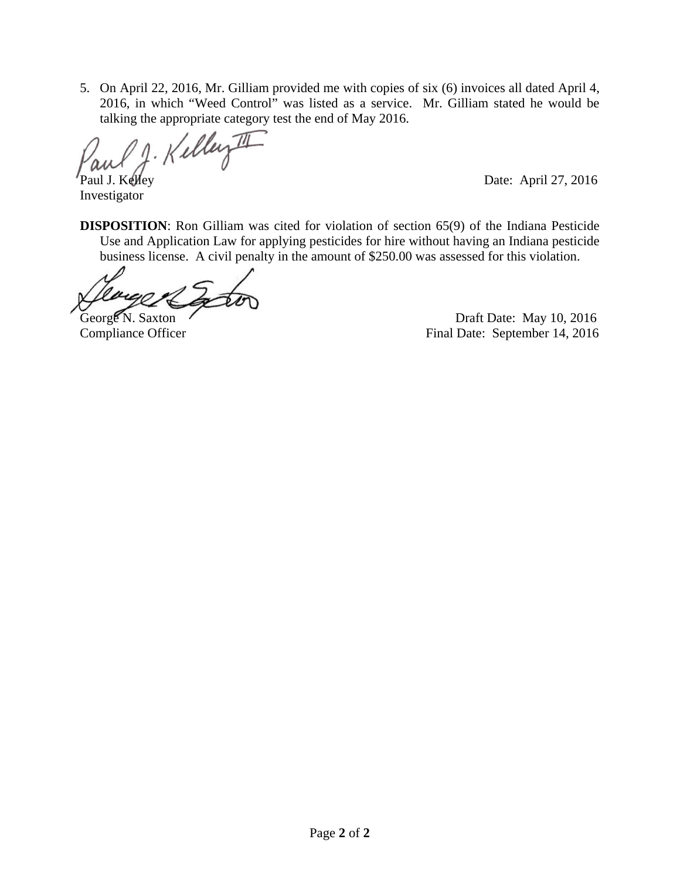5. On April 22, 2016, Mr. Gilliam provided me with copies of six (6) invoices all dated April 4, 2016, in which "Weed Control" was listed as a service. Mr. Gilliam stated he would be talking the appropriate category test the end of May 2016.

Paul J. Kelley
Investigator

Date: April 27, 2016

**DISPOSITION**: Ron Gilliam was cited for violation of section 65(9) of the Indiana Pesticide Use and Application Law for applying pesticides for hire without having an Indiana pesticide business license. A civil penalty in the amount of $250.00 was assessed for this violation.

George N. Saxton
Compliance Officer

Draft Date: May 10, 2016
Final Date: September 14, 2016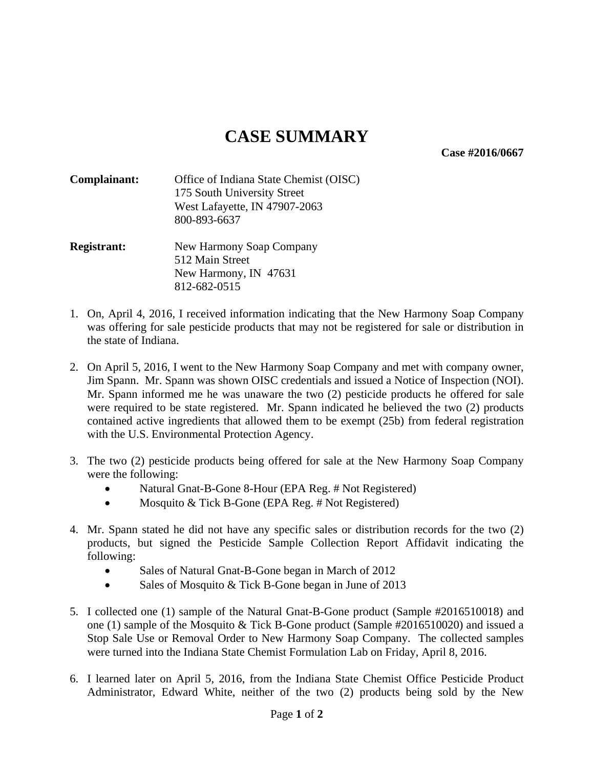# CASE SUMMARY

**Case #2016/0667**

**Complainant:** Office of Indiana State Chemist (OISC)
175 South University Street
West Lafayette, IN 47907-2063
800-893-6637

**Registrant:** New Harmony Soap Company
512 Main Street
New Harmony, IN 47631
812-682-0515

1. On, April 4, 2016, I received information indicating that the New Harmony Soap Company was offering for sale pesticide products that may not be registered for sale or distribution in the state of Indiana.

2. On April 5, 2016, I went to the New Harmony Soap Company and met with company owner, Jim Spann. Mr. Spann was shown OISC credentials and issued a Notice of Inspection (NOI). Mr. Spann informed me he was unaware the two (2) pesticide products he offered for sale were required to be state registered. Mr. Spann indicated he believed the two (2) products contained active ingredients that allowed them to be exempt (25b) from federal registration with the U.S. Environmental Protection Agency.

3. The two (2) pesticide products being offered for sale at the New Harmony Soap Company were the following:
   - Natural Gnat-B-Gone 8-Hour (EPA Reg. # Not Registered)
   - Mosquito & Tick B-Gone (EPA Reg. # Not Registered)

4. Mr. Spann stated he did not have any specific sales or distribution records for the two (2) products, but signed the Pesticide Sample Collection Report Affidavit indicating the following:
   - Sales of Natural Gnat-B-Gone began in March of 2012
   - Sales of Mosquito & Tick B-Gone began in June of 2013

5. I collected one (1) sample of the Natural Gnat-B-Gone product (Sample #2016510018) and one (1) sample of the Mosquito & Tick B-Gone product (Sample #2016510020) and issued a Stop Sale Use or Removal Order to New Harmony Soap Company. The collected samples were turned into the Indiana State Chemist Formulation Lab on Friday, April 8, 2016.

6. I learned later on April 5, 2016, from the Indiana State Chemist Office Pesticide Product Administrator, Edward White, neither of the two (2) products being sold by the New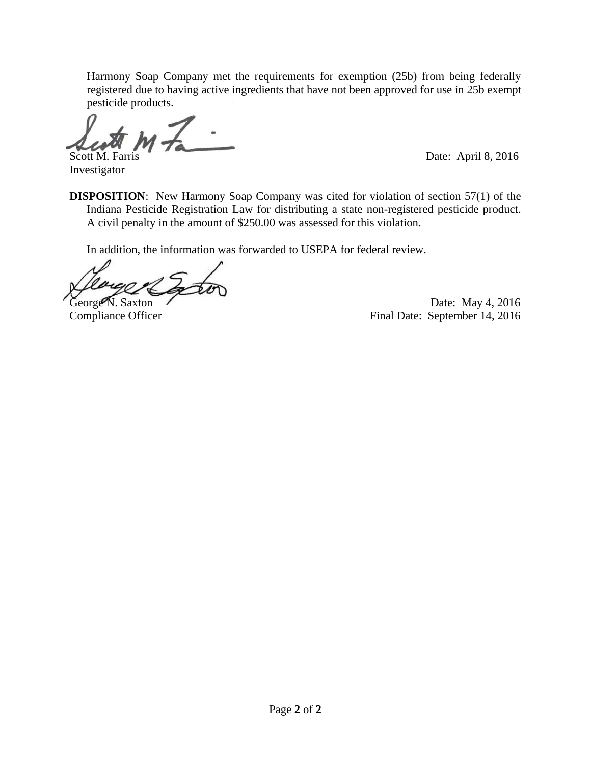Harmony Soap Company met the requirements for exemption (25b) from being federally registered due to having active ingredients that have not been approved for use in 25b exempt pesticide products.

Scott M. Farris
Investigator

Date: April 8, 2016

**DISPOSITION**: New Harmony Soap Company was cited for violation of section 57(1) of the Indiana Pesticide Registration Law for distributing a state non-registered pesticide product. A civil penalty in the amount of $250.00 was assessed for this violation.

In addition, the information was forwarded to USEPA for federal review.

George N. Saxton
Compliance Officer

Date: May 4, 2016
Final Date: September 14, 2016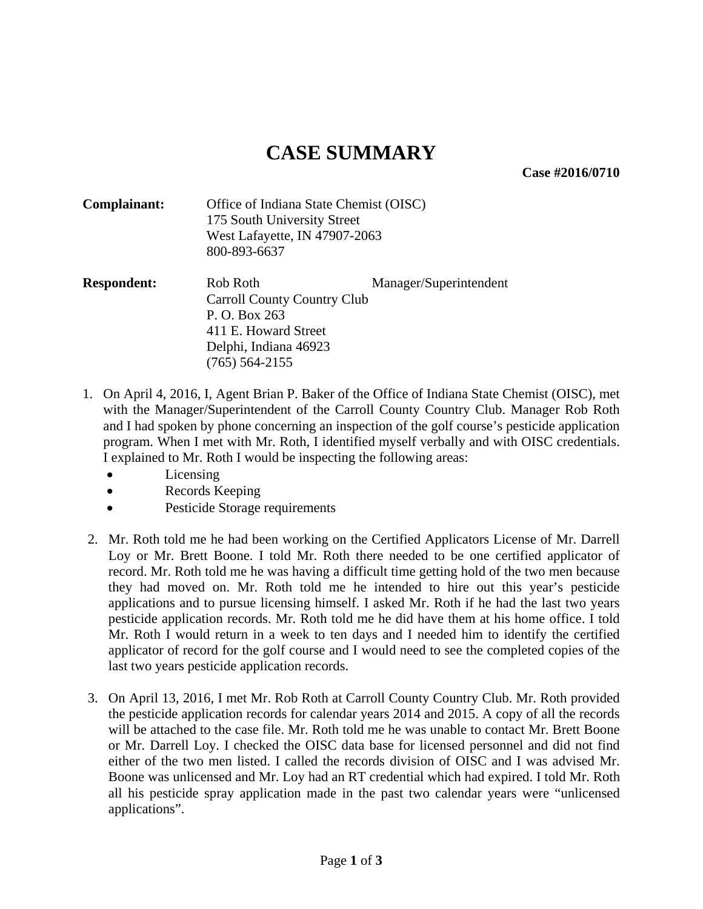# CASE SUMMARY

**Case #2016/0710**

**Complainant:** Office of Indiana State Chemist (OISC)
175 South University Street
West Lafayette, IN 47907-2063
800-893-6637

**Respondent:** Rob Roth Manager/Superintendent
Carroll County Country Club
P. O. Box 263
411 E. Howard Street
Delphi, Indiana 46923
(765) 564-2155

1. On April 4, 2016, I, Agent Brian P. Baker of the Office of Indiana State Chemist (OISC), met with the Manager/Superintendent of the Carroll County Country Club. Manager Rob Roth and I had spoken by phone concerning an inspection of the golf course's pesticide application program. When I met with Mr. Roth, I identified myself verbally and with OISC credentials. I explained to Mr. Roth I would be inspecting the following areas:
   - Licensing
   - Records Keeping
   - Pesticide Storage requirements

2. Mr. Roth told me he had been working on the Certified Applicators License of Mr. Darrell Loy or Mr. Brett Boone. I told Mr. Roth there needed to be one certified applicator of record. Mr. Roth told me he was having a difficult time getting hold of the two men because they had moved on. Mr. Roth told me he intended to hire out this year's pesticide applications and to pursue licensing himself. I asked Mr. Roth if he had the last two years pesticide application records. Mr. Roth told me he did have them at his home office. I told Mr. Roth I would return in a week to ten days and I needed him to identify the certified applicator of record for the golf course and I would need to see the completed copies of the last two years pesticide application records.

3. On April 13, 2016, I met Mr. Rob Roth at Carroll County Country Club. Mr. Roth provided the pesticide application records for calendar years 2014 and 2015. A copy of all the records will be attached to the case file. Mr. Roth told me he was unable to contact Mr. Brett Boone or Mr. Darrell Loy. I checked the OISC data base for licensed personnel and did not find either of the two men listed. I called the records division of OISC and I was advised Mr. Boone was unlicensed and Mr. Loy had an RT credential which had expired. I told Mr. Roth all his pesticide spray application made in the past two calendar years were "unlicensed applications".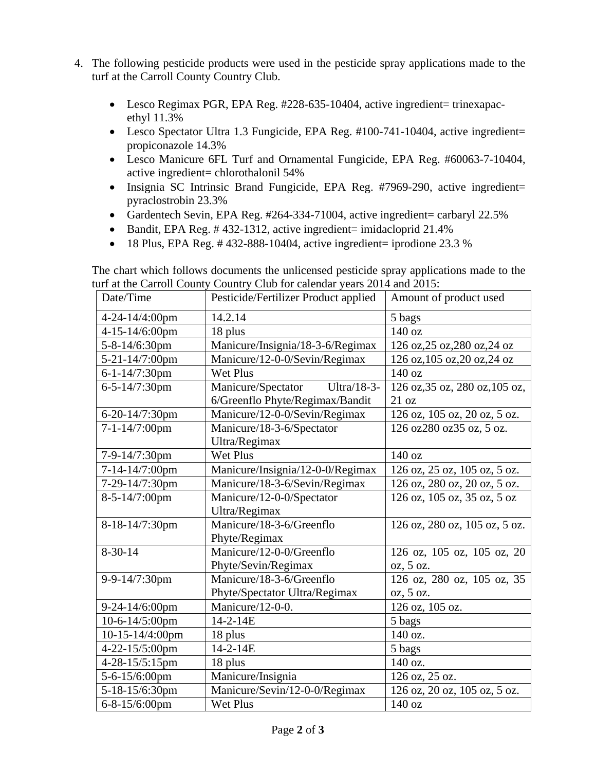4. The following pesticide products were used in the pesticide spray applications made to the turf at the Carroll County Country Club.

   - Lesco Regimax PGR, EPA Reg. #228-635-10404, active ingredient= trinexapac-ethyl 11.3%
   - Lesco Spectator Ultra 1.3 Fungicide, EPA Reg. #100-741-10404, active ingredient= propiconazole 14.3%
   - Lesco Manicure 6FL Turf and Ornamental Fungicide, EPA Reg. #60063-7-10404, active ingredient= chlorothalonil 54%
   - Insignia SC Intrinsic Brand Fungicide, EPA Reg. #7969-290, active ingredient= pyraclostrobin 23.3%
   - Gardentech Sevin, EPA Reg. #264-334-71004, active ingredient= carbaryl 22.5%
   - Bandit, EPA Reg. # 432-1312, active ingredient= imidacloprid 21.4%
   - 18 Plus, EPA Reg. # 432-888-10404, active ingredient= iprodione 23.3 %

   The chart which follows documents the unlicensed pesticide spray applications made to the turf at the Carroll County Country Club for calendar years 2014 and 2015:

| Date/Time | Pesticide/Fertilizer Product applied | Amount of product used |
|---|---|---|
| 4-24-14/4:00pm | 14.2.14 | 5 bags |
| 4-15-14/6:00pm | 18 plus | 140 oz |
| 5-8-14/6:30pm | Manicure/Insignia/18-3-6/Regimax | 126 oz,25 oz,280 oz,24 oz |
| 5-21-14/7:00pm | Manicure/12-0-0/Sevin/Regimax | 126 oz,105 oz,20 oz,24 oz |
| 6-1-14/7:30pm | Wet Plus | 140 oz |
| 6-5-14/7:30pm | Manicure/Spectator Ultra/18-3-6/Greenflo Phyte/Regimax/Bandit | 126 oz,35 oz, 280 oz,105 oz, 21 oz |
| 6-20-14/7:30pm | Manicure/12-0-0/Sevin/Regimax | 126 oz, 105 oz, 20 oz, 5 oz. |
| 7-1-14/7:00pm | Manicure/18-3-6/Spectator Ultra/Regimax | 126 oz280 oz35 oz, 5 oz. |
| 7-9-14/7:30pm | Wet Plus | 140 oz |
| 7-14-14/7:00pm | Manicure/Insignia/12-0-0/Regimax | 126 oz, 25 oz, 105 oz, 5 oz. |
| 7-29-14/7:30pm | Manicure/18-3-6/Sevin/Regimax | 126 oz, 280 oz, 20 oz, 5 oz. |
| 8-5-14/7:00pm | Manicure/12-0-0/Spectator Ultra/Regimax | 126 oz, 105 oz, 35 oz, 5 oz |
| 8-18-14/7:30pm | Manicure/18-3-6/Greenflo Phyte/Regimax | 126 oz, 280 oz, 105 oz, 5 oz. |
| 8-30-14 | Manicure/12-0-0/Greenflo Phyte/Sevin/Regimax | 126 oz, 105 oz, 105 oz, 20 oz, 5 oz. |
| 9-9-14/7:30pm | Manicure/18-3-6/Greenflo Phyte/Spectator Ultra/Regimax | 126 oz, 280 oz, 105 oz, 35 oz, 5 oz. |
| 9-24-14/6:00pm | Manicure/12-0-0. | 126 oz, 105 oz. |
| 10-6-14/5:00pm | 14-2-14E | 5 bags |
| 10-15-14/4:00pm | 18 plus | 140 oz. |
| 4-22-15/5:00pm | 14-2-14E | 5 bags |
| 4-28-15/5:15pm | 18 plus | 140 oz. |
| 5-6-15/6:00pm | Manicure/Insignia | 126 oz, 25 oz. |
| 5-18-15/6:30pm | Manicure/Sevin/12-0-0/Regimax | 126 oz, 20 oz, 105 oz, 5 oz. |
| 6-8-15/6:00pm | Wet Plus | 140 oz |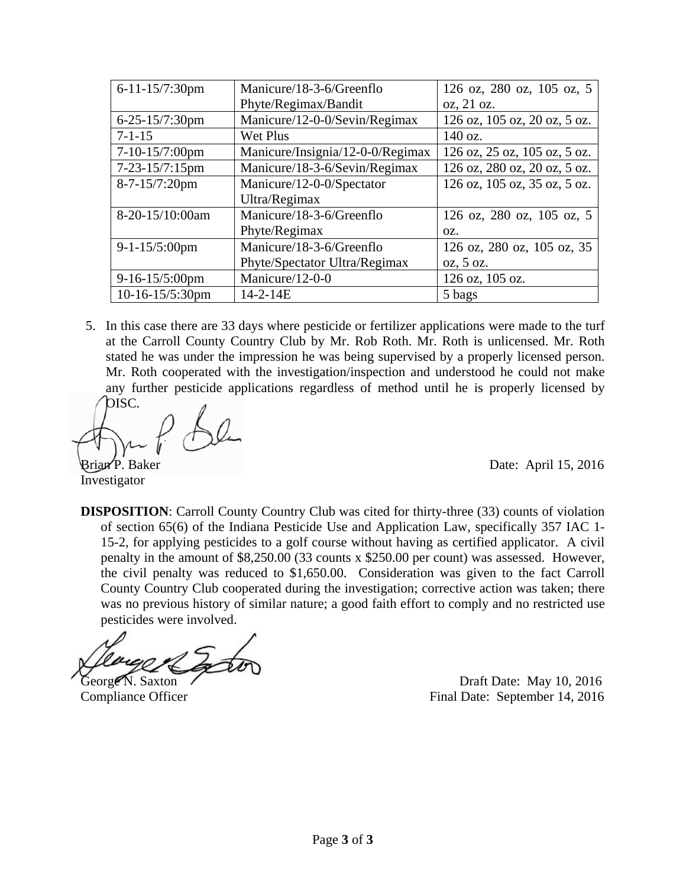| | | |
|---|---|---|
| 6-11-15/7:30pm | Manicure/18-3-6/Greenflo Phyte/Regimax/Bandit | 126 oz, 280 oz, 105 oz, 5 oz, 21 oz. |
| 6-25-15/7:30pm | Manicure/12-0-0/Sevin/Regimax | 126 oz, 105 oz, 20 oz, 5 oz. |
| 7-1-15 | Wet Plus | 140 oz. |
| 7-10-15/7:00pm | Manicure/Insignia/12-0-0/Regimax | 126 oz, 25 oz, 105 oz, 5 oz. |
| 7-23-15/7:15pm | Manicure/18-3-6/Sevin/Regimax | 126 oz, 280 oz, 20 oz, 5 oz. |
| 8-7-15/7:20pm | Manicure/12-0-0/Spectator Ultra/Regimax | 126 oz, 105 oz, 35 oz, 5 oz. |
| 8-20-15/10:00am | Manicure/18-3-6/Greenflo Phyte/Regimax | 126 oz, 280 oz, 105 oz, 5 oz. |
| 9-1-15/5:00pm | Manicure/18-3-6/Greenflo Phyte/Spectator Ultra/Regimax | 126 oz, 280 oz, 105 oz, 35 oz, 5 oz. |
| 9-16-15/5:00pm | Manicure/12-0-0 | 126 oz, 105 oz. |
| 10-16-15/5:30pm | 14-2-14E | 5 bags |

5. In this case there are 33 days where pesticide or fertilizer applications were made to the turf at the Carroll County Country Club by Mr. Rob Roth. Mr. Roth is unlicensed. Mr. Roth stated he was under the impression he was being supervised by a properly licensed person. Mr. Roth cooperated with the investigation/inspection and understood he could not make any further pesticide applications regardless of method until he is properly licensed by OISC.

Brian P. Baker
Investigator

Date: April 15, 2016

**DISPOSITION**: Carroll County Country Club was cited for thirty-three (33) counts of violation of section 65(6) of the Indiana Pesticide Use and Application Law, specifically 357 IAC 1-15-2, for applying pesticides to a golf course without having as certified applicator. A civil penalty in the amount of $8,250.00 (33 counts x $250.00 per count) was assessed. However, the civil penalty was reduced to $1,650.00. Consideration was given to the fact Carroll County Country Club cooperated during the investigation; corrective action was taken; there was no previous history of similar nature; a good faith effort to comply and no restricted use pesticides were involved.

George N. Saxton
Compliance Officer

Draft Date: May 10, 2016
Final Date: September 14, 2016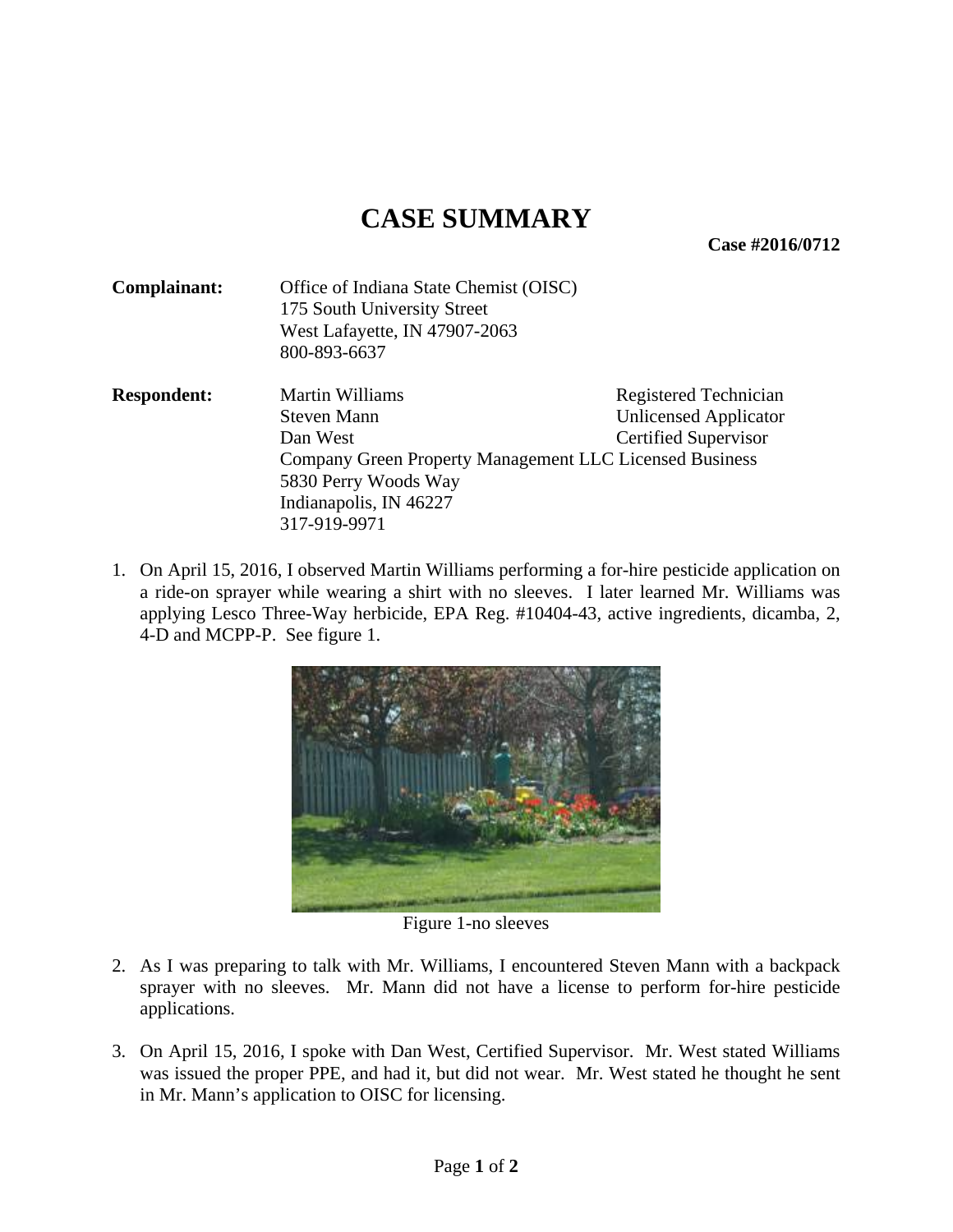# CASE SUMMARY

**Case #2016/0712**

| | | |
|---|---|---|
| **Complainant:** | Office of Indiana State Chemist (OISC)<br>175 South University Street<br>West Lafayette, IN 47907-2063<br>800-893-6637 | |
| **Respondent:** | Martin Williams | Registered Technician |
| | Steven Mann | Unlicensed Applicator |
| | Dan West | Certified Supervisor |
| | Company Green Property Management LLC | Licensed Business |
| | 5830 Perry Woods Way<br>Indianapolis, IN 46227<br>317-919-9971 | |

1. On April 15, 2016, I observed Martin Williams performing a for-hire pesticide application on a ride-on sprayer while wearing a shirt with no sleeves. I later learned Mr. Williams was applying Lesco Three-Way herbicide, EPA Reg. #10404-43, active ingredients, dicamba, 2, 4-D and MCPP-P. See figure 1.

Figure 1-no sleeves

2. As I was preparing to talk with Mr. Williams, I encountered Steven Mann with a backpack sprayer with no sleeves. Mr. Mann did not have a license to perform for-hire pesticide applications.

3. On April 15, 2016, I spoke with Dan West, Certified Supervisor. Mr. West stated Williams was issued the proper PPE, and had it, but did not wear. Mr. West stated he thought he sent in Mr. Mann's application to OISC for licensing.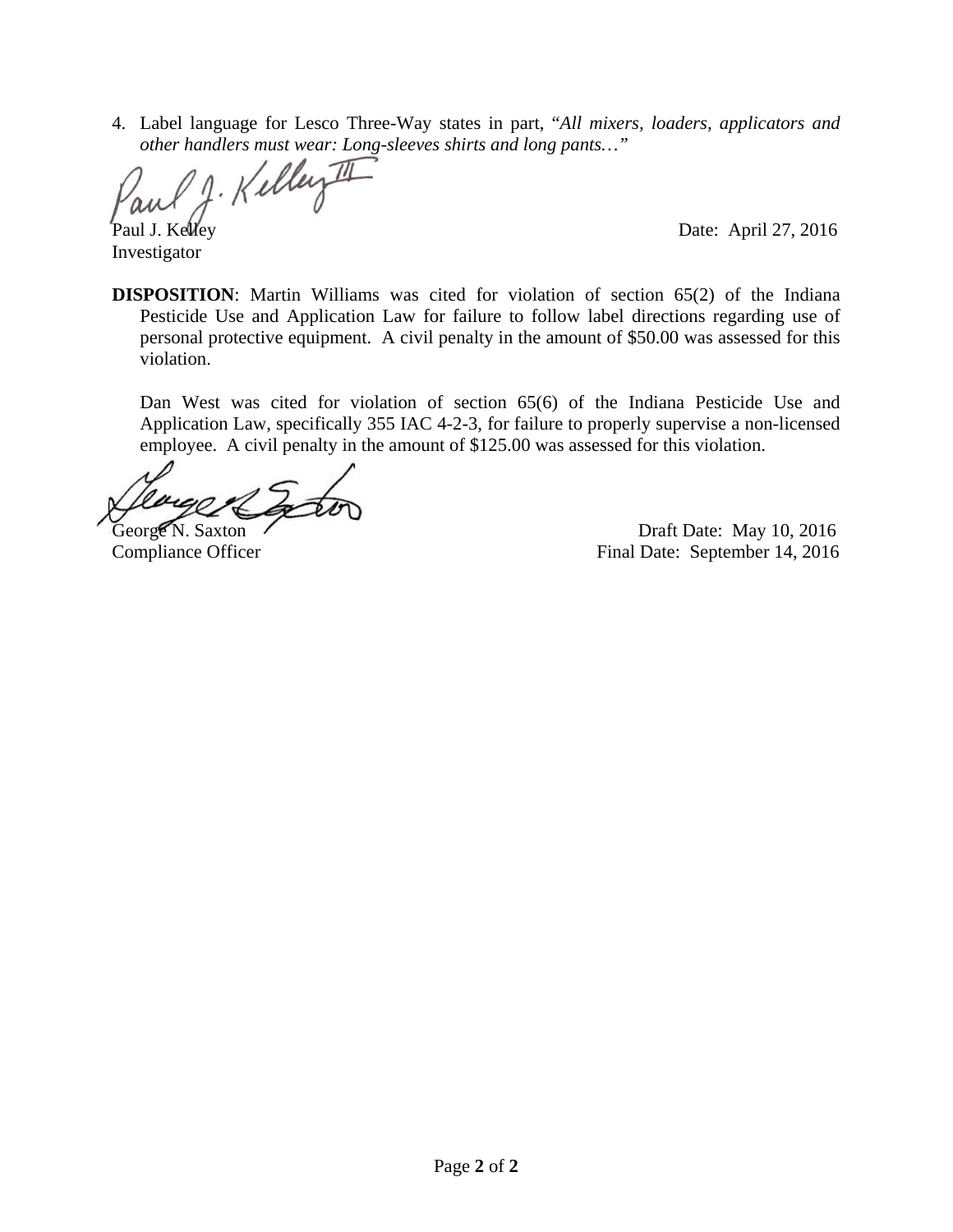4. Label language for Lesco Three-Way states in part, "*All mixers, loaders, applicators and other handlers must wear: Long-sleeves shirts and long pants…*"

Paul J. Kelley
Investigator

Date: April 27, 2016

**DISPOSITION**: Martin Williams was cited for violation of section 65(2) of the Indiana Pesticide Use and Application Law for failure to follow label directions regarding use of personal protective equipment. A civil penalty in the amount of $50.00 was assessed for this violation.

Dan West was cited for violation of section 65(6) of the Indiana Pesticide Use and Application Law, specifically 355 IAC 4-2-3, for failure to properly supervise a non-licensed employee. A civil penalty in the amount of $125.00 was assessed for this violation.

George N. Saxton
Compliance Officer

Draft Date: May 10, 2016
Final Date: September 14, 2016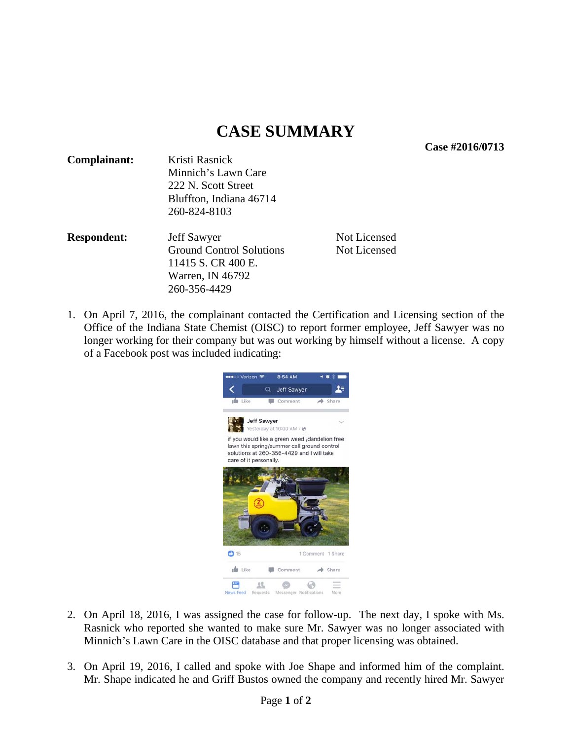# CASE SUMMARY

**Case #2016/0713**

| | | |
|---|---|---|
| **Complainant:** | Kristi Rasnick<br>Minnich's Lawn Care<br>222 N. Scott Street<br>Bluffton, Indiana 46714<br>260-824-8103 | |
| **Respondent:** | Jeff Sawyer<br>Ground Control Solutions<br>11415 S. CR 400 E.<br>Warren, IN 46792<br>260-356-4429 | Not Licensed<br>Not Licensed |

1. On April 7, 2016, the complainant contacted the Certification and Licensing section of the Office of the Indiana State Chemist (OISC) to report former employee, Jeff Sawyer was no longer working for their company but was out working by himself without a license. A copy of a Facebook post was included indicating:

   Jeff Sawyer
   Yesterday at 10:00 AM
   if you would like a green weed /dandelion free lawn this spring/summer call ground control solutions at 260-356-4429 and I will take care of it personally.

2. On April 18, 2016, I was assigned the case for follow-up. The next day, I spoke with Ms. Rasnick who reported she wanted to make sure Mr. Sawyer was no longer associated with Minnich's Lawn Care in the OISC database and that proper licensing was obtained.

3. On April 19, 2016, I called and spoke with Joe Shape and informed him of the complaint. Mr. Shape indicated he and Griff Bustos owned the company and recently hired Mr. Sawyer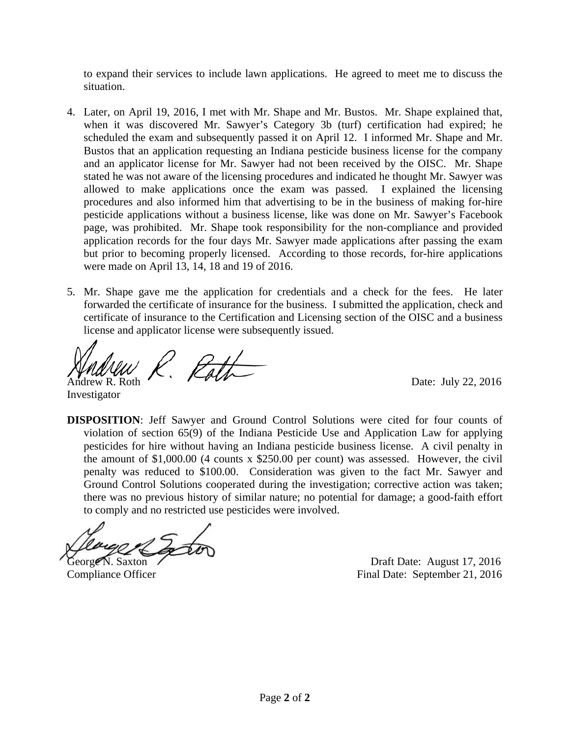to expand their services to include lawn applications. He agreed to meet me to discuss the situation.

4. Later, on April 19, 2016, I met with Mr. Shape and Mr. Bustos. Mr. Shape explained that, when it was discovered Mr. Sawyer's Category 3b (turf) certification had expired; he scheduled the exam and subsequently passed it on April 12. I informed Mr. Shape and Mr. Bustos that an application requesting an Indiana pesticide business license for the company and an applicator license for Mr. Sawyer had not been received by the OISC. Mr. Shape stated he was not aware of the licensing procedures and indicated he thought Mr. Sawyer was allowed to make applications once the exam was passed. I explained the licensing procedures and also informed him that advertising to be in the business of making for-hire pesticide applications without a business license, like was done on Mr. Sawyer's Facebook page, was prohibited. Mr. Shape took responsibility for the non-compliance and provided application records for the four days Mr. Sawyer made applications after passing the exam but prior to becoming properly licensed. According to those records, for-hire applications were made on April 13, 14, 18 and 19 of 2016.

5. Mr. Shape gave me the application for credentials and a check for the fees. He later forwarded the certificate of insurance for the business. I submitted the application, check and certificate of insurance to the Certification and Licensing section of the OISC and a business license and applicator license were subsequently issued.

Andrew R. Roth
Investigator

Date: July 22, 2016

**DISPOSITION**: Jeff Sawyer and Ground Control Solutions were cited for four counts of violation of section 65(9) of the Indiana Pesticide Use and Application Law for applying pesticides for hire without having an Indiana pesticide business license. A civil penalty in the amount of $1,000.00 (4 counts x $250.00 per count) was assessed. However, the civil penalty was reduced to $100.00. Consideration was given to the fact Mr. Sawyer and Ground Control Solutions cooperated during the investigation; corrective action was taken; there was no previous history of similar nature; no potential for damage; a good-faith effort to comply and no restricted use pesticides were involved.

George N. Saxton
Compliance Officer

Draft Date: August 17, 2016
Final Date: September 21, 2016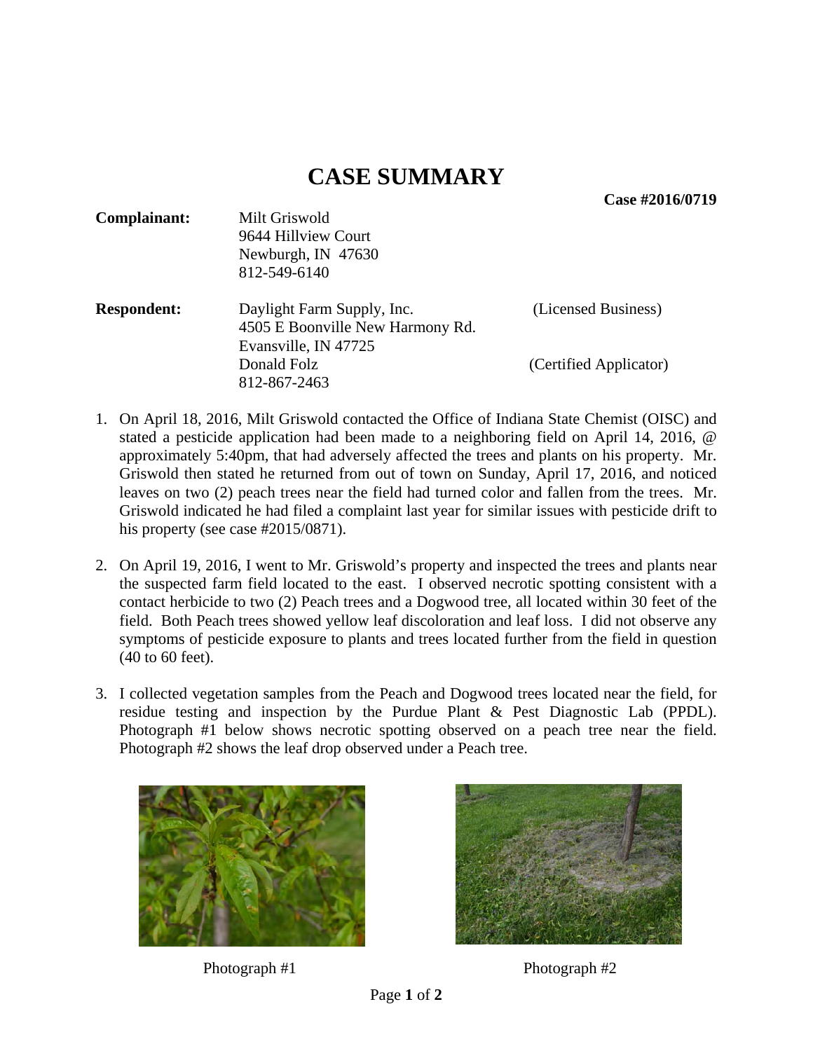# CASE SUMMARY

**Case #2016/0719**

| | | |
|---|---|---|
| **Complainant:** | Milt Griswold<br>9644 Hillview Court<br>Newburgh, IN 47630<br>812-549-6140 | |
| **Respondent:** | Daylight Farm Supply, Inc.<br>4505 E Boonville New Harmony Rd.<br>Evansville, IN 47725 | (Licensed Business) |
| | Donald Folz<br>812-867-2463 | (Certified Applicator) |

1. On April 18, 2016, Milt Griswold contacted the Office of Indiana State Chemist (OISC) and stated a pesticide application had been made to a neighboring field on April 14, 2016, @ approximately 5:40pm, that had adversely affected the trees and plants on his property. Mr. Griswold then stated he returned from out of town on Sunday, April 17, 2016, and noticed leaves on two (2) peach trees near the field had turned color and fallen from the trees. Mr. Griswold indicated he had filed a complaint last year for similar issues with pesticide drift to his property (see case #2015/0871).

2. On April 19, 2016, I went to Mr. Griswold's property and inspected the trees and plants near the suspected farm field located to the east. I observed necrotic spotting consistent with a contact herbicide to two (2) Peach trees and a Dogwood tree, all located within 30 feet of the field. Both Peach trees showed yellow leaf discoloration and leaf loss. I did not observe any symptoms of pesticide exposure to plants and trees located further from the field in question (40 to 60 feet).

3. I collected vegetation samples from the Peach and Dogwood trees located near the field, for residue testing and inspection by the Purdue Plant & Pest Diagnostic Lab (PPDL). Photograph #1 below shows necrotic spotting observed on a peach tree near the field. Photograph #2 shows the leaf drop observed under a Peach tree.

Photograph #1

Photograph #2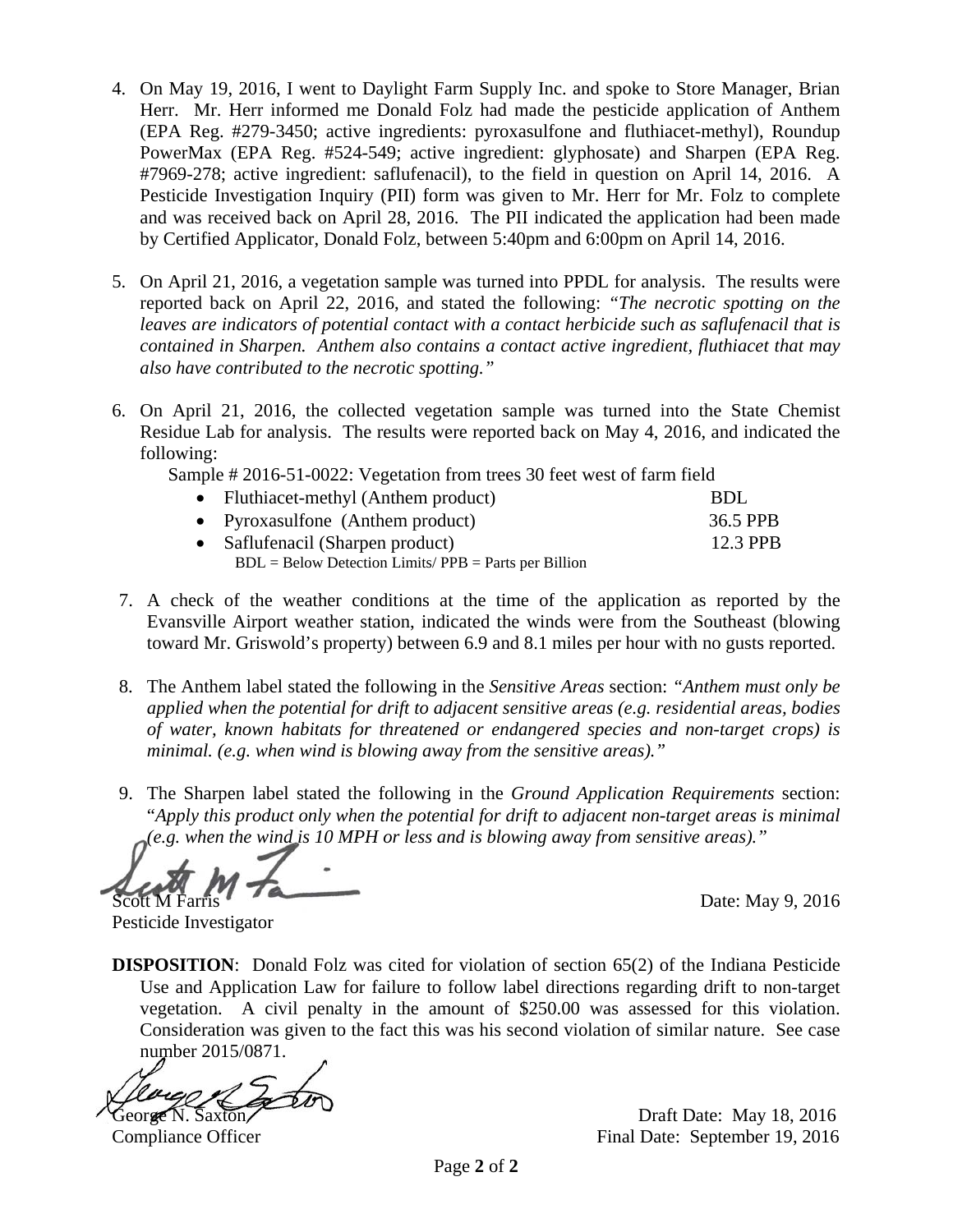4. On May 19, 2016, I went to Daylight Farm Supply Inc. and spoke to Store Manager, Brian Herr. Mr. Herr informed me Donald Folz had made the pesticide application of Anthem (EPA Reg. #279-3450; active ingredients: pyroxasulfone and fluthiacet-methyl), Roundup PowerMax (EPA Reg. #524-549; active ingredient: glyphosate) and Sharpen (EPA Reg. #7969-278; active ingredient: saflufenacil), to the field in question on April 14, 2016. A Pesticide Investigation Inquiry (PII) form was given to Mr. Herr for Mr. Folz to complete and was received back on April 28, 2016. The PII indicated the application had been made by Certified Applicator, Donald Folz, between 5:40pm and 6:00pm on April 14, 2016.

5. On April 21, 2016, a vegetation sample was turned into PPDL for analysis. The results were reported back on April 22, 2016, and stated the following: *"The necrotic spotting on the leaves are indicators of potential contact with a contact herbicide such as saflufenacil that is contained in Sharpen. Anthem also contains a contact active ingredient, fluthiacet that may also have contributed to the necrotic spotting."*

6. On April 21, 2016, the collected vegetation sample was turned into the State Chemist Residue Lab for analysis. The results were reported back on May 4, 2016, and indicated the following:

   Sample # 2016-51-0022: Vegetation from trees 30 feet west of farm field

   - Fluthiacet-methyl (Anthem product) BDL
   - Pyroxasulfone (Anthem product) 36.5 PPB
   - Saflufenacil (Sharpen product) 12.3 PPB

   BDL = Below Detection Limits/ PPB = Parts per Billion

7. A check of the weather conditions at the time of the application as reported by the Evansville Airport weather station, indicated the winds were from the Southeast (blowing toward Mr. Griswold's property) between 6.9 and 8.1 miles per hour with no gusts reported.

8. The Anthem label stated the following in the *Sensitive Areas* section: *"Anthem must only be applied when the potential for drift to adjacent sensitive areas (e.g. residential areas, bodies of water, known habitats for threatened or endangered species and non-target crops) is minimal. (e.g. when wind is blowing away from the sensitive areas)."*

9. The Sharpen label stated the following in the *Ground Application Requirements* section: "*Apply this product only when the potential for drift to adjacent non-target areas is minimal (e.g. when the wind is 10 MPH or less and is blowing away from sensitive areas)."*

Scott M Farris
Pesticide Investigator

Date: May 9, 2016

**DISPOSITION**: Donald Folz was cited for violation of section 65(2) of the Indiana Pesticide Use and Application Law for failure to follow label directions regarding drift to non-target vegetation. A civil penalty in the amount of $250.00 was assessed for this violation. Consideration was given to the fact this was his second violation of similar nature. See case number 2015/0871.

George N. Saxton
Compliance Officer

Draft Date: May 18, 2016
Final Date: September 19, 2016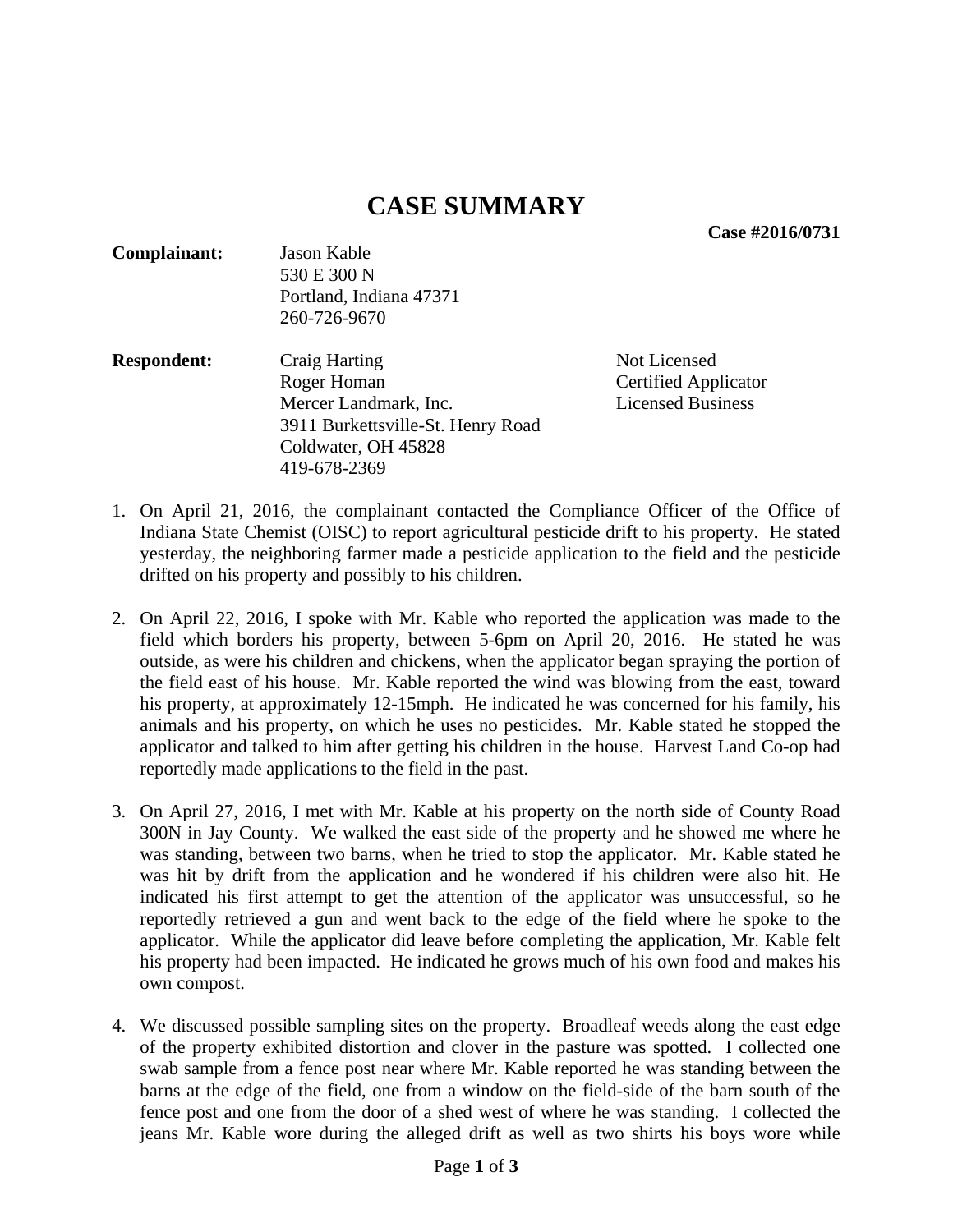# CASE SUMMARY

**Case #2016/0731**

**Complainant:** Jason Kable
530 E 300 N
Portland, Indiana 47371
260-726-9670

**Respondent:**

| | |
|---|---|
| Craig Harting | Not Licensed |
| Roger Homan | Certified Applicator |
| Mercer Landmark, Inc. | Licensed Business |
| 3911 Burkettsville-St. Henry Road | |
| Coldwater, OH 45828 | |
| 419-678-2369 | |

1. On April 21, 2016, the complainant contacted the Compliance Officer of the Office of Indiana State Chemist (OISC) to report agricultural pesticide drift to his property. He stated yesterday, the neighboring farmer made a pesticide application to the field and the pesticide drifted on his property and possibly to his children.

2. On April 22, 2016, I spoke with Mr. Kable who reported the application was made to the field which borders his property, between 5-6pm on April 20, 2016. He stated he was outside, as were his children and chickens, when the applicator began spraying the portion of the field east of his house. Mr. Kable reported the wind was blowing from the east, toward his property, at approximately 12-15mph. He indicated he was concerned for his family, his animals and his property, on which he uses no pesticides. Mr. Kable stated he stopped the applicator and talked to him after getting his children in the house. Harvest Land Co-op had reportedly made applications to the field in the past.

3. On April 27, 2016, I met with Mr. Kable at his property on the north side of County Road 300N in Jay County. We walked the east side of the property and he showed me where he was standing, between two barns, when he tried to stop the applicator. Mr. Kable stated he was hit by drift from the application and he wondered if his children were also hit. He indicated his first attempt to get the attention of the applicator was unsuccessful, so he reportedly retrieved a gun and went back to the edge of the field where he spoke to the applicator. While the applicator did leave before completing the application, Mr. Kable felt his property had been impacted. He indicated he grows much of his own food and makes his own compost.

4. We discussed possible sampling sites on the property. Broadleaf weeds along the east edge of the property exhibited distortion and clover in the pasture was spotted. I collected one swab sample from a fence post near where Mr. Kable reported he was standing between the barns at the edge of the field, one from a window on the field-side of the barn south of the fence post and one from the door of a shed west of where he was standing. I collected the jeans Mr. Kable wore during the alleged drift as well as two shirts his boys wore while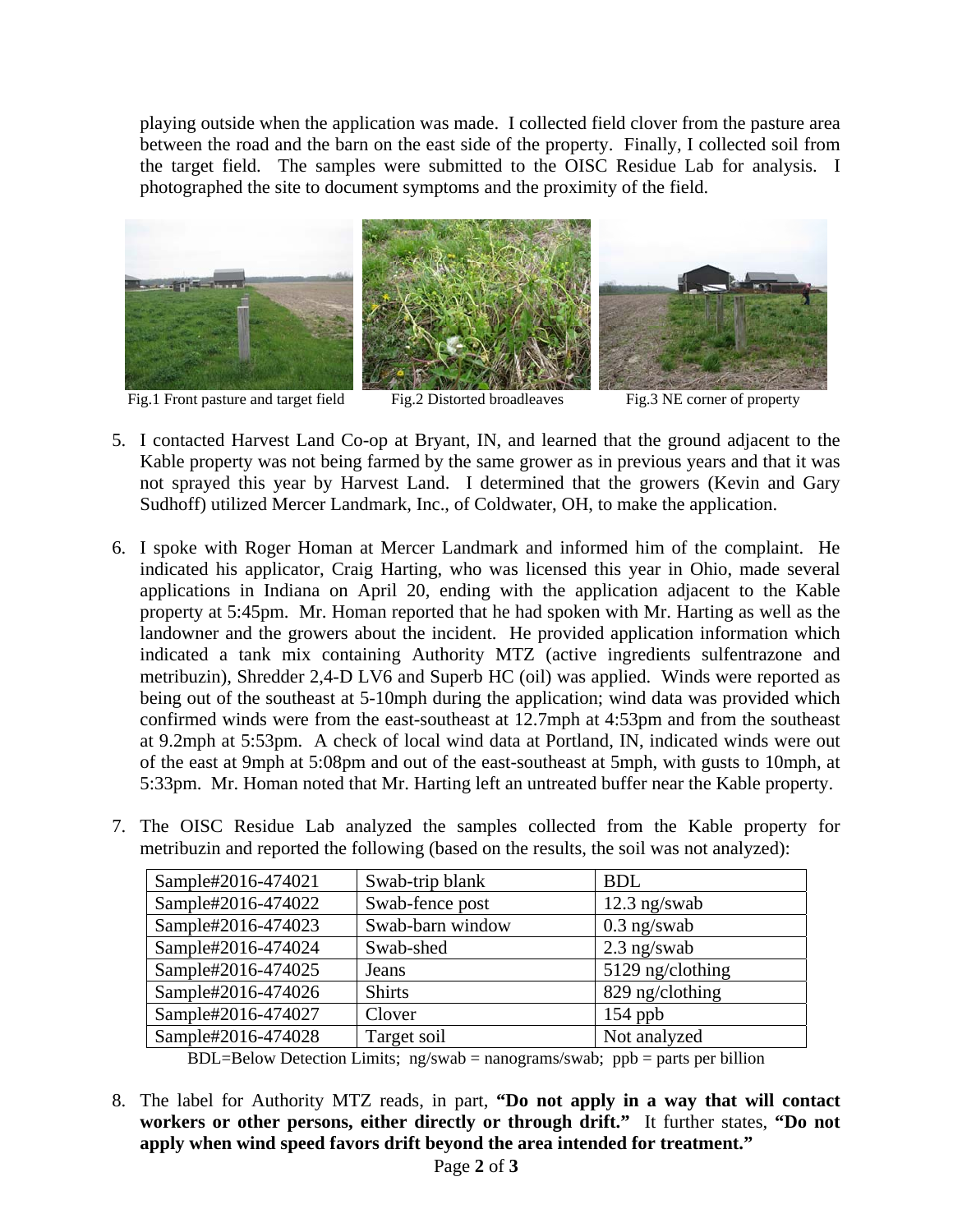playing outside when the application was made. I collected field clover from the pasture area between the road and the barn on the east side of the property. Finally, I collected soil from the target field. The samples were submitted to the OISC Residue Lab for analysis. I photographed the site to document symptoms and the proximity of the field.

Fig.1 Front pasture and target field

Fig.2 Distorted broadleaves

Fig.3 NE corner of property

5. I contacted Harvest Land Co-op at Bryant, IN, and learned that the ground adjacent to the Kable property was not being farmed by the same grower as in previous years and that it was not sprayed this year by Harvest Land. I determined that the growers (Kevin and Gary Sudhoff) utilized Mercer Landmark, Inc., of Coldwater, OH, to make the application.

6. I spoke with Roger Homan at Mercer Landmark and informed him of the complaint. He indicated his applicator, Craig Harting, who was licensed this year in Ohio, made several applications in Indiana on April 20, ending with the application adjacent to the Kable property at 5:45pm. Mr. Homan reported that he had spoken with Mr. Harting as well as the landowner and the growers about the incident. He provided application information which indicated a tank mix containing Authority MTZ (active ingredients sulfentrazone and metribuzin), Shredder 2,4-D LV6 and Superb HC (oil) was applied. Winds were reported as being out of the southeast at 5-10mph during the application; wind data was provided which confirmed winds were from the east-southeast at 12.7mph at 4:53pm and from the southeast at 9.2mph at 5:53pm. A check of local wind data at Portland, IN, indicated winds were out of the east at 9mph at 5:08pm and out of the east-southeast at 5mph, with gusts to 10mph, at 5:33pm. Mr. Homan noted that Mr. Harting left an untreated buffer near the Kable property.

7. The OISC Residue Lab analyzed the samples collected from the Kable property for metribuzin and reported the following (based on the results, the soil was not analyzed):

| | | |
|---|---|---|
| Sample#2016-474021 | Swab-trip blank | BDL |
| Sample#2016-474022 | Swab-fence post | 12.3 ng/swab |
| Sample#2016-474023 | Swab-barn window | 0.3 ng/swab |
| Sample#2016-474024 | Swab-shed | 2.3 ng/swab |
| Sample#2016-474025 | Jeans | 5129 ng/clothing |
| Sample#2016-474026 | Shirts | 829 ng/clothing |
| Sample#2016-474027 | Clover | 154 ppb |
| Sample#2016-474028 | Target soil | Not analyzed |

BDL=Below Detection Limits; ng/swab = nanograms/swab; ppb = parts per billion

8. The label for Authority MTZ reads, in part, **"Do not apply in a way that will contact workers or other persons, either directly or through drift."** It further states, **"Do not apply when wind speed favors drift beyond the area intended for treatment."**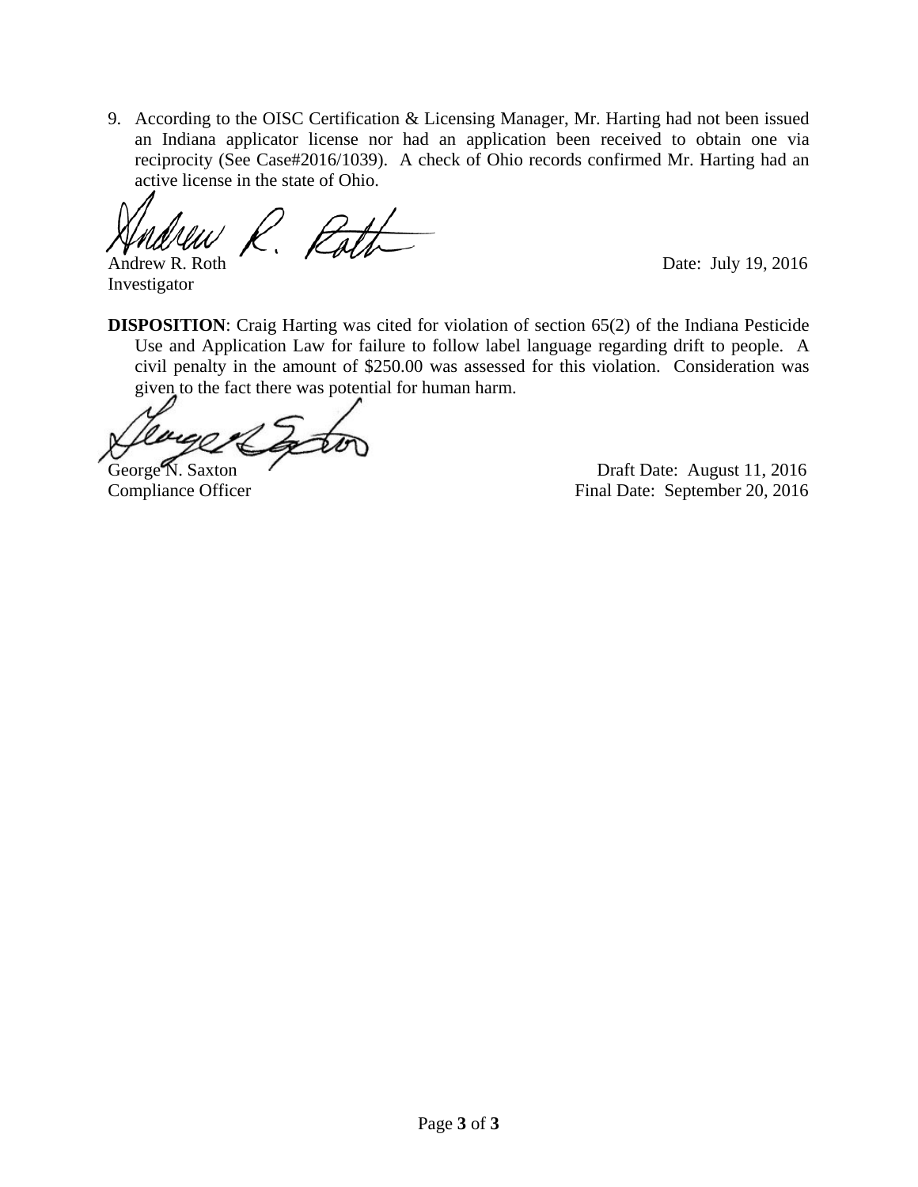9. According to the OISC Certification & Licensing Manager, Mr. Harting had not been issued an Indiana applicator license nor had an application been received to obtain one via reciprocity (See Case#2016/1039). A check of Ohio records confirmed Mr. Harting had an active license in the state of Ohio.

Andrew R. Roth
Investigator

Date: July 19, 2016

**DISPOSITION**: Craig Harting was cited for violation of section 65(2) of the Indiana Pesticide Use and Application Law for failure to follow label language regarding drift to people. A civil penalty in the amount of $250.00 was assessed for this violation. Consideration was given to the fact there was potential for human harm.

George N. Saxton
Compliance Officer

Draft Date: August 11, 2016
Final Date: September 20, 2016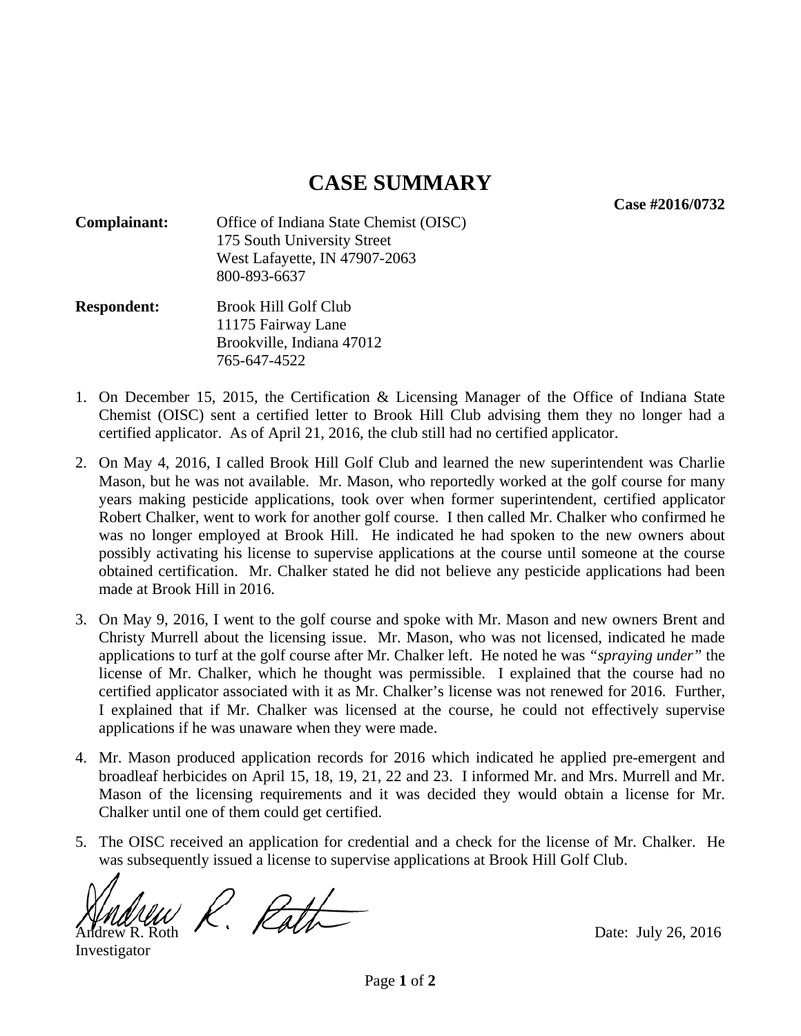# CASE SUMMARY

**Case #2016/0732**

**Complainant:** Office of Indiana State Chemist (OISC)
175 South University Street
West Lafayette, IN 47907-2063
800-893-6637

**Respondent:** Brook Hill Golf Club
11175 Fairway Lane
Brookville, Indiana 47012
765-647-4522

1. On December 15, 2015, the Certification & Licensing Manager of the Office of Indiana State Chemist (OISC) sent a certified letter to Brook Hill Club advising them they no longer had a certified applicator. As of April 21, 2016, the club still had no certified applicator.

2. On May 4, 2016, I called Brook Hill Golf Club and learned the new superintendent was Charlie Mason, but he was not available. Mr. Mason, who reportedly worked at the golf course for many years making pesticide applications, took over when former superintendent, certified applicator Robert Chalker, went to work for another golf course. I then called Mr. Chalker who confirmed he was no longer employed at Brook Hill. He indicated he had spoken to the new owners about possibly activating his license to supervise applications at the course until someone at the course obtained certification. Mr. Chalker stated he did not believe any pesticide applications had been made at Brook Hill in 2016.

3. On May 9, 2016, I went to the golf course and spoke with Mr. Mason and new owners Brent and Christy Murrell about the licensing issue. Mr. Mason, who was not licensed, indicated he made applications to turf at the golf course after Mr. Chalker left. He noted he was *"spraying under"* the license of Mr. Chalker, which he thought was permissible. I explained that the course had no certified applicator associated with it as Mr. Chalker's license was not renewed for 2016. Further, I explained that if Mr. Chalker was licensed at the course, he could not effectively supervise applications if he was unaware when they were made.

4. Mr. Mason produced application records for 2016 which indicated he applied pre-emergent and broadleaf herbicides on April 15, 18, 19, 21, 22 and 23. I informed Mr. and Mrs. Murrell and Mr. Mason of the licensing requirements and it was decided they would obtain a license for Mr. Chalker until one of them could get certified.

5. The OISC received an application for credential and a check for the license of Mr. Chalker. He was subsequently issued a license to supervise applications at Brook Hill Golf Club.

Andrew R. Roth
Investigator

Date: July 26, 2016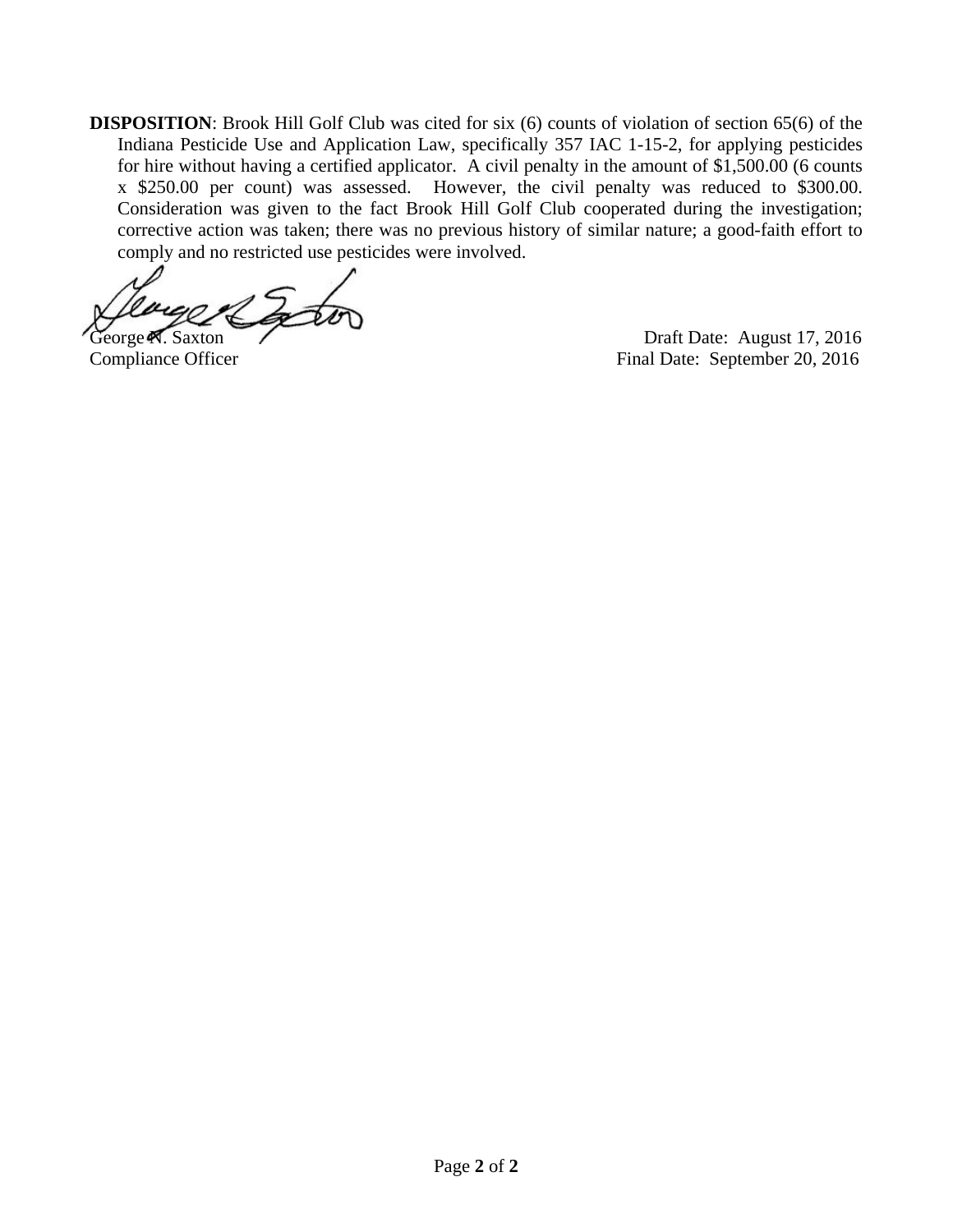**DISPOSITION**: Brook Hill Golf Club was cited for six (6) counts of violation of section 65(6) of the Indiana Pesticide Use and Application Law, specifically 357 IAC 1-15-2, for applying pesticides for hire without having a certified applicator. A civil penalty in the amount of $1,500.00 (6 counts x $250.00 per count) was assessed. However, the civil penalty was reduced to $300.00. Consideration was given to the fact Brook Hill Golf Club cooperated during the investigation; corrective action was taken; there was no previous history of similar nature; a good-faith effort to comply and no restricted use pesticides were involved.

George N. Saxton
Compliance Officer

Draft Date: August 17, 2016
Final Date: September 20, 2016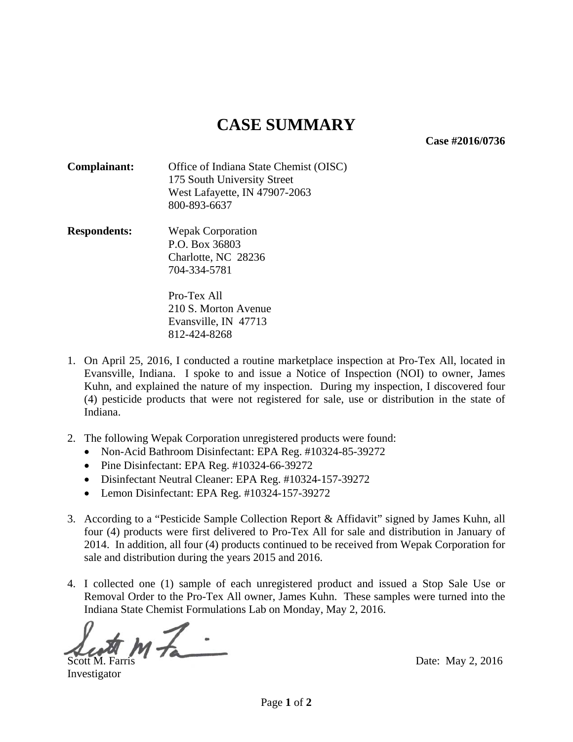# CASE SUMMARY

**Case #2016/0736**

**Complainant:** Office of Indiana State Chemist (OISC)
175 South University Street
West Lafayette, IN 47907-2063
800-893-6637

**Respondents:** Wepak Corporation
P.O. Box 36803
Charlotte, NC 28236
704-334-5781

Pro-Tex All
210 S. Morton Avenue
Evansville, IN 47713
812-424-8268

1. On April 25, 2016, I conducted a routine marketplace inspection at Pro-Tex All, located in Evansville, Indiana. I spoke to and issue a Notice of Inspection (NOI) to owner, James Kuhn, and explained the nature of my inspection. During my inspection, I discovered four (4) pesticide products that were not registered for sale, use or distribution in the state of Indiana.

2. The following Wepak Corporation unregistered products were found:
   - Non-Acid Bathroom Disinfectant: EPA Reg. #10324-85-39272
   - Pine Disinfectant: EPA Reg. #10324-66-39272
   - Disinfectant Neutral Cleaner: EPA Reg. #10324-157-39272
   - Lemon Disinfectant: EPA Reg. #10324-157-39272

3. According to a "Pesticide Sample Collection Report & Affidavit" signed by James Kuhn, all four (4) products were first delivered to Pro-Tex All for sale and distribution in January of 2014. In addition, all four (4) products continued to be received from Wepak Corporation for sale and distribution during the years 2015 and 2016.

4. I collected one (1) sample of each unregistered product and issued a Stop Sale Use or Removal Order to the Pro-Tex All owner, James Kuhn. These samples were turned into the Indiana State Chemist Formulations Lab on Monday, May 2, 2016.

Scott M. Farris
Investigator

Date: May 2, 2016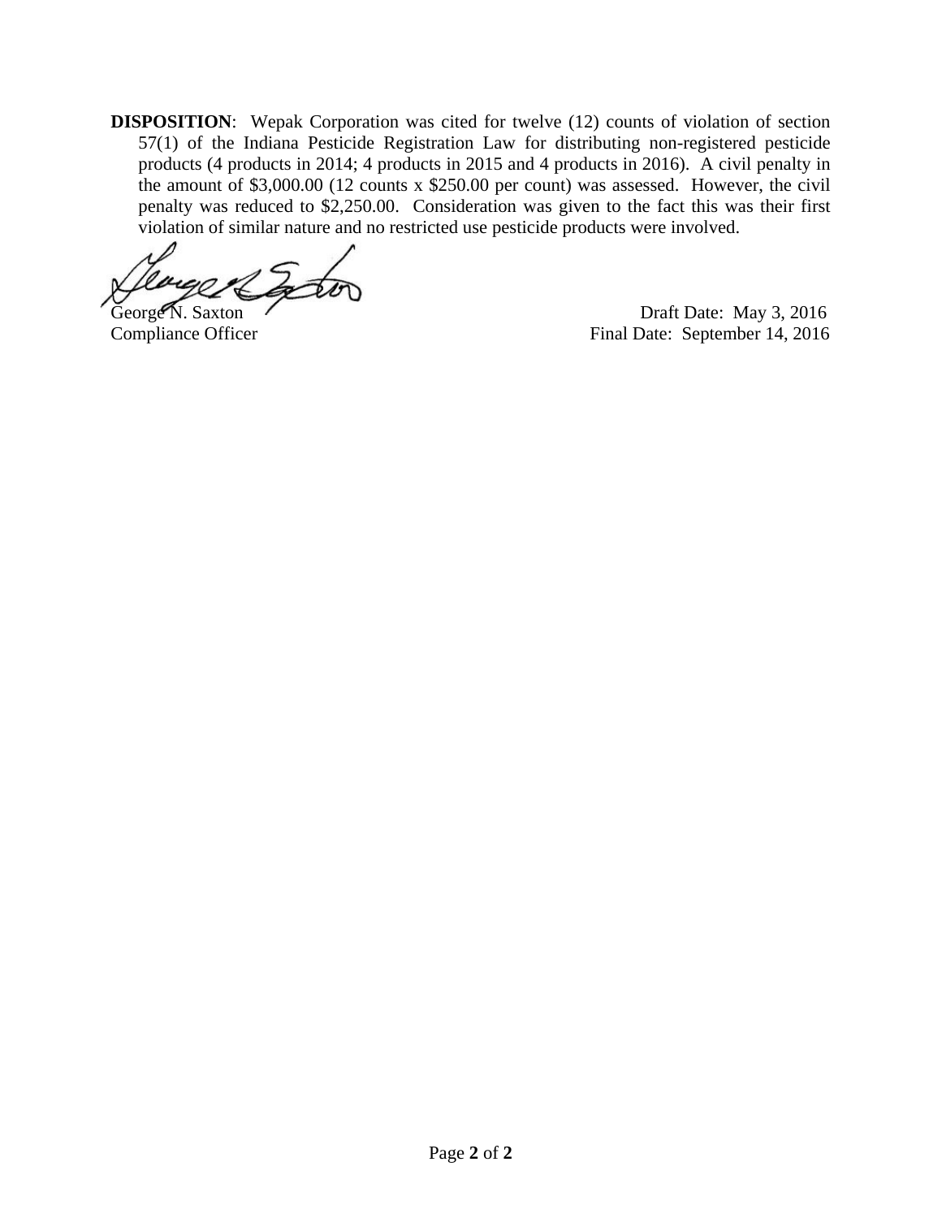**DISPOSITION**: Wepak Corporation was cited for twelve (12) counts of violation of section 57(1) of the Indiana Pesticide Registration Law for distributing non-registered pesticide products (4 products in 2014; 4 products in 2015 and 4 products in 2016). A civil penalty in the amount of $3,000.00 (12 counts x $250.00 per count) was assessed. However, the civil penalty was reduced to $2,250.00. Consideration was given to the fact this was their first violation of similar nature and no restricted use pesticide products were involved.

George N. Saxton
Compliance Officer

Draft Date: May 3, 2016
Final Date: September 14, 2016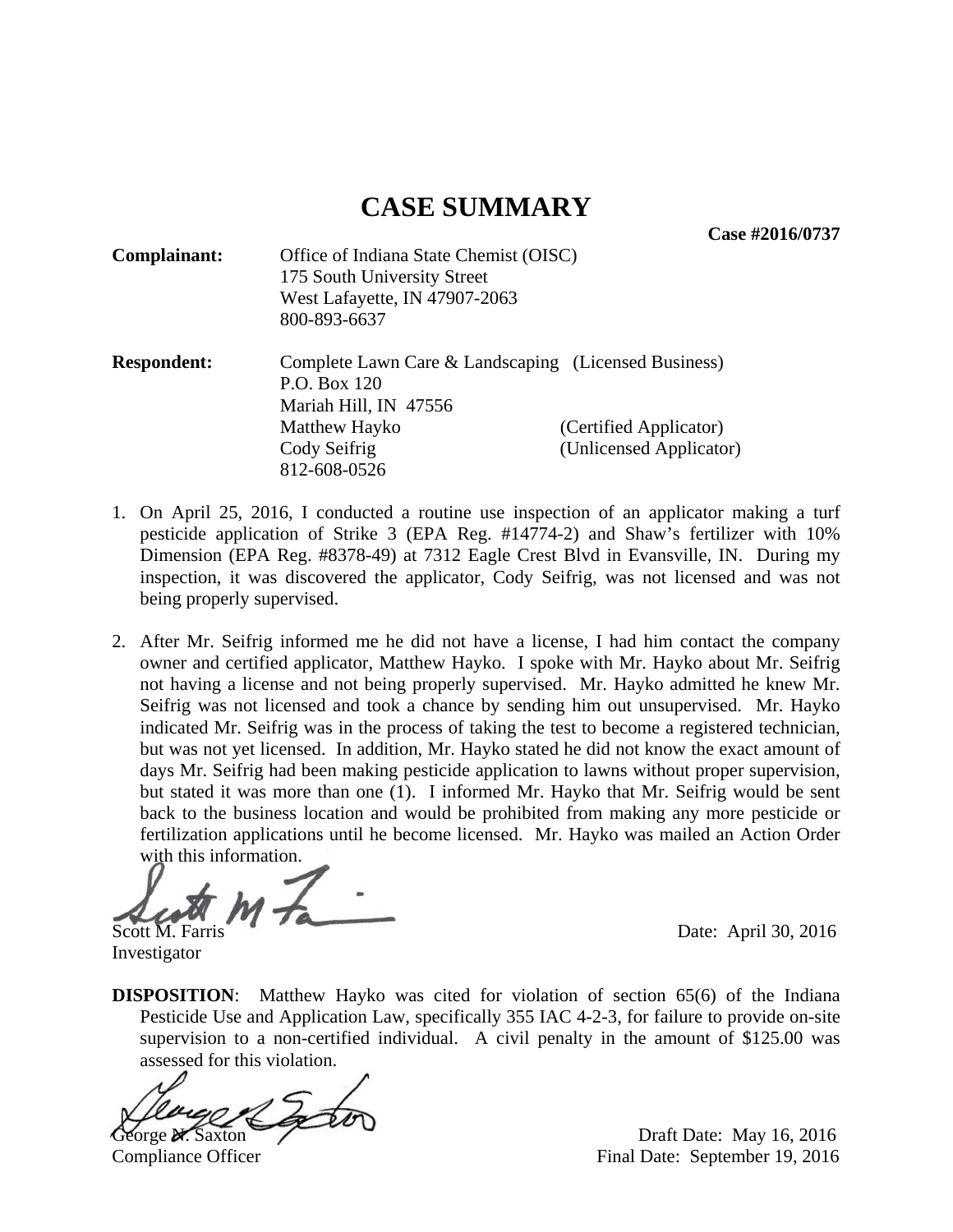# CASE SUMMARY

**Case #2016/0737**

**Complainant:** Office of Indiana State Chemist (OISC)
175 South University Street
West Lafayette, IN 47907-2063
800-893-6637

**Respondent:** Complete Lawn Care & Landscaping (Licensed Business)
P.O. Box 120
Mariah Hill, IN 47556
Matthew Hayko (Certified Applicator)
Cody Seifrig (Unlicensed Applicator)
812-608-0526

1. On April 25, 2016, I conducted a routine use inspection of an applicator making a turf pesticide application of Strike 3 (EPA Reg. #14774-2) and Shaw's fertilizer with 10% Dimension (EPA Reg. #8378-49) at 7312 Eagle Crest Blvd in Evansville, IN. During my inspection, it was discovered the applicator, Cody Seifrig, was not licensed and was not being properly supervised.

2. After Mr. Seifrig informed me he did not have a license, I had him contact the company owner and certified applicator, Matthew Hayko. I spoke with Mr. Hayko about Mr. Seifrig not having a license and not being properly supervised. Mr. Hayko admitted he knew Mr. Seifrig was not licensed and took a chance by sending him out unsupervised. Mr. Hayko indicated Mr. Seifrig was in the process of taking the test to become a registered technician, but was not yet licensed. In addition, Mr. Hayko stated he did not know the exact amount of days Mr. Seifrig had been making pesticide application to lawns without proper supervision, but stated it was more than one (1). I informed Mr. Hayko that Mr. Seifrig would be sent back to the business location and would be prohibited from making any more pesticide or fertilization applications until he become licensed. Mr. Hayko was mailed an Action Order with this information.

Scott M. Farris
Investigator

Date: April 30, 2016

**DISPOSITION**: Matthew Hayko was cited for violation of section 65(6) of the Indiana Pesticide Use and Application Law, specifically 355 IAC 4-2-3, for failure to provide on-site supervision to a non-certified individual. A civil penalty in the amount of $125.00 was assessed for this violation.

George N. Saxton
Compliance Officer

Draft Date: May 16, 2016
Final Date: September 19, 2016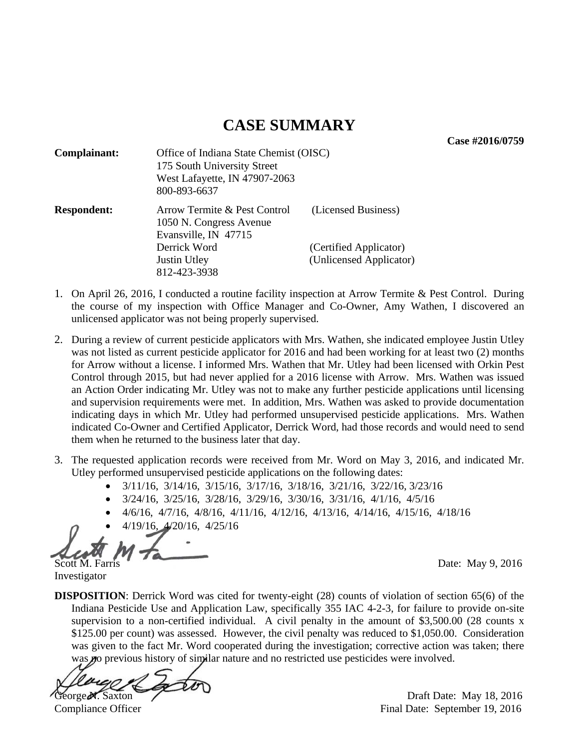# CASE SUMMARY

**Case #2016/0759**

**Complainant:** Office of Indiana State Chemist (OISC)
175 South University Street
West Lafayette, IN 47907-2063
800-893-6637

**Respondent:** Arrow Termite & Pest Control (Licensed Business)
1050 N. Congress Avenue
Evansville, IN 47715
Derrick Word (Certified Applicator)
Justin Utley (Unlicensed Applicator)
812-423-3938

1. On April 26, 2016, I conducted a routine facility inspection at Arrow Termite & Pest Control. During the course of my inspection with Office Manager and Co-Owner, Amy Wathen, I discovered an unlicensed applicator was not being properly supervised.

2. During a review of current pesticide applicators with Mrs. Wathen, she indicated employee Justin Utley was not listed as current pesticide applicator for 2016 and had been working for at least two (2) months for Arrow without a license. I informed Mrs. Wathen that Mr. Utley had been licensed with Orkin Pest Control through 2015, but had never applied for a 2016 license with Arrow. Mrs. Wathen was issued an Action Order indicating Mr. Utley was not to make any further pesticide applications until licensing and supervision requirements were met. In addition, Mrs. Wathen was asked to provide documentation indicating days in which Mr. Utley had performed unsupervised pesticide applications. Mrs. Wathen indicated Co-Owner and Certified Applicator, Derrick Word, had those records and would need to send them when he returned to the business later that day.

3. The requested application records were received from Mr. Word on May 3, 2016, and indicated Mr. Utley performed unsupervised pesticide applications on the following dates:
   - 3/11/16, 3/14/16, 3/15/16, 3/17/16, 3/18/16, 3/21/16, 3/22/16, 3/23/16
   - 3/24/16, 3/25/16, 3/28/16, 3/29/16, 3/30/16, 3/31/16, 4/1/16, 4/5/16
   - 4/6/16, 4/7/16, 4/8/16, 4/11/16, 4/12/16, 4/13/16, 4/14/16, 4/15/16, 4/18/16
   - 4/19/16, 4/20/16, 4/25/16

Scott M. Farris
Investigator

Date: May 9, 2016

**DISPOSITION**: Derrick Word was cited for twenty-eight (28) counts of violation of section 65(6) of the Indiana Pesticide Use and Application Law, specifically 355 IAC 4-2-3, for failure to provide on-site supervision to a non-certified individual. A civil penalty in the amount of $3,500.00 (28 counts x $125.00 per count) was assessed. However, the civil penalty was reduced to $1,050.00. Consideration was given to the fact Mr. Word cooperated during the investigation; corrective action was taken; there was no previous history of similar nature and no restricted use pesticides were involved.

George N. Saxton
Compliance Officer

Draft Date: May 18, 2016
Final Date: September 19, 2016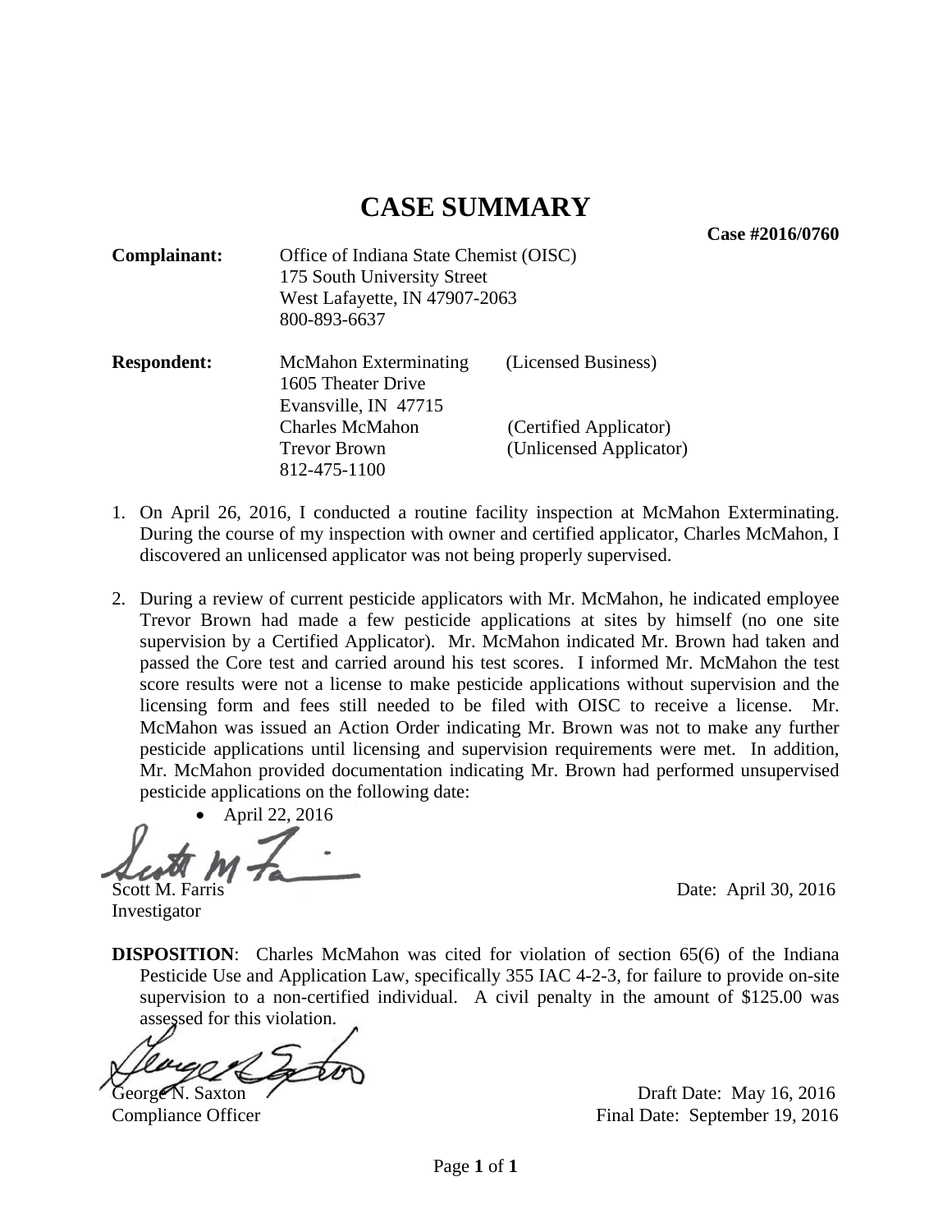# CASE SUMMARY

**Case #2016/0760**

**Complainant:** Office of Indiana State Chemist (OISC)
175 South University Street
West Lafayette, IN 47907-2063
800-893-6637

**Respondent:** McMahon Exterminating (Licensed Business)
1605 Theater Drive
Evansville, IN 47715
Charles McMahon (Certified Applicator)
Trevor Brown (Unlicensed Applicator)
812-475-1100

1. On April 26, 2016, I conducted a routine facility inspection at McMahon Exterminating. During the course of my inspection with owner and certified applicator, Charles McMahon, I discovered an unlicensed applicator was not being properly supervised.

2. During a review of current pesticide applicators with Mr. McMahon, he indicated employee Trevor Brown had made a few pesticide applications at sites by himself (no one site supervision by a Certified Applicator). Mr. McMahon indicated Mr. Brown had taken and passed the Core test and carried around his test scores. I informed Mr. McMahon the test score results were not a license to make pesticide applications without supervision and the licensing form and fees still needed to be filed with OISC to receive a license. Mr. McMahon was issued an Action Order indicating Mr. Brown was not to make any further pesticide applications until licensing and supervision requirements were met. In addition, Mr. McMahon provided documentation indicating Mr. Brown had performed unsupervised pesticide applications on the following date:
   - April 22, 2016

Scott M. Farris
Investigator

Date: April 30, 2016

**DISPOSITION**: Charles McMahon was cited for violation of section 65(6) of the Indiana Pesticide Use and Application Law, specifically 355 IAC 4-2-3, for failure to provide on-site supervision to a non-certified individual. A civil penalty in the amount of $125.00 was assessed for this violation.

George N. Saxton
Compliance Officer

Draft Date: May 16, 2016
Final Date: September 19, 2016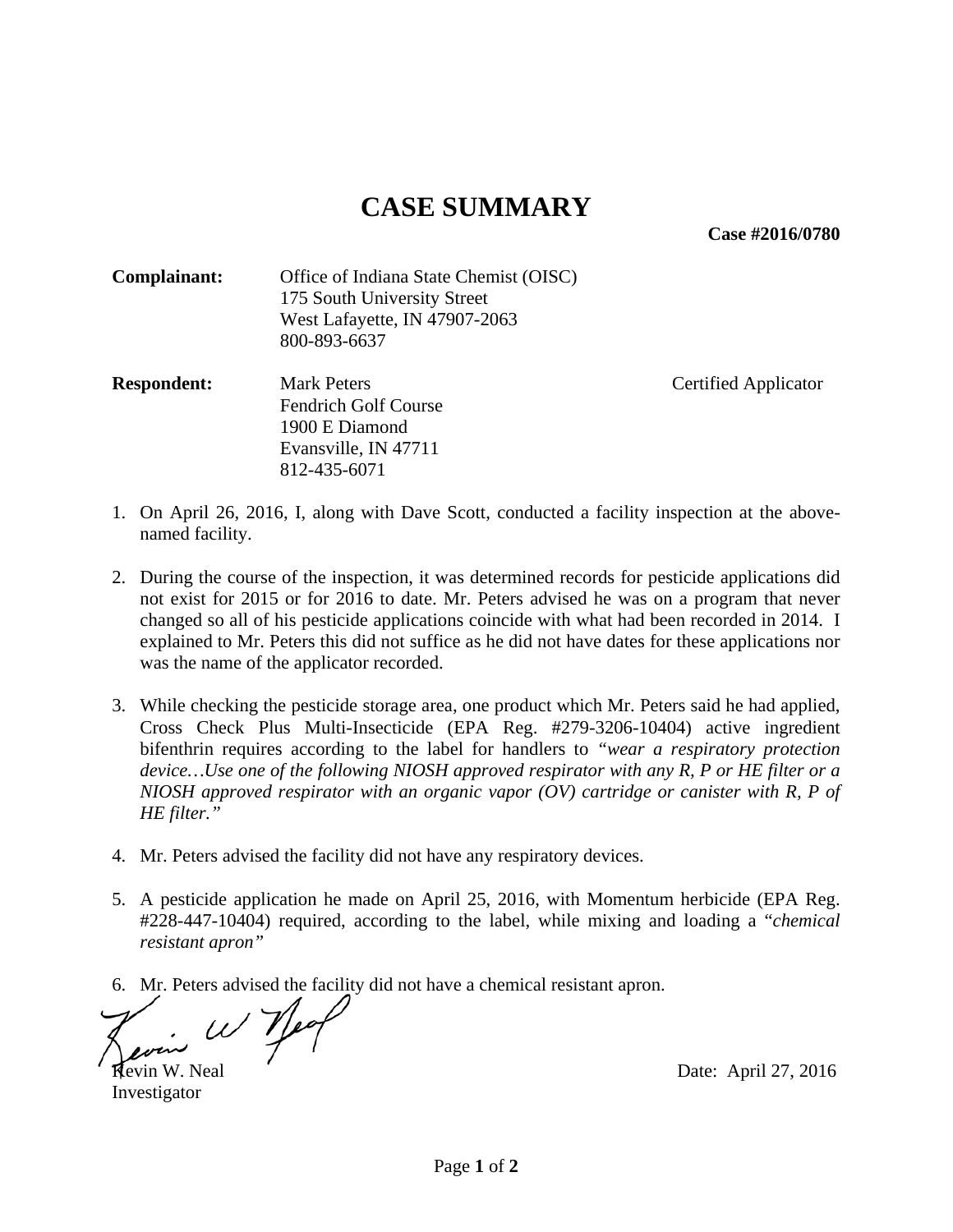# CASE SUMMARY

**Case #2016/0780**

**Complainant:** Office of Indiana State Chemist (OISC)
175 South University Street
West Lafayette, IN 47907-2063
800-893-6637

**Respondent:** Mark Peters — Certified Applicator
Fendrich Golf Course
1900 E Diamond
Evansville, IN 47711
812-435-6071

1. On April 26, 2016, I, along with Dave Scott, conducted a facility inspection at the above-named facility.

2. During the course of the inspection, it was determined records for pesticide applications did not exist for 2015 or for 2016 to date. Mr. Peters advised he was on a program that never changed so all of his pesticide applications coincide with what had been recorded in 2014. I explained to Mr. Peters this did not suffice as he did not have dates for these applications nor was the name of the applicator recorded.

3. While checking the pesticide storage area, one product which Mr. Peters said he had applied, Cross Check Plus Multi-Insecticide (EPA Reg. #279-3206-10404) active ingredient bifenthrin requires according to the label for handlers to *"wear a respiratory protection device…Use one of the following NIOSH approved respirator with any R, P or HE filter or a NIOSH approved respirator with an organic vapor (OV) cartridge or canister with R, P of HE filter."*

4. Mr. Peters advised the facility did not have any respiratory devices.

5. A pesticide application he made on April 25, 2016, with Momentum herbicide (EPA Reg. #228-447-10404) required, according to the label, while mixing and loading a "*chemical resistant apron"*

6. Mr. Peters advised the facility did not have a chemical resistant apron.

Kevin W. Neal
Investigator

Date: April 27, 2016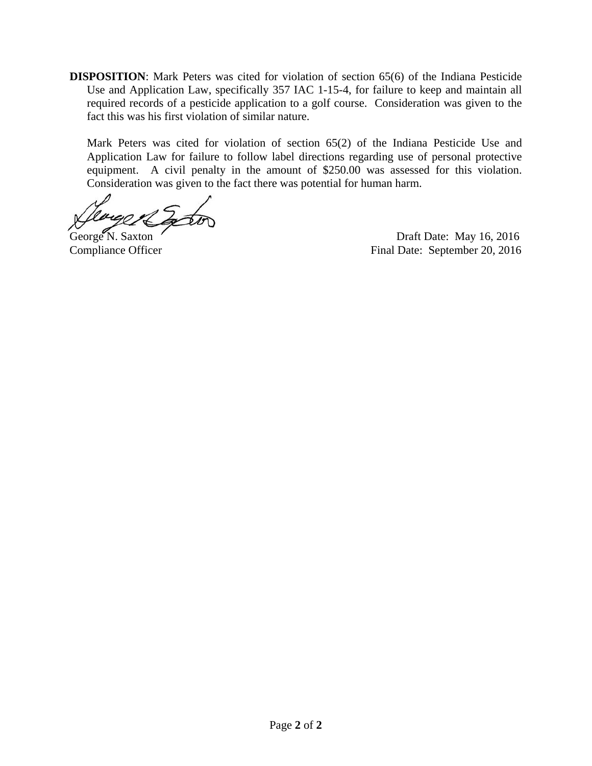**DISPOSITION**: Mark Peters was cited for violation of section 65(6) of the Indiana Pesticide Use and Application Law, specifically 357 IAC 1-15-4, for failure to keep and maintain all required records of a pesticide application to a golf course. Consideration was given to the fact this was his first violation of similar nature.

Mark Peters was cited for violation of section 65(2) of the Indiana Pesticide Use and Application Law for failure to follow label directions regarding use of personal protective equipment. A civil penalty in the amount of $250.00 was assessed for this violation. Consideration was given to the fact there was potential for human harm.

George N. Saxton
Compliance Officer

Draft Date: May 16, 2016
Final Date: September 20, 2016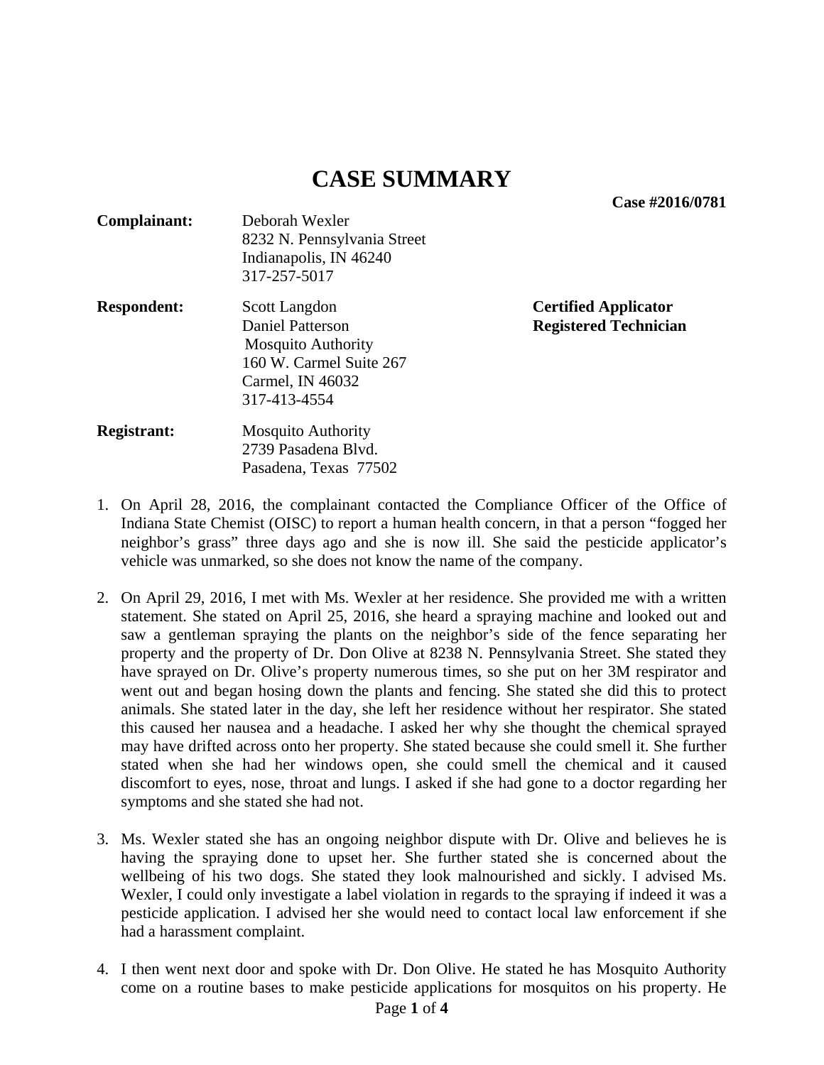# CASE SUMMARY

**Case #2016/0781**

**Complainant:** Deborah Wexler
8232 N. Pennsylvania Street
Indianapolis, IN 46240
317-257-5017

**Respondent:** Scott Langdon — **Certified Applicator**
Daniel Patterson — **Registered Technician**
Mosquito Authority
160 W. Carmel Suite 267
Carmel, IN 46032
317-413-4554

**Registrant:** Mosquito Authority
2739 Pasadena Blvd.
Pasadena, Texas 77502

1. On April 28, 2016, the complainant contacted the Compliance Officer of the Office of Indiana State Chemist (OISC) to report a human health concern, in that a person "fogged her neighbor's grass" three days ago and she is now ill. She said the pesticide applicator's vehicle was unmarked, so she does not know the name of the company.

2. On April 29, 2016, I met with Ms. Wexler at her residence. She provided me with a written statement. She stated on April 25, 2016, she heard a spraying machine and looked out and saw a gentleman spraying the plants on the neighbor's side of the fence separating her property and the property of Dr. Don Olive at 8238 N. Pennsylvania Street. She stated they have sprayed on Dr. Olive's property numerous times, so she put on her 3M respirator and went out and began hosing down the plants and fencing. She stated she did this to protect animals. She stated later in the day, she left her residence without her respirator. She stated this caused her nausea and a headache. I asked her why she thought the chemical sprayed may have drifted across onto her property. She stated because she could smell it. She further stated when she had her windows open, she could smell the chemical and it caused discomfort to eyes, nose, throat and lungs. I asked if she had gone to a doctor regarding her symptoms and she stated she had not.

3. Ms. Wexler stated she has an ongoing neighbor dispute with Dr. Olive and believes he is having the spraying done to upset her. She further stated she is concerned about the wellbeing of his two dogs. She stated they look malnourished and sickly. I advised Ms. Wexler, I could only investigate a label violation in regards to the spraying if indeed it was a pesticide application. I advised her she would need to contact local law enforcement if she had a harassment complaint.

4. I then went next door and spoke with Dr. Don Olive. He stated he has Mosquito Authority come on a routine bases to make pesticide applications for mosquitos on his property. He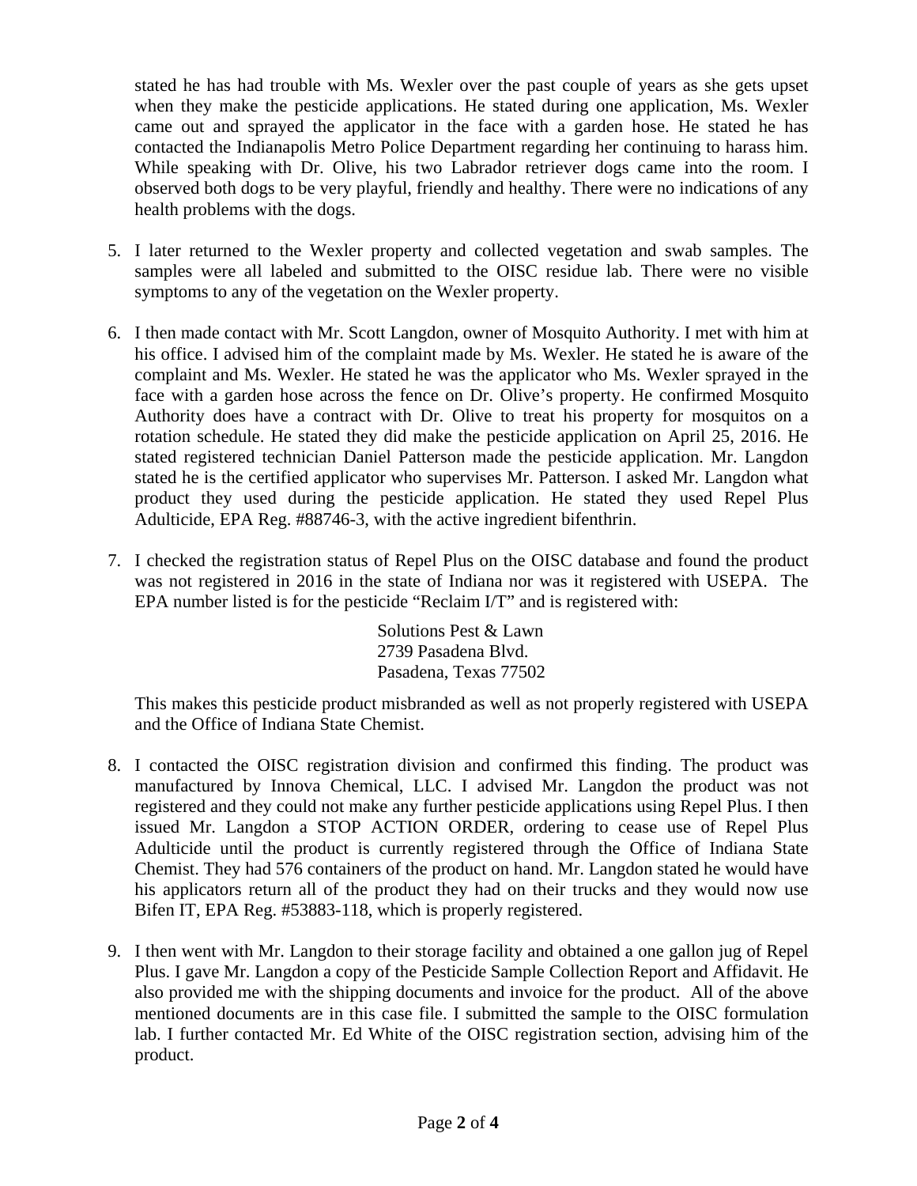stated he has had trouble with Ms. Wexler over the past couple of years as she gets upset when they make the pesticide applications. He stated during one application, Ms. Wexler came out and sprayed the applicator in the face with a garden hose. He stated he has contacted the Indianapolis Metro Police Department regarding her continuing to harass him. While speaking with Dr. Olive, his two Labrador retriever dogs came into the room. I observed both dogs to be very playful, friendly and healthy. There were no indications of any health problems with the dogs.

5. I later returned to the Wexler property and collected vegetation and swab samples. The samples were all labeled and submitted to the OISC residue lab. There were no visible symptoms to any of the vegetation on the Wexler property.

6. I then made contact with Mr. Scott Langdon, owner of Mosquito Authority. I met with him at his office. I advised him of the complaint made by Ms. Wexler. He stated he is aware of the complaint and Ms. Wexler. He stated he was the applicator who Ms. Wexler sprayed in the face with a garden hose across the fence on Dr. Olive's property. He confirmed Mosquito Authority does have a contract with Dr. Olive to treat his property for mosquitos on a rotation schedule. He stated they did make the pesticide application on April 25, 2016. He stated registered technician Daniel Patterson made the pesticide application. Mr. Langdon stated he is the certified applicator who supervises Mr. Patterson. I asked Mr. Langdon what product they used during the pesticide application. He stated they used Repel Plus Adulticide, EPA Reg. #88746-3, with the active ingredient bifenthrin.

7. I checked the registration status of Repel Plus on the OISC database and found the product was not registered in 2016 in the state of Indiana nor was it registered with USEPA. The EPA number listed is for the pesticide "Reclaim I/T" and is registered with:

   Solutions Pest & Lawn
   2739 Pasadena Blvd.
   Pasadena, Texas 77502

   This makes this pesticide product misbranded as well as not properly registered with USEPA and the Office of Indiana State Chemist.

8. I contacted the OISC registration division and confirmed this finding. The product was manufactured by Innova Chemical, LLC. I advised Mr. Langdon the product was not registered and they could not make any further pesticide applications using Repel Plus. I then issued Mr. Langdon a STOP ACTION ORDER, ordering to cease use of Repel Plus Adulticide until the product is currently registered through the Office of Indiana State Chemist. They had 576 containers of the product on hand. Mr. Langdon stated he would have his applicators return all of the product they had on their trucks and they would now use Bifen IT, EPA Reg. #53883-118, which is properly registered.

9. I then went with Mr. Langdon to their storage facility and obtained a one gallon jug of Repel Plus. I gave Mr. Langdon a copy of the Pesticide Sample Collection Report and Affidavit. He also provided me with the shipping documents and invoice for the product. All of the above mentioned documents are in this case file. I submitted the sample to the OISC formulation lab. I further contacted Mr. Ed White of the OISC registration section, advising him of the product.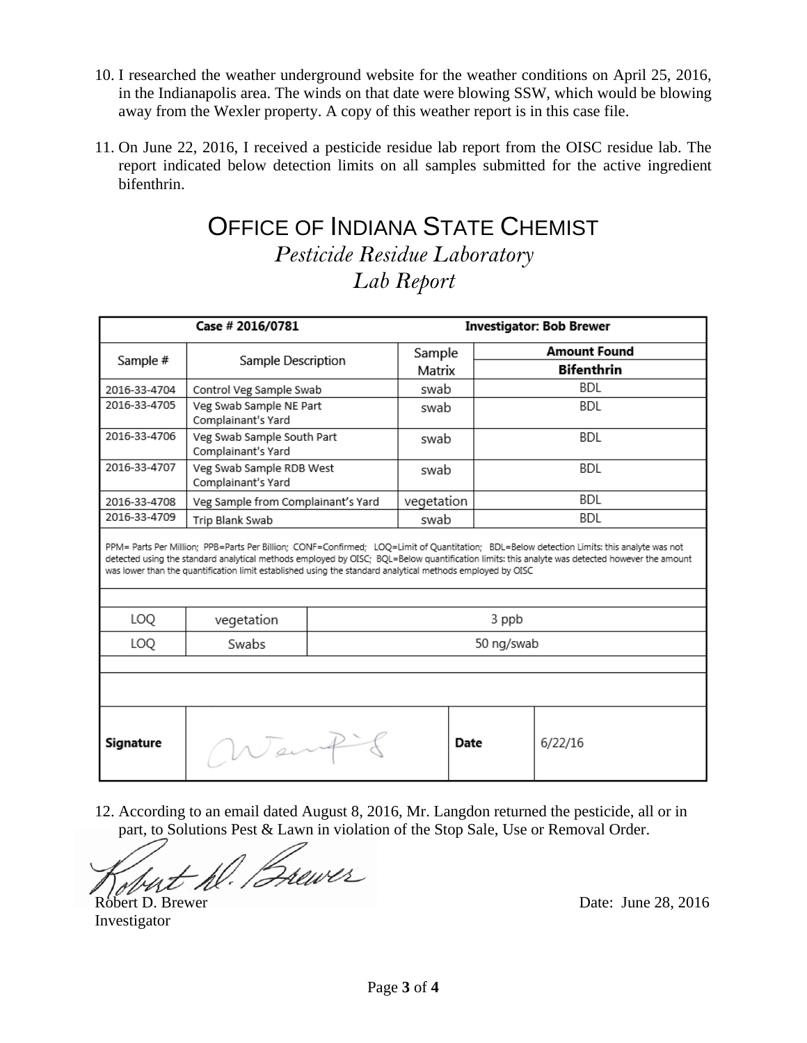10. I researched the weather underground website for the weather conditions on April 25, 2016, in the Indianapolis area. The winds on that date were blowing SSW, which would be blowing away from the Wexler property. A copy of this weather report is in this case file.

11. On June 22, 2016, I received a pesticide residue lab report from the OISC residue lab. The report indicated below detection limits on all samples submitted for the active ingredient bifenthrin.

# OFFICE OF INDIANA STATE CHEMIST

## *Pesticide Residue Laboratory*

## *Lab Report*

| **Case # 2016/0781** | | | **Investigator: Bob Brewer** |
|---|---|---|---|
| Sample # | Sample Description | Sample Matrix | **Amount Found** **Bifenthrin** |
| 2016-33-4704 | Control Veg Sample Swab | swab | BDL |
| 2016-33-4705 | Veg Swab Sample NE Part Complainant's Yard | swab | BDL |
| 2016-33-4706 | Veg Swab Sample South Part Complainant's Yard | swab | BDL |
| 2016-33-4707 | Veg Swab Sample RDB West Complainant's Yard | swab | BDL |
| 2016-33-4708 | Veg Sample from Complainant's Yard | vegetation | BDL |
| 2016-33-4709 | Trip Blank Swab | swab | BDL |

PPM= Parts Per Million; PPB=Parts Per Billion; CONF=Confirmed; LOQ=Limit of Quantitation; BDL=Below detection Limits: this analyte was not detected using the standard analytical methods employed by OISC; BQL=Below quantification limits: this analyte was detected however the amount was lower than the quantification limit established using the standard analytical methods employed by OISC

| LOQ | Matrix | Limit |
|---|---|---|
| LOQ | vegetation | 3 ppb |
| LOQ | Swabs | 50 ng/swab |

| **Signature** | *(signature)* | **Date** | 6/22/16 |
|---|---|---|---|

12. According to an email dated August 8, 2016, Mr. Langdon returned the pesticide, all or in part, to Solutions Pest & Lawn in violation of the Stop Sale, Use or Removal Order.

*(signature)*
Robert D. Brewer
Investigator

Date: June 28, 2016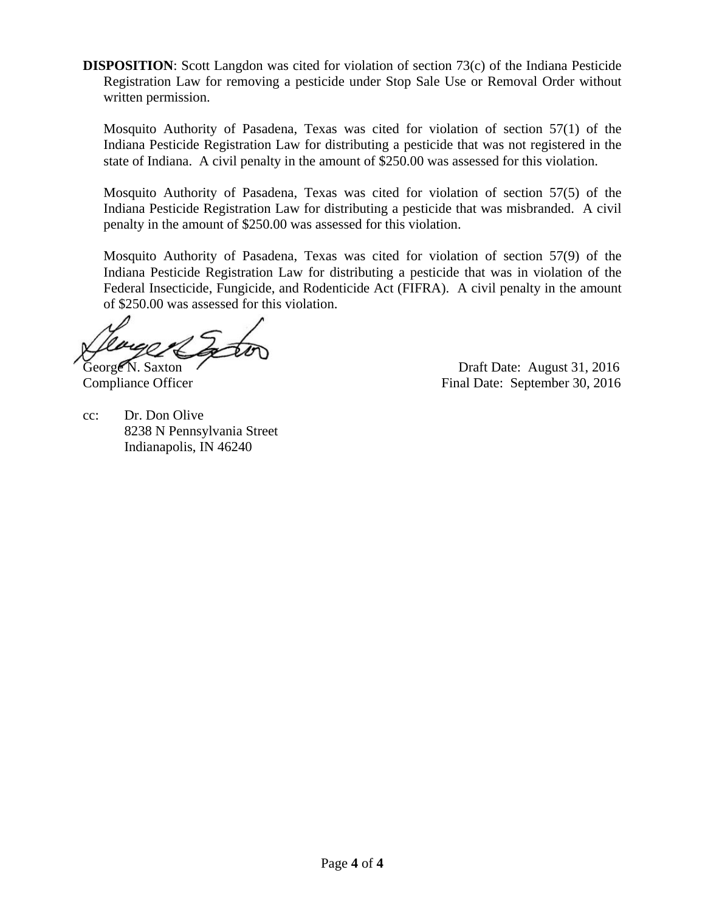**DISPOSITION**: Scott Langdon was cited for violation of section 73(c) of the Indiana Pesticide Registration Law for removing a pesticide under Stop Sale Use or Removal Order without written permission.

Mosquito Authority of Pasadena, Texas was cited for violation of section 57(1) of the Indiana Pesticide Registration Law for distributing a pesticide that was not registered in the state of Indiana. A civil penalty in the amount of $250.00 was assessed for this violation.

Mosquito Authority of Pasadena, Texas was cited for violation of section 57(5) of the Indiana Pesticide Registration Law for distributing a pesticide that was misbranded. A civil penalty in the amount of $250.00 was assessed for this violation.

Mosquito Authority of Pasadena, Texas was cited for violation of section 57(9) of the Indiana Pesticide Registration Law for distributing a pesticide that was in violation of the Federal Insecticide, Fungicide, and Rodenticide Act (FIFRA). A civil penalty in the amount of $250.00 was assessed for this violation.

George N. Saxton
Compliance Officer

Draft Date: August 31, 2016
Final Date: September 30, 2016

cc: Dr. Don Olive
8238 N Pennsylvania Street
Indianapolis, IN 46240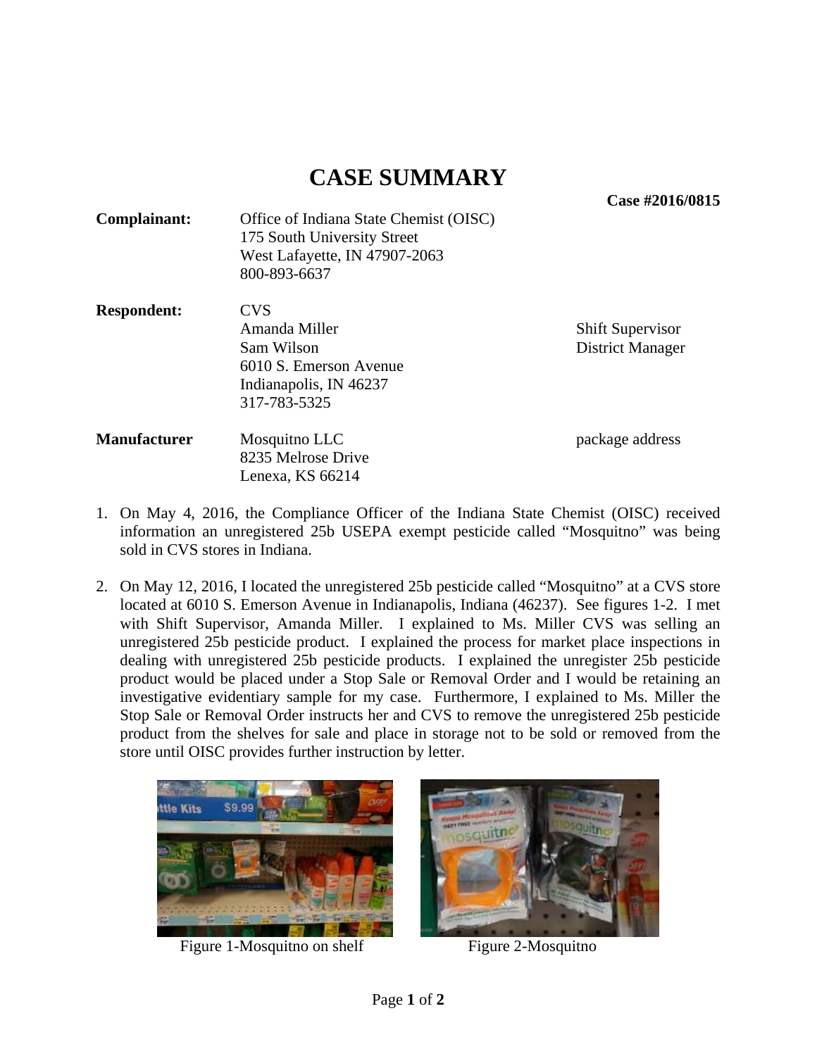# CASE SUMMARY

**Case #2016/0815**

| | | |
|---|---|---|
| **Complainant:** | Office of Indiana State Chemist (OISC)<br>175 South University Street<br>West Lafayette, IN 47907-2063<br>800-893-6637 | |
| **Respondent:** | CVS<br>Amanda Miller<br>Sam Wilson<br>6010 S. Emerson Avenue<br>Indianapolis, IN 46237<br>317-783-5325 | <br>Shift Supervisor<br>District Manager |
| **Manufacturer** | Mosquitno LLC<br>8235 Melrose Drive<br>Lenexa, KS 66214 | package address |

1. On May 4, 2016, the Compliance Officer of the Indiana State Chemist (OISC) received information an unregistered 25b USEPA exempt pesticide called "Mosquitno" was being sold in CVS stores in Indiana.

2. On May 12, 2016, I located the unregistered 25b pesticide called "Mosquitno" at a CVS store located at 6010 S. Emerson Avenue in Indianapolis, Indiana (46237). See figures 1-2. I met with Shift Supervisor, Amanda Miller. I explained to Ms. Miller CVS was selling an unregistered 25b pesticide product. I explained the process for market place inspections in dealing with unregistered 25b pesticide products. I explained the unregister 25b pesticide product would be placed under a Stop Sale or Removal Order and I would be retaining an investigative evidentiary sample for my case. Furthermore, I explained to Ms. Miller the Stop Sale or Removal Order instructs her and CVS to remove the unregistered 25b pesticide product from the shelves for sale and place in storage not to be sold or removed from the store until OISC provides further instruction by letter.

Figure 1-Mosquitno on shelf

Figure 2-Mosquitno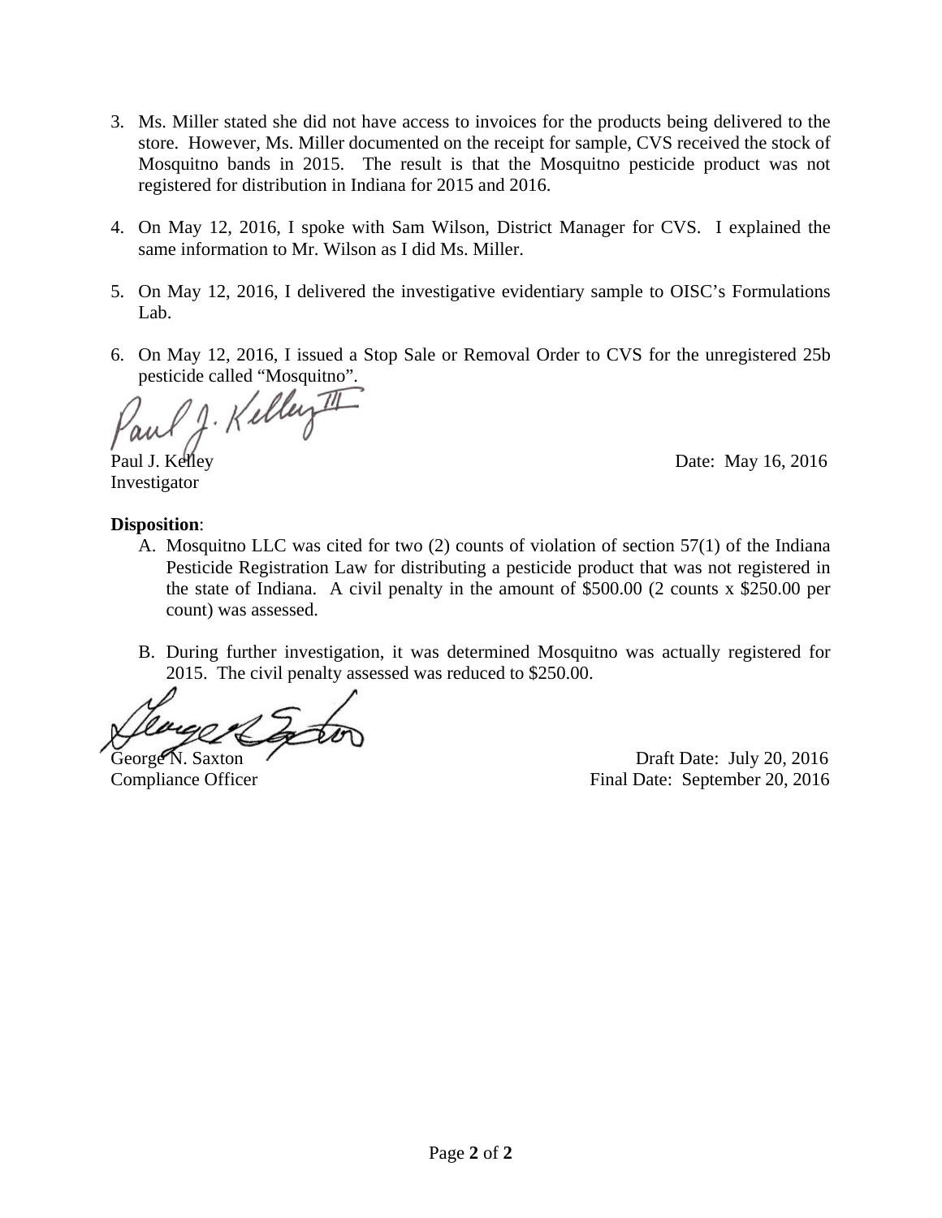3. Ms. Miller stated she did not have access to invoices for the products being delivered to the store. However, Ms. Miller documented on the receipt for sample, CVS received the stock of Mosquitno bands in 2015. The result is that the Mosquitno pesticide product was not registered for distribution in Indiana for 2015 and 2016.

4. On May 12, 2016, I spoke with Sam Wilson, District Manager for CVS. I explained the same information to Mr. Wilson as I did Ms. Miller.

5. On May 12, 2016, I delivered the investigative evidentiary sample to OISC's Formulations Lab.

6. On May 12, 2016, I issued a Stop Sale or Removal Order to CVS for the unregistered 25b pesticide called "Mosquitno".

Paul J. Kelley
Investigator

Date: May 16, 2016

**Disposition**:

A. Mosquitno LLC was cited for two (2) counts of violation of section 57(1) of the Indiana Pesticide Registration Law for distributing a pesticide product that was not registered in the state of Indiana. A civil penalty in the amount of $500.00 (2 counts x $250.00 per count) was assessed.

B. During further investigation, it was determined Mosquitno was actually registered for 2015. The civil penalty assessed was reduced to $250.00.

George N. Saxton
Compliance Officer

Draft Date: July 20, 2016
Final Date: September 20, 2016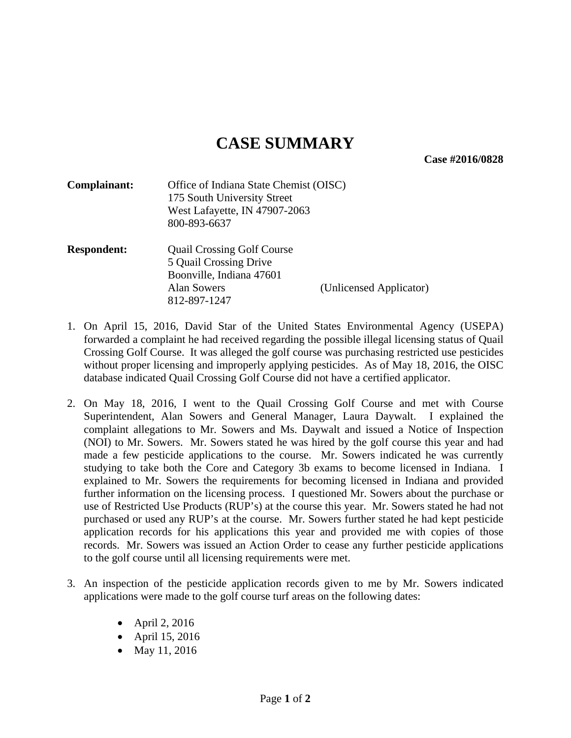# CASE SUMMARY

**Case #2016/0828**

| | | |
|---|---|---|
| **Complainant:** | Office of Indiana State Chemist (OISC)<br>175 South University Street<br>West Lafayette, IN 47907-2063<br>800-893-6637 | |
| **Respondent:** | Quail Crossing Golf Course<br>5 Quail Crossing Drive<br>Boonville, Indiana 47601<br>Alan Sowers<br>812-897-1247 | <br><br><br>(Unlicensed Applicator) |

1. On April 15, 2016, David Star of the United States Environmental Agency (USEPA) forwarded a complaint he had received regarding the possible illegal licensing status of Quail Crossing Golf Course. It was alleged the golf course was purchasing restricted use pesticides without proper licensing and improperly applying pesticides. As of May 18, 2016, the OISC database indicated Quail Crossing Golf Course did not have a certified applicator.

2. On May 18, 2016, I went to the Quail Crossing Golf Course and met with Course Superintendent, Alan Sowers and General Manager, Laura Daywalt. I explained the complaint allegations to Mr. Sowers and Ms. Daywalt and issued a Notice of Inspection (NOI) to Mr. Sowers. Mr. Sowers stated he was hired by the golf course this year and had made a few pesticide applications to the course. Mr. Sowers indicated he was currently studying to take both the Core and Category 3b exams to become licensed in Indiana. I explained to Mr. Sowers the requirements for becoming licensed in Indiana and provided further information on the licensing process. I questioned Mr. Sowers about the purchase or use of Restricted Use Products (RUP's) at the course this year. Mr. Sowers stated he had not purchased or used any RUP's at the course. Mr. Sowers further stated he had kept pesticide application records for his applications this year and provided me with copies of those records. Mr. Sowers was issued an Action Order to cease any further pesticide applications to the golf course until all licensing requirements were met.

3. An inspection of the pesticide application records given to me by Mr. Sowers indicated applications were made to the golf course turf areas on the following dates:

   - April 2, 2016
   - April 15, 2016
   - May 11, 2016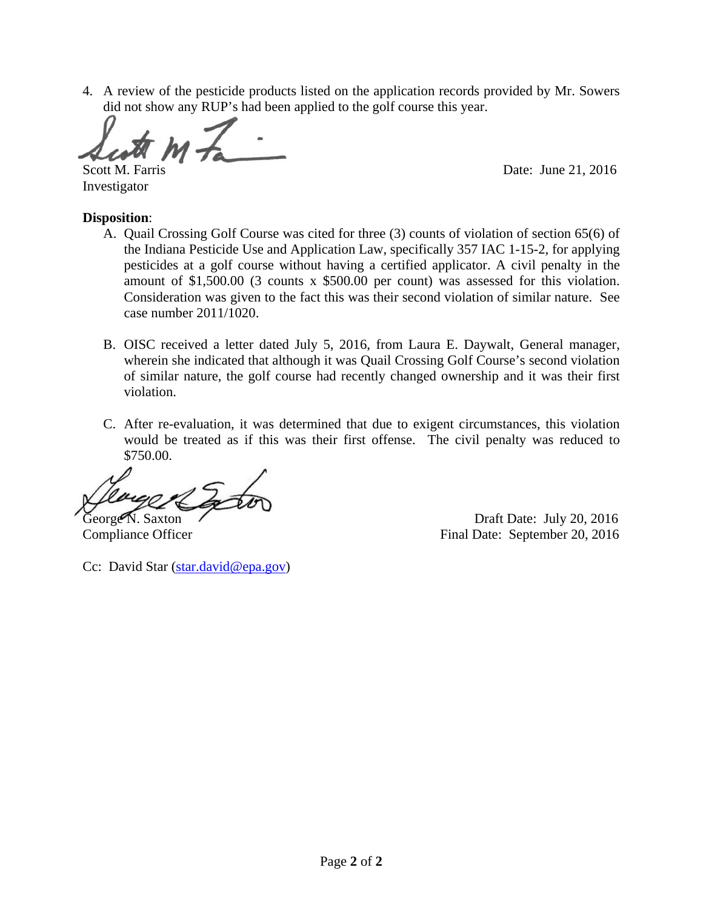4. A review of the pesticide products listed on the application records provided by Mr. Sowers did not show any RUP's had been applied to the golf course this year.

Scott M. Farris
Investigator

Date: June 21, 2016

**Disposition**:

A. Quail Crossing Golf Course was cited for three (3) counts of violation of section 65(6) of the Indiana Pesticide Use and Application Law, specifically 357 IAC 1-15-2, for applying pesticides at a golf course without having a certified applicator. A civil penalty in the amount of $1,500.00 (3 counts x $500.00 per count) was assessed for this violation. Consideration was given to the fact this was their second violation of similar nature. See case number 2011/1020.

B. OISC received a letter dated July 5, 2016, from Laura E. Daywalt, General manager, wherein she indicated that although it was Quail Crossing Golf Course's second violation of similar nature, the golf course had recently changed ownership and it was their first violation.

C. After re-evaluation, it was determined that due to exigent circumstances, this violation would be treated as if this was their first offense. The civil penalty was reduced to $750.00.

George N. Saxton
Compliance Officer

Draft Date: July 20, 2016
Final Date: September 20, 2016

Cc: David Star (star.david@epa.gov)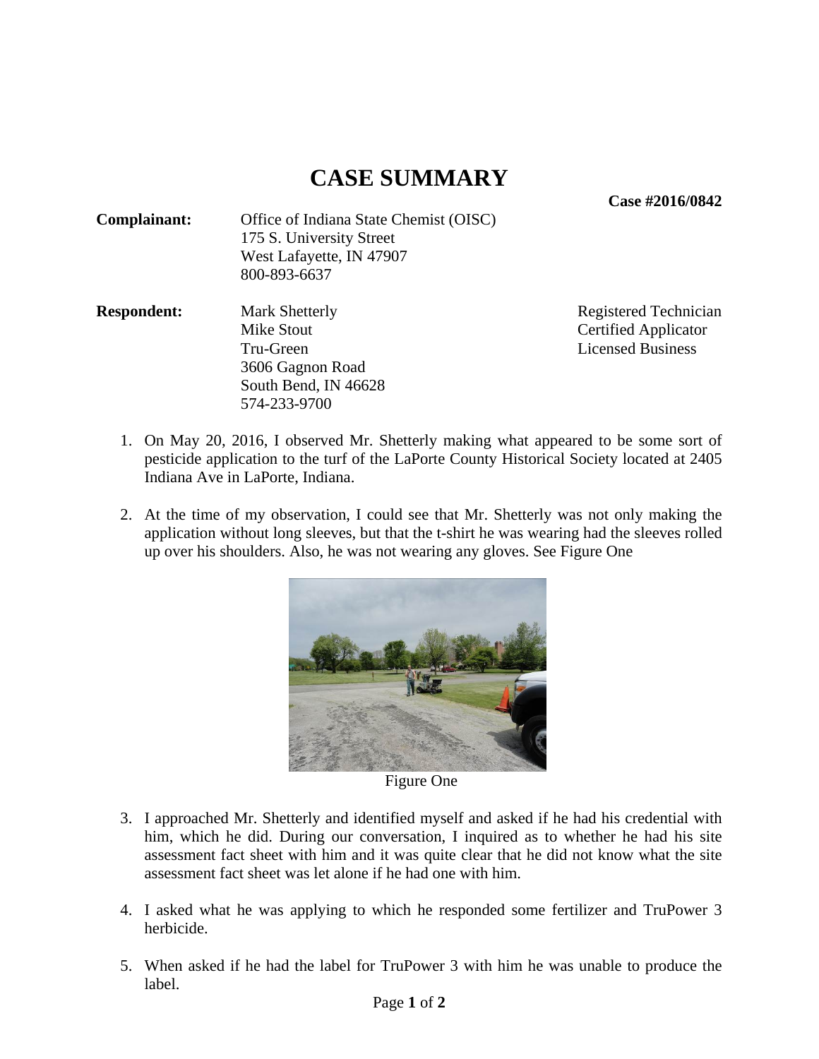# CASE SUMMARY

**Case #2016/0842**

| | | |
|---|---|---|
| **Complainant:** | Office of Indiana State Chemist (OISC)<br>175 S. University Street<br>West Lafayette, IN 47907<br>800-893-6637 | |
| **Respondent:** | Mark Shetterly<br>Mike Stout<br>Tru-Green<br>3606 Gagnon Road<br>South Bend, IN 46628<br>574-233-9700 | Registered Technician<br>Certified Applicator<br>Licensed Business |

1. On May 20, 2016, I observed Mr. Shetterly making what appeared to be some sort of pesticide application to the turf of the LaPorte County Historical Society located at 2405 Indiana Ave in LaPorte, Indiana.

2. At the time of my observation, I could see that Mr. Shetterly was not only making the application without long sleeves, but that the t-shirt he was wearing had the sleeves rolled up over his shoulders. Also, he was not wearing any gloves. See Figure One

Figure One

3. I approached Mr. Shetterly and identified myself and asked if he had his credential with him, which he did. During our conversation, I inquired as to whether he had his site assessment fact sheet with him and it was quite clear that he did not know what the site assessment fact sheet was let alone if he had one with him.

4. I asked what he was applying to which he responded some fertilizer and TruPower 3 herbicide.

5. When asked if he had the label for TruPower 3 with him he was unable to produce the label.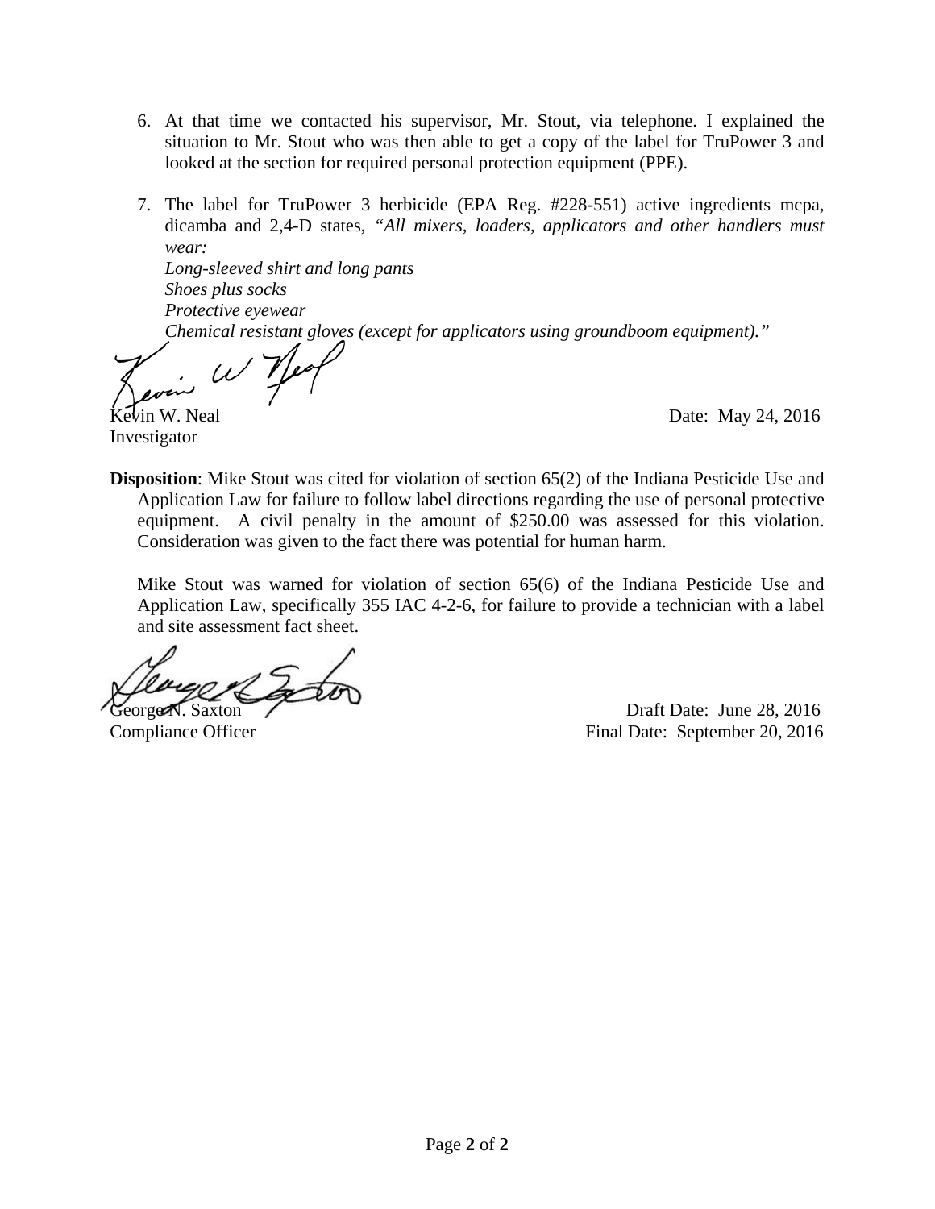6. At that time we contacted his supervisor, Mr. Stout, via telephone. I explained the situation to Mr. Stout who was then able to get a copy of the label for TruPower 3 and looked at the section for required personal protection equipment (PPE).

7. The label for TruPower 3 herbicide (EPA Reg. #228-551) active ingredients mcpa, dicamba and 2,4-D states, *"All mixers, loaders, applicators and other handlers must wear:*
   *Long-sleeved shirt and long pants*
   *Shoes plus socks*
   *Protective eyewear*
   *Chemical resistant gloves (except for applicators using groundboom equipment)."*

Kevin W. Neal
Investigator

Date: May 24, 2016

**Disposition**: Mike Stout was cited for violation of section 65(2) of the Indiana Pesticide Use and Application Law for failure to follow label directions regarding the use of personal protective equipment. A civil penalty in the amount of $250.00 was assessed for this violation. Consideration was given to the fact there was potential for human harm.

Mike Stout was warned for violation of section 65(6) of the Indiana Pesticide Use and Application Law, specifically 355 IAC 4-2-6, for failure to provide a technician with a label and site assessment fact sheet.

George N. Saxton
Compliance Officer

Draft Date: June 28, 2016
Final Date: September 20, 2016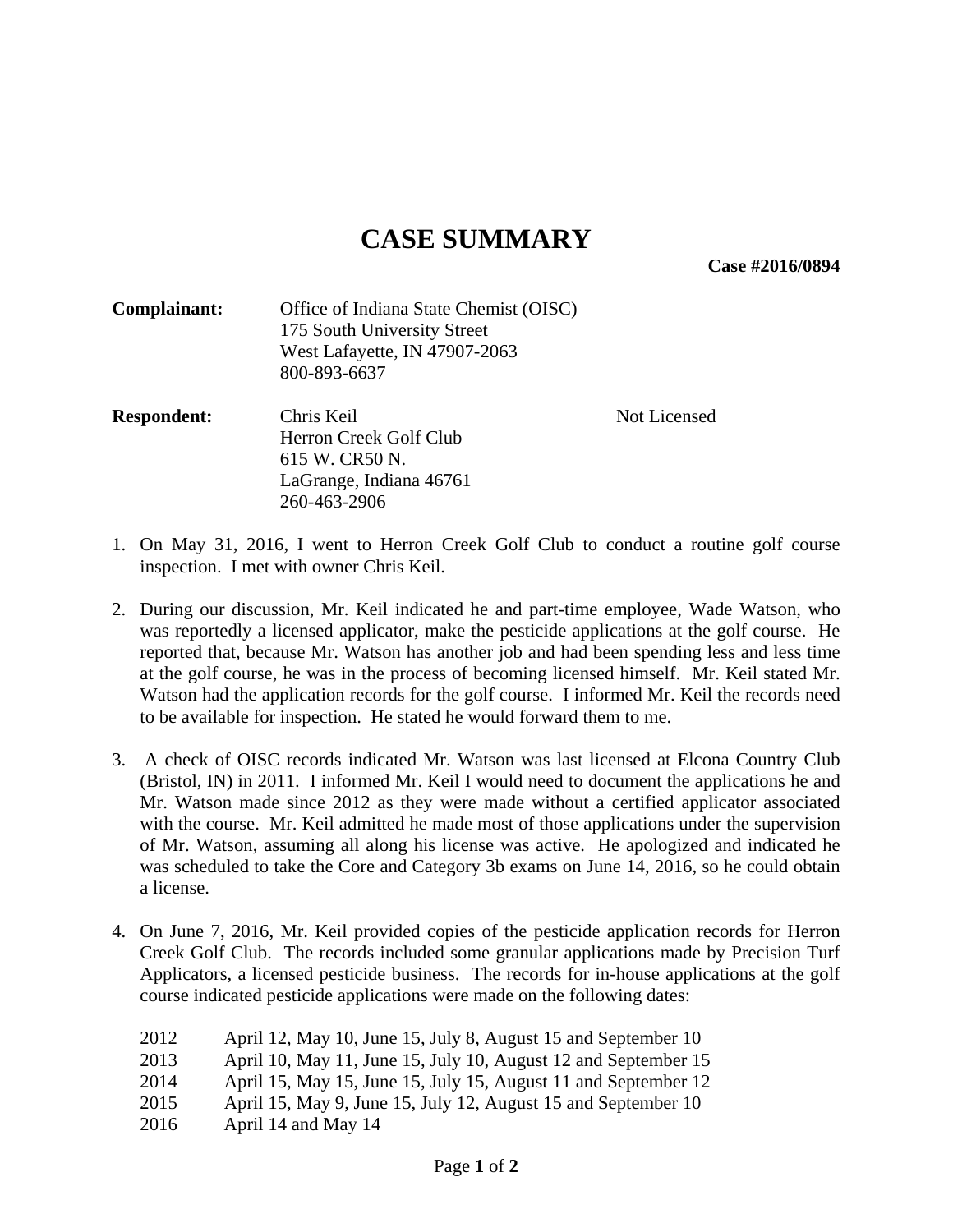# CASE SUMMARY

**Case #2016/0894**

**Complainant:** Office of Indiana State Chemist (OISC)
175 South University Street
West Lafayette, IN 47907-2063
800-893-6637

**Respondent:** Chris Keil — Not Licensed
Herron Creek Golf Club
615 W. CR50 N.
LaGrange, Indiana 46761
260-463-2906

1. On May 31, 2016, I went to Herron Creek Golf Club to conduct a routine golf course inspection. I met with owner Chris Keil.

2. During our discussion, Mr. Keil indicated he and part-time employee, Wade Watson, who was reportedly a licensed applicator, make the pesticide applications at the golf course. He reported that, because Mr. Watson has another job and had been spending less and less time at the golf course, he was in the process of becoming licensed himself. Mr. Keil stated Mr. Watson had the application records for the golf course. I informed Mr. Keil the records need to be available for inspection. He stated he would forward them to me.

3. A check of OISC records indicated Mr. Watson was last licensed at Elcona Country Club (Bristol, IN) in 2011. I informed Mr. Keil I would need to document the applications he and Mr. Watson made since 2012 as they were made without a certified applicator associated with the course. Mr. Keil admitted he made most of those applications under the supervision of Mr. Watson, assuming all along his license was active. He apologized and indicated he was scheduled to take the Core and Category 3b exams on June 14, 2016, so he could obtain a license.

4. On June 7, 2016, Mr. Keil provided copies of the pesticide application records for Herron Creek Golf Club. The records included some granular applications made by Precision Turf Applicators, a licensed pesticide business. The records for in-house applications at the golf course indicated pesticide applications were made on the following dates:

   2012 April 12, May 10, June 15, July 8, August 15 and September 10
   2013 April 10, May 11, June 15, July 10, August 12 and September 15
   2014 April 15, May 15, June 15, July 15, August 11 and September 12
   2015 April 15, May 9, June 15, July 12, August 15 and September 10
   2016 April 14 and May 14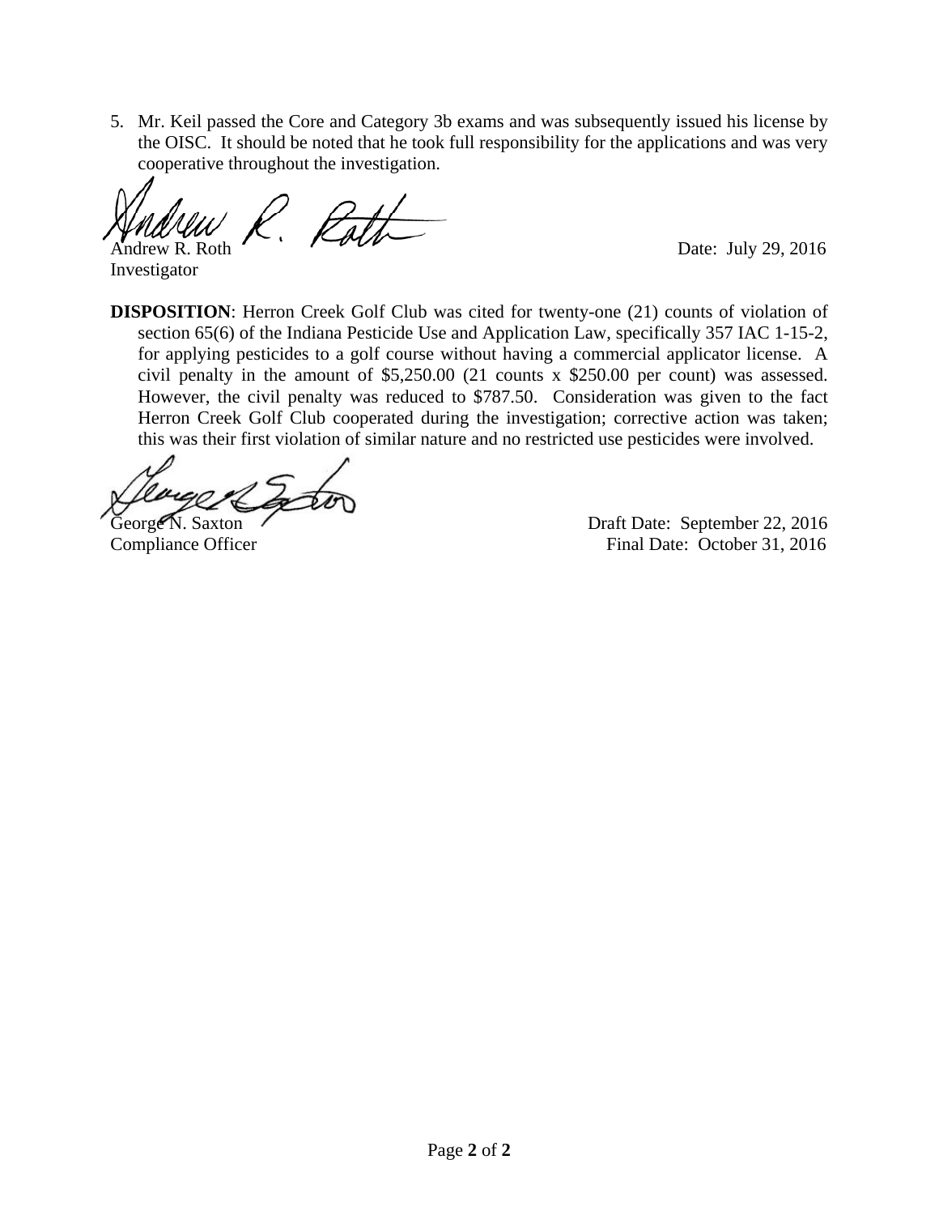5. Mr. Keil passed the Core and Category 3b exams and was subsequently issued his license by the OISC. It should be noted that he took full responsibility for the applications and was very cooperative throughout the investigation.

Andrew R. Roth
Investigator

Date: July 29, 2016

**DISPOSITION**: Herron Creek Golf Club was cited for twenty-one (21) counts of violation of section 65(6) of the Indiana Pesticide Use and Application Law, specifically 357 IAC 1-15-2, for applying pesticides to a golf course without having a commercial applicator license. A civil penalty in the amount of $5,250.00 (21 counts x $250.00 per count) was assessed. However, the civil penalty was reduced to $787.50. Consideration was given to the fact Herron Creek Golf Club cooperated during the investigation; corrective action was taken; this was their first violation of similar nature and no restricted use pesticides were involved.

George N. Saxton
Compliance Officer

Draft Date: September 22, 2016
Final Date: October 31, 2016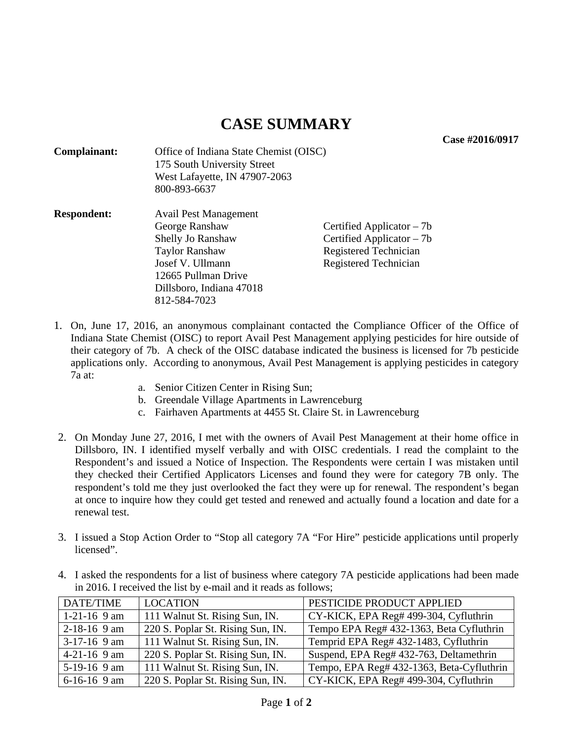# CASE SUMMARY

**Case #2016/0917**

**Complainant:** Office of Indiana State Chemist (OISC)
175 South University Street
West Lafayette, IN 47907-2063
800-893-6637

**Respondent:** Avail Pest Management
George Ranshaw — Certified Applicator – 7b
Shelly Jo Ranshaw — Certified Applicator – 7b
Taylor Ranshaw — Registered Technician
Josef V. Ullmann — Registered Technician
12665 Pullman Drive
Dillsboro, Indiana 47018
812-584-7023

1. On, June 17, 2016, an anonymous complainant contacted the Compliance Officer of the Office of Indiana State Chemist (OISC) to report Avail Pest Management applying pesticides for hire outside of their category of 7b. A check of the OISC database indicated the business is licensed for 7b pesticide applications only. According to anonymous, Avail Pest Management is applying pesticides in category 7a at:
   a. Senior Citizen Center in Rising Sun;
   b. Greendale Village Apartments in Lawrenceburg
   c. Fairhaven Apartments at 4455 St. Claire St. in Lawrenceburg

2. On Monday June 27, 2016, I met with the owners of Avail Pest Management at their home office in Dillsboro, IN. I identified myself verbally and with OISC credentials. I read the complaint to the Respondent's and issued a Notice of Inspection. The Respondents were certain I was mistaken until they checked their Certified Applicators Licenses and found they were for category 7B only. The respondent's told me they just overlooked the fact they were up for renewal. The respondent's began at once to inquire how they could get tested and renewed and actually found a location and date for a renewal test.

3. I issued a Stop Action Order to "Stop all category 7A "For Hire" pesticide applications until properly licensed".

4. I asked the respondents for a list of business where category 7A pesticide applications had been made in 2016. I received the list by e-mail and it reads as follows;

| DATE/TIME | LOCATION | PESTICIDE PRODUCT APPLIED |
|---|---|---|
| 1-21-16 9 am | 111 Walnut St. Rising Sun, IN. | CY-KICK, EPA Reg# 499-304, Cyfluthrin |
| 2-18-16 9 am | 220 S. Poplar St. Rising Sun, IN. | Tempo EPA Reg# 432-1363, Beta Cyfluthrin |
| 3-17-16 9 am | 111 Walnut St. Rising Sun, IN. | Temprid EPA Reg# 432-1483, Cyfluthrin |
| 4-21-16 9 am | 220 S. Poplar St. Rising Sun, IN. | Suspend, EPA Reg# 432-763, Deltamethrin |
| 5-19-16 9 am | 111 Walnut St. Rising Sun, IN. | Tempo, EPA Reg# 432-1363, Beta-Cyfluthrin |
| 6-16-16 9 am | 220 S. Poplar St. Rising Sun, IN. | CY-KICK, EPA Reg# 499-304, Cyfluthrin |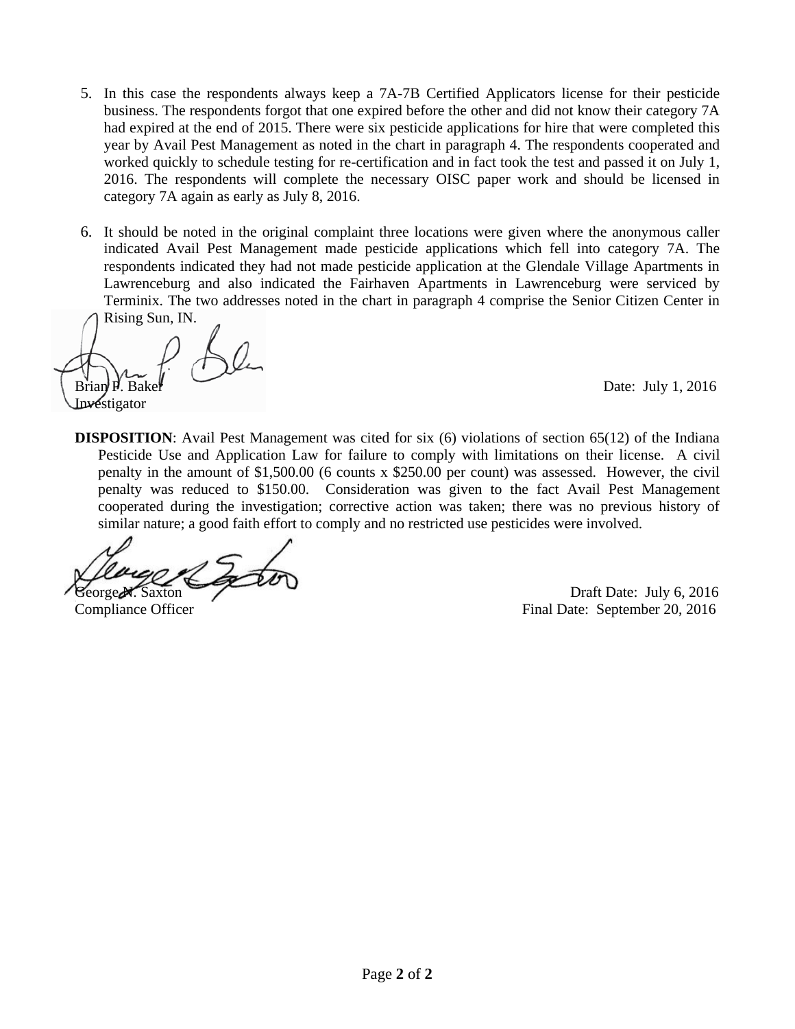5. In this case the respondents always keep a 7A-7B Certified Applicators license for their pesticide business. The respondents forgot that one expired before the other and did not know their category 7A had expired at the end of 2015. There were six pesticide applications for hire that were completed this year by Avail Pest Management as noted in the chart in paragraph 4. The respondents cooperated and worked quickly to schedule testing for re-certification and in fact took the test and passed it on July 1, 2016. The respondents will complete the necessary OISC paper work and should be licensed in category 7A again as early as July 8, 2016.

6. It should be noted in the original complaint three locations were given where the anonymous caller indicated Avail Pest Management made pesticide applications which fell into category 7A. The respondents indicated they had not made pesticide application at the Glendale Village Apartments in Lawrenceburg and also indicated the Fairhaven Apartments in Lawrenceburg were serviced by Terminix. The two addresses noted in the chart in paragraph 4 comprise the Senior Citizen Center in Rising Sun, IN.

Brian P. Baker
Investigator

Date: July 1, 2016

**DISPOSITION**: Avail Pest Management was cited for six (6) violations of section 65(12) of the Indiana Pesticide Use and Application Law for failure to comply with limitations on their license. A civil penalty in the amount of $1,500.00 (6 counts x $250.00 per count) was assessed. However, the civil penalty was reduced to $150.00. Consideration was given to the fact Avail Pest Management cooperated during the investigation; corrective action was taken; there was no previous history of similar nature; a good faith effort to comply and no restricted use pesticides were involved.

George N. Saxton
Compliance Officer

Draft Date: July 6, 2016
Final Date: September 20, 2016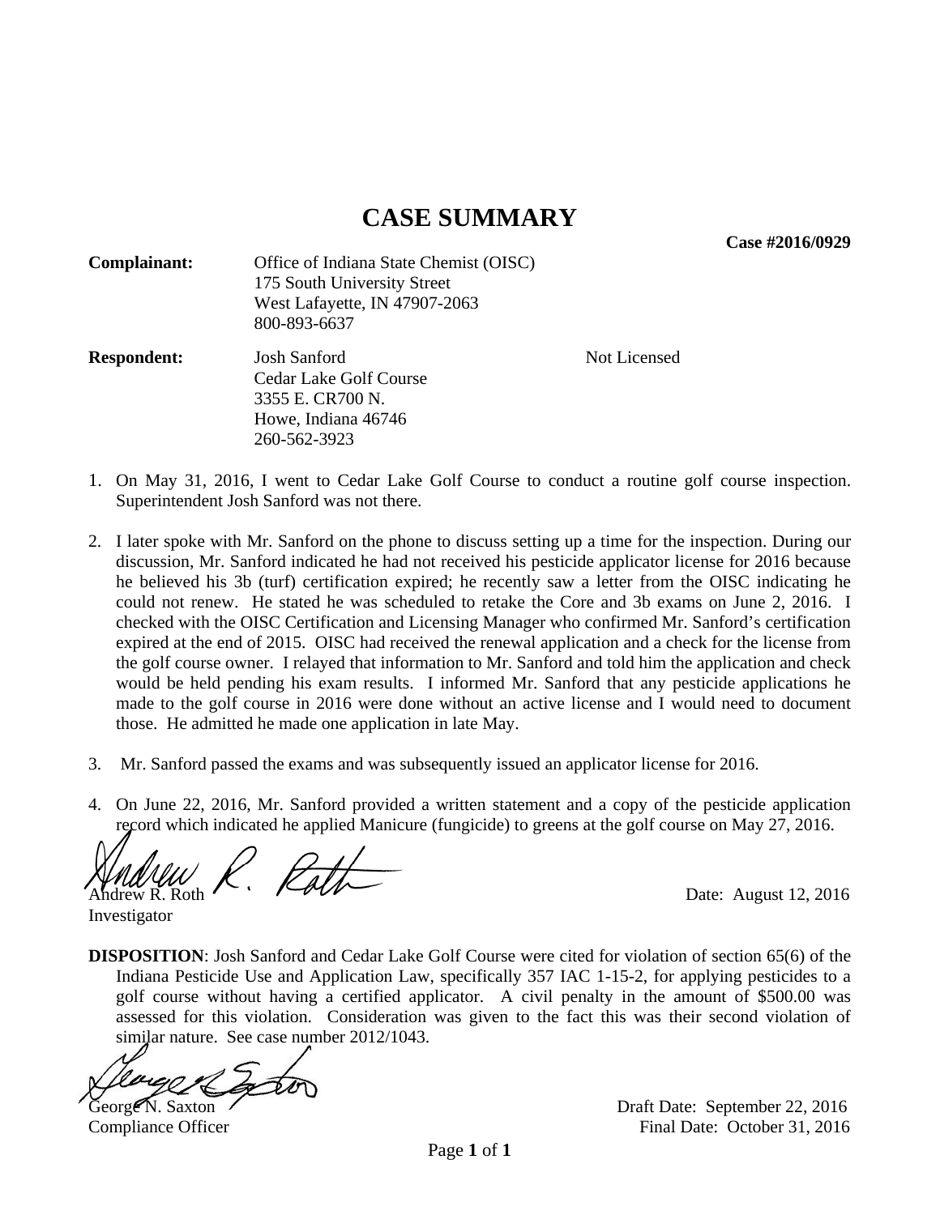# CASE SUMMARY

**Case #2016/0929**

**Complainant:** Office of Indiana State Chemist (OISC)
175 South University Street
West Lafayette, IN 47907-2063
800-893-6637

**Respondent:** Josh Sanford — Not Licensed
Cedar Lake Golf Course
3355 E. CR700 N.
Howe, Indiana 46746
260-562-3923

1. On May 31, 2016, I went to Cedar Lake Golf Course to conduct a routine golf course inspection. Superintendent Josh Sanford was not there.

2. I later spoke with Mr. Sanford on the phone to discuss setting up a time for the inspection. During our discussion, Mr. Sanford indicated he had not received his pesticide applicator license for 2016 because he believed his 3b (turf) certification expired; he recently saw a letter from the OISC indicating he could not renew. He stated he was scheduled to retake the Core and 3b exams on June 2, 2016. I checked with the OISC Certification and Licensing Manager who confirmed Mr. Sanford's certification expired at the end of 2015. OISC had received the renewal application and a check for the license from the golf course owner. I relayed that information to Mr. Sanford and told him the application and check would be held pending his exam results. I informed Mr. Sanford that any pesticide applications he made to the golf course in 2016 were done without an active license and I would need to document those. He admitted he made one application in late May.

3. Mr. Sanford passed the exams and was subsequently issued an applicator license for 2016.

4. On June 22, 2016, Mr. Sanford provided a written statement and a copy of the pesticide application record which indicated he applied Manicure (fungicide) to greens at the golf course on May 27, 2016.

Andrew R. Roth
Investigator

Date: August 12, 2016

**DISPOSITION**: Josh Sanford and Cedar Lake Golf Course were cited for violation of section 65(6) of the Indiana Pesticide Use and Application Law, specifically 357 IAC 1-15-2, for applying pesticides to a golf course without having a certified applicator. A civil penalty in the amount of $500.00 was assessed for this violation. Consideration was given to the fact this was their second violation of similar nature. See case number 2012/1043.

George N. Saxton
Compliance Officer

Draft Date: September 22, 2016
Final Date: October 31, 2016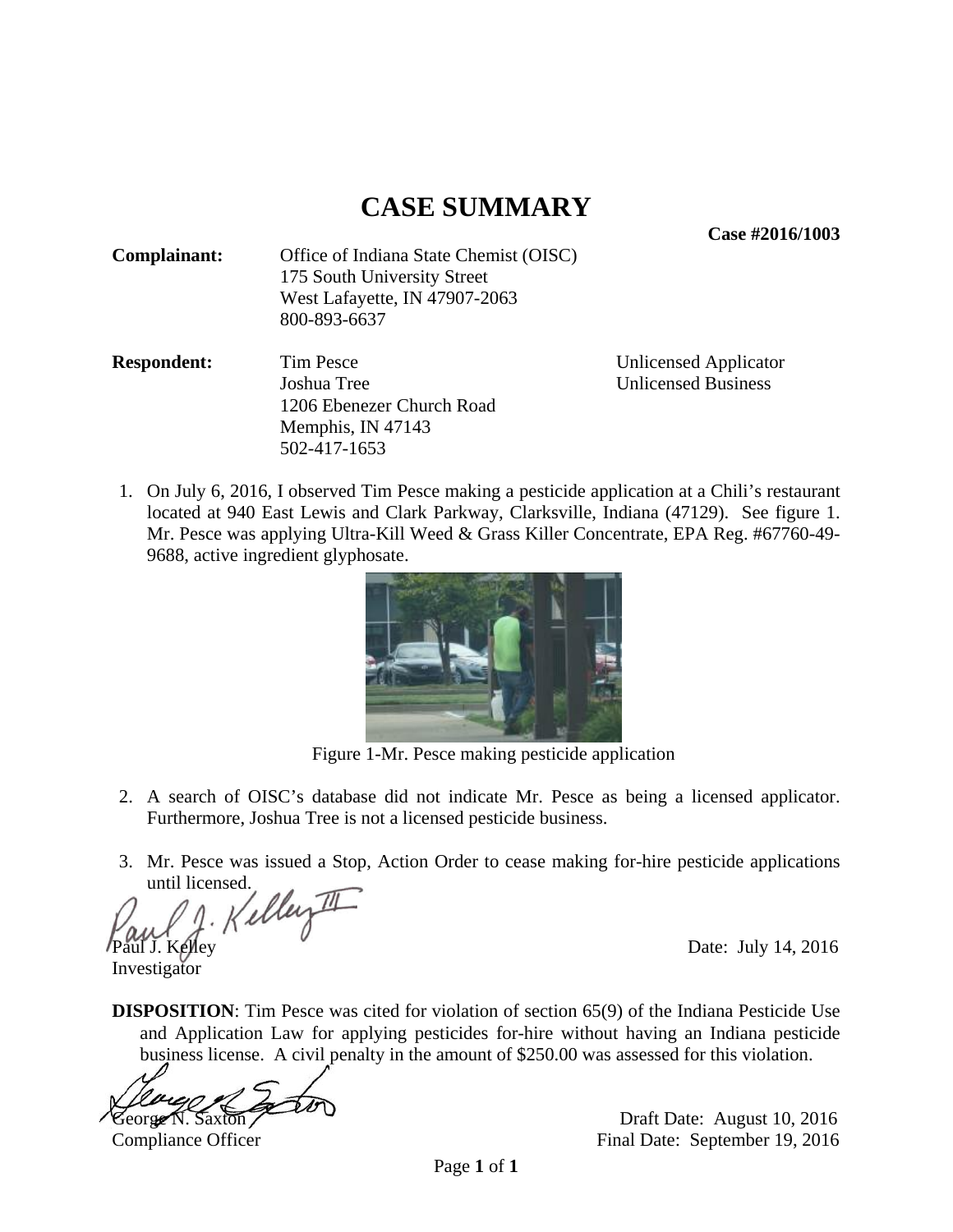# CASE SUMMARY

**Case #2016/1003**

**Complainant:** Office of Indiana State Chemist (OISC)
175 South University Street
West Lafayette, IN 47907-2063
800-893-6637

**Respondent:** Tim Pesce — Unlicensed Applicator
Joshua Tree — Unlicensed Business
1206 Ebenezer Church Road
Memphis, IN 47143
502-417-1653

1. On July 6, 2016, I observed Tim Pesce making a pesticide application at a Chili's restaurant located at 940 East Lewis and Clark Parkway, Clarksville, Indiana (47129). See figure 1. Mr. Pesce was applying Ultra-Kill Weed & Grass Killer Concentrate, EPA Reg. #67760-49-9688, active ingredient glyphosate.

Figure 1-Mr. Pesce making pesticide application

2. A search of OISC's database did not indicate Mr. Pesce as being a licensed applicator. Furthermore, Joshua Tree is not a licensed pesticide business.

3. Mr. Pesce was issued a Stop, Action Order to cease making for-hire pesticide applications until licensed.

Paul J. Kelley
Investigator

Date: July 14, 2016

**DISPOSITION**: Tim Pesce was cited for violation of section 65(9) of the Indiana Pesticide Use and Application Law for applying pesticides for-hire without having an Indiana pesticide business license. A civil penalty in the amount of $250.00 was assessed for this violation.

George N. Saxton
Compliance Officer

Draft Date: August 10, 2016
Final Date: September 19, 2016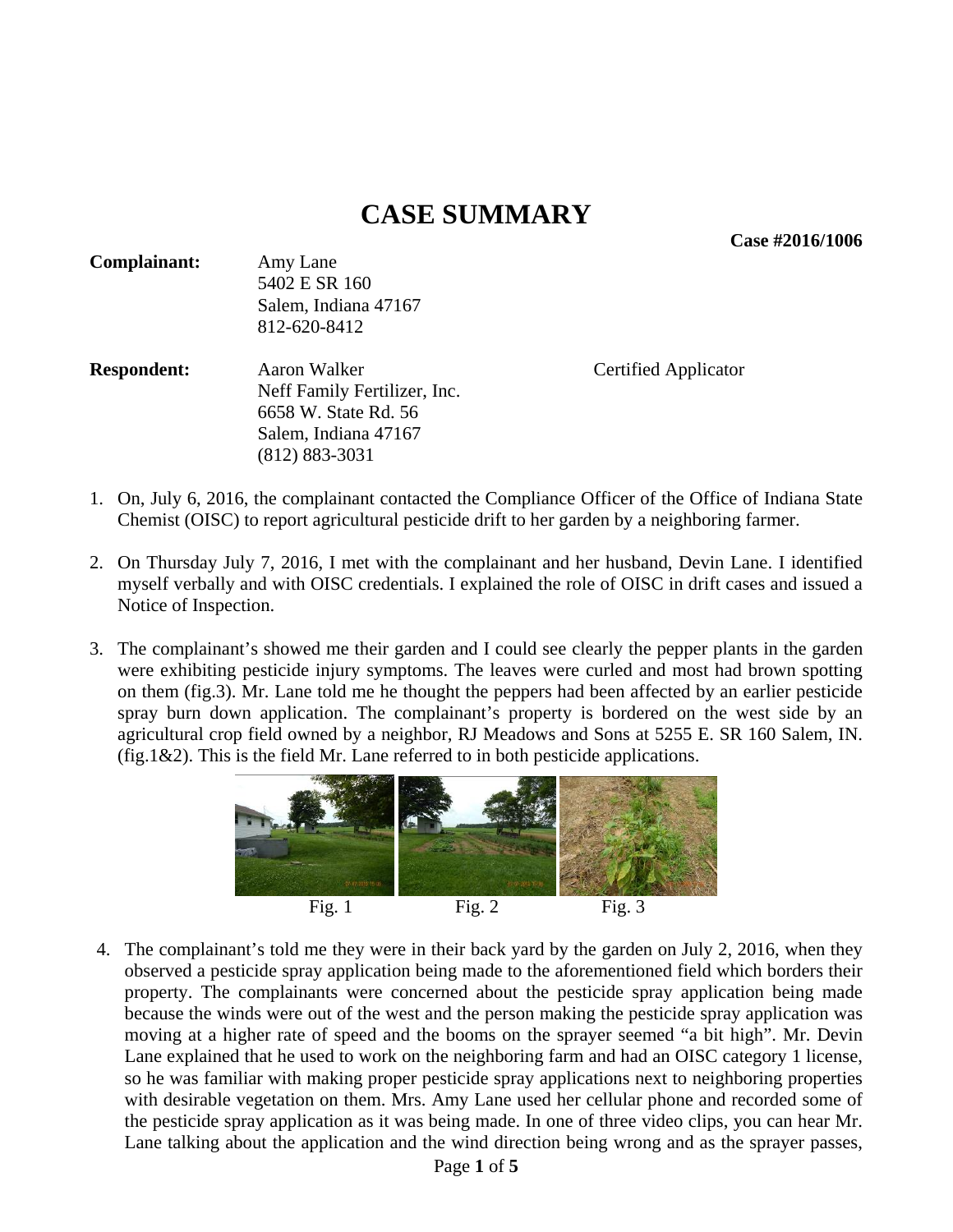# CASE SUMMARY

**Case #2016/1006**

| | | |
|---|---|---|
| **Complainant:** | Amy Lane<br>5402 E SR 160<br>Salem, Indiana 47167<br>812-620-8412 | |
| **Respondent:** | Aaron Walker<br>Neff Family Fertilizer, Inc.<br>6658 W. State Rd. 56<br>Salem, Indiana 47167<br>(812) 883-3031 | Certified Applicator |

1. On, July 6, 2016, the complainant contacted the Compliance Officer of the Office of Indiana State Chemist (OISC) to report agricultural pesticide drift to her garden by a neighboring farmer.

2. On Thursday July 7, 2016, I met with the complainant and her husband, Devin Lane. I identified myself verbally and with OISC credentials. I explained the role of OISC in drift cases and issued a Notice of Inspection.

3. The complainant's showed me their garden and I could see clearly the pepper plants in the garden were exhibiting pesticide injury symptoms. The leaves were curled and most had brown spotting on them (fig.3). Mr. Lane told me he thought the peppers had been affected by an earlier pesticide spray burn down application. The complainant's property is bordered on the west side by an agricultural crop field owned by a neighbor, RJ Meadows and Sons at 5255 E. SR 160 Salem, IN. (fig.1&2). This is the field Mr. Lane referred to in both pesticide applications.

Fig. 1 Fig. 2 Fig. 3

4. The complainant's told me they were in their back yard by the garden on July 2, 2016, when they observed a pesticide spray application being made to the aforementioned field which borders their property. The complainants were concerned about the pesticide spray application being made because the winds were out of the west and the person making the pesticide spray application was moving at a higher rate of speed and the booms on the sprayer seemed "a bit high". Mr. Devin Lane explained that he used to work on the neighboring farm and had an OISC category 1 license, so he was familiar with making proper pesticide spray applications next to neighboring properties with desirable vegetation on them. Mrs. Amy Lane used her cellular phone and recorded some of the pesticide spray application as it was being made. In one of three video clips, you can hear Mr. Lane talking about the application and the wind direction being wrong and as the sprayer passes,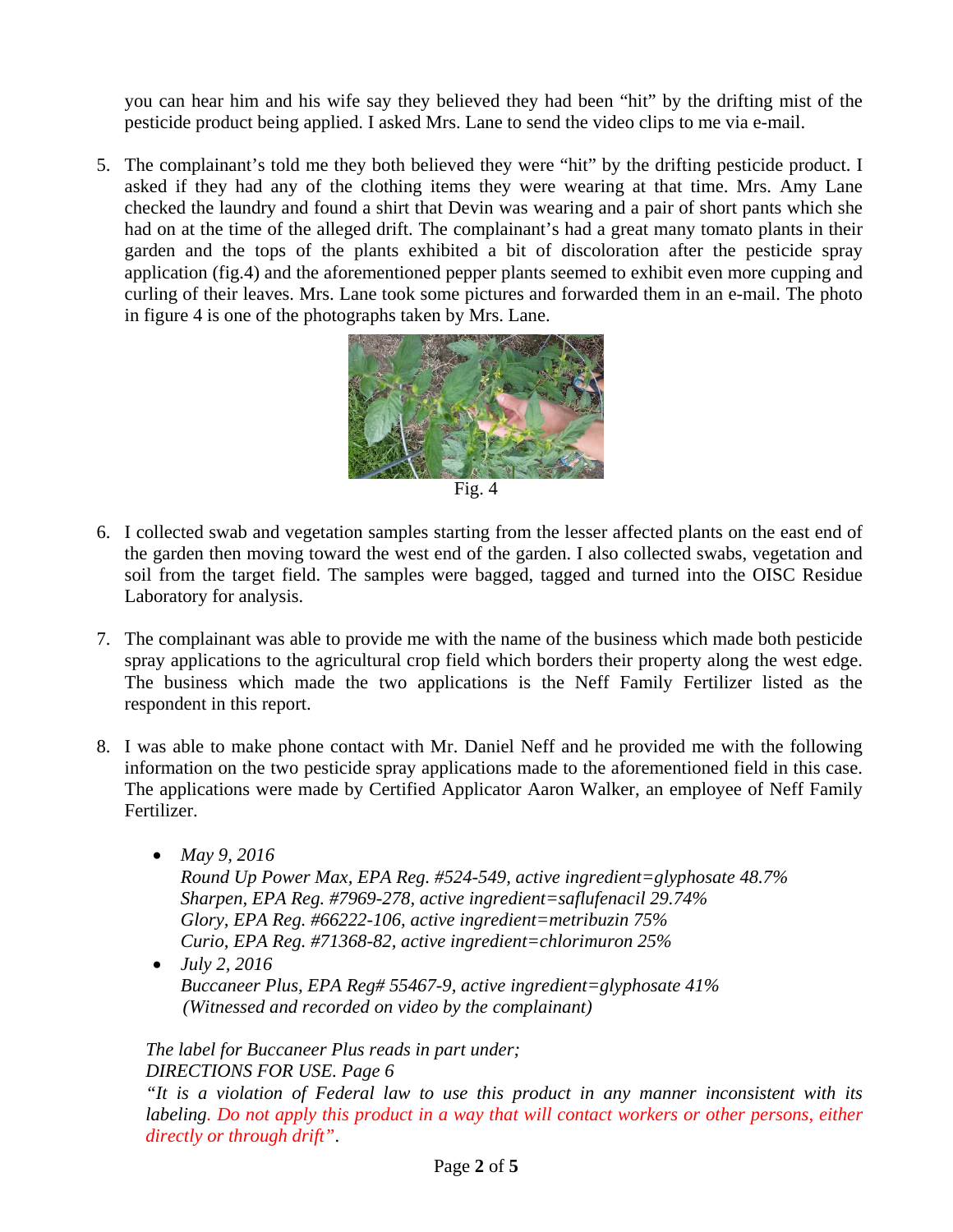you can hear him and his wife say they believed they had been "hit" by the drifting mist of the pesticide product being applied. I asked Mrs. Lane to send the video clips to me via e-mail.

5. The complainant's told me they both believed they were "hit" by the drifting pesticide product. I asked if they had any of the clothing items they were wearing at that time. Mrs. Amy Lane checked the laundry and found a shirt that Devin was wearing and a pair of short pants which she had on at the time of the alleged drift. The complainant's had a great many tomato plants in their garden and the tops of the plants exhibited a bit of discoloration after the pesticide spray application (fig.4) and the aforementioned pepper plants seemed to exhibit even more cupping and curling of their leaves. Mrs. Lane took some pictures and forwarded them in an e-mail. The photo in figure 4 is one of the photographs taken by Mrs. Lane.

Fig. 4

6. I collected swab and vegetation samples starting from the lesser affected plants on the east end of the garden then moving toward the west end of the garden. I also collected swabs, vegetation and soil from the target field. The samples were bagged, tagged and turned into the OISC Residue Laboratory for analysis.

7. The complainant was able to provide me with the name of the business which made both pesticide spray applications to the agricultural crop field which borders their property along the west edge. The business which made the two applications is the Neff Family Fertilizer listed as the respondent in this report.

8. I was able to make phone contact with Mr. Daniel Neff and he provided me with the following information on the two pesticide spray applications made to the aforementioned field in this case. The applications were made by Certified Applicator Aaron Walker, an employee of Neff Family Fertilizer.

   - *May 9, 2016*
     *Round Up Power Max, EPA Reg. #524-549, active ingredient=glyphosate 48.7%*
     *Sharpen, EPA Reg. #7969-278, active ingredient=saflufenacil 29.74%*
     *Glory, EPA Reg. #66222-106, active ingredient=metribuzin 75%*
     *Curio, EPA Reg. #71368-82, active ingredient=chlorimuron 25%*
   - *July 2, 2016*
     *Buccaneer Plus, EPA Reg# 55467-9, active ingredient=glyphosate 41%*
     *(Witnessed and recorded on video by the complainant)*

   *The label for Buccaneer Plus reads in part under;*
   *DIRECTIONS FOR USE. Page 6*
   *"It is a violation of Federal law to use this product in any manner inconsistent with its labeling. Do not apply this product in a way that will contact workers or other persons, either directly or through drift".*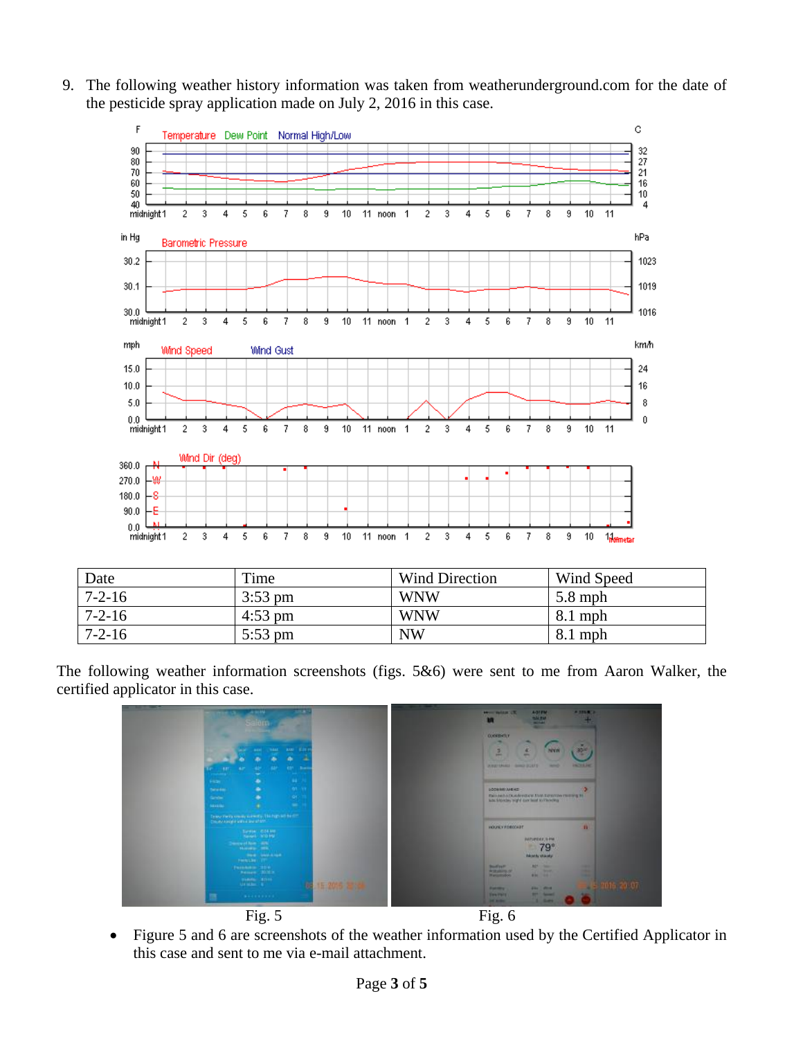9. The following weather history information was taken from weatherunderground.com for the date of the pesticide spray application made on July 2, 2016 in this case.

| Date | Time | Wind Direction | Wind Speed |
|---|---|---|---|
| 7-2-16 | 3:53 pm | WNW | 5.8 mph |
| 7-2-16 | 4:53 pm | WNW | 8.1 mph |
| 7-2-16 | 5:53 pm | NW | 8.1 mph |

The following weather information screenshots (figs. 5&6) were sent to me from Aaron Walker, the certified applicator in this case.

Fig. 5

Fig. 6

- Figure 5 and 6 are screenshots of the weather information used by the Certified Applicator in this case and sent to me via e-mail attachment.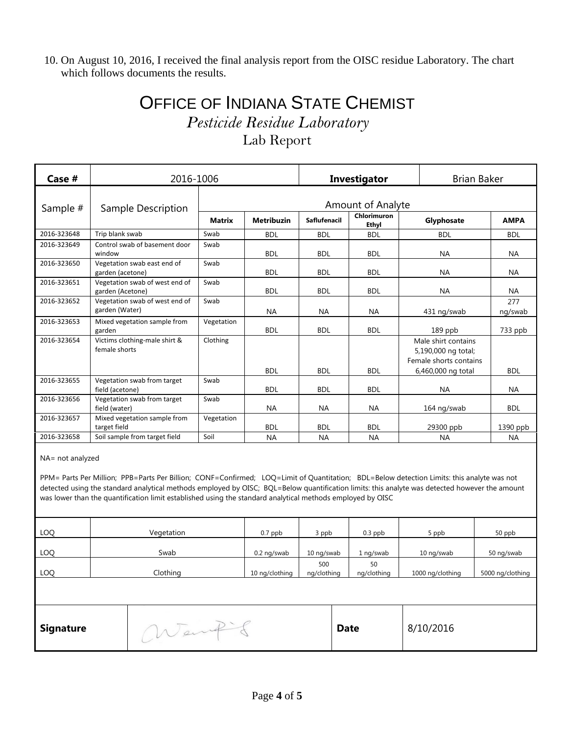10. On August 10, 2016, I received the final analysis report from the OISC residue Laboratory. The chart which follows documents the results.

# OFFICE OF INDIANA STATE CHEMIST

## *Pesticide Residue Laboratory*

## Lab Report

| **Case #** | 2016-1006 | | | **Investigator** | | Brian Baker | |
|---|---|---|---|---|---|---|---|
| Sample # | Sample Description | Amount of Analyte | | | | | |
| | | **Matrix** | **Metribuzin** | **Saflufenacil** | **Chlorimuron Ethyl** | **Glyphosate** | **AMPA** |
| 2016-323648 | Trip blank swab | Swab | BDL | BDL | BDL | BDL | BDL |
| 2016-323649 | Control swab of basement door window | Swab | BDL | BDL | BDL | NA | NA |
| 2016-323650 | Vegetation swab east end of garden (acetone) | Swab | BDL | BDL | BDL | NA | NA |
| 2016-323651 | Vegetation swab of west end of garden (Acetone) | Swab | BDL | BDL | BDL | NA | NA |
| 2016-323652 | Vegetation swab of west end of garden (Water) | Swab | NA | NA | NA | 431 ng/swab | 277 ng/swab |
| 2016-323653 | Mixed vegetation sample from garden | Vegetation | BDL | BDL | BDL | 189 ppb | 733 ppb |
| 2016-323654 | Victims clothing-male shirt & female shorts | Clothing | BDL | BDL | BDL | Male shirt contains 5,190,000 ng total; Female shorts contains 6,460,000 ng total | BDL |
| 2016-323655 | Vegetation swab from target field (acetone) | Swab | BDL | BDL | BDL | NA | NA |
| 2016-323656 | Vegetation swab from target field (water) | Swab | NA | NA | NA | 164 ng/swab | BDL |
| 2016-323657 | Mixed vegetation sample from target field | Vegetation | BDL | BDL | BDL | 29300 ppb | 1390 ppb |
| 2016-323658 | Soil sample from target field | Soil | NA | NA | NA | NA | NA |

NA= not analyzed

PPM= Parts Per Million; PPB=Parts Per Billion; CONF=Confirmed; LOQ=Limit of Quantitation; BDL=Below detection Limits: this analyte was not detected using the standard analytical methods employed by OISC; BQL=Below quantification limits: this analyte was detected however the amount was lower than the quantification limit established using the standard analytical methods employed by OISC

| | | Metribuzin | Saflufenacil | Chlorimuron Ethyl | Glyphosate | AMPA |
|---|---|---|---|---|---|---|
| LOQ | Vegetation | 0.7 ppb | 3 ppb | 0.3 ppb | 5 ppb | 50 ppb |
| LOQ | Swab | 0.2 ng/swab | 10 ng/swab | 1 ng/swab | 10 ng/swab | 50 ng/swab |
| LOQ | Clothing | 10 ng/clothing | 500 ng/clothing | 50 ng/clothing | 1000 ng/clothing | 5000 ng/clothing |

| **Signature** | [signature] | **Date** | 8/10/2016 |
|---|---|---|---|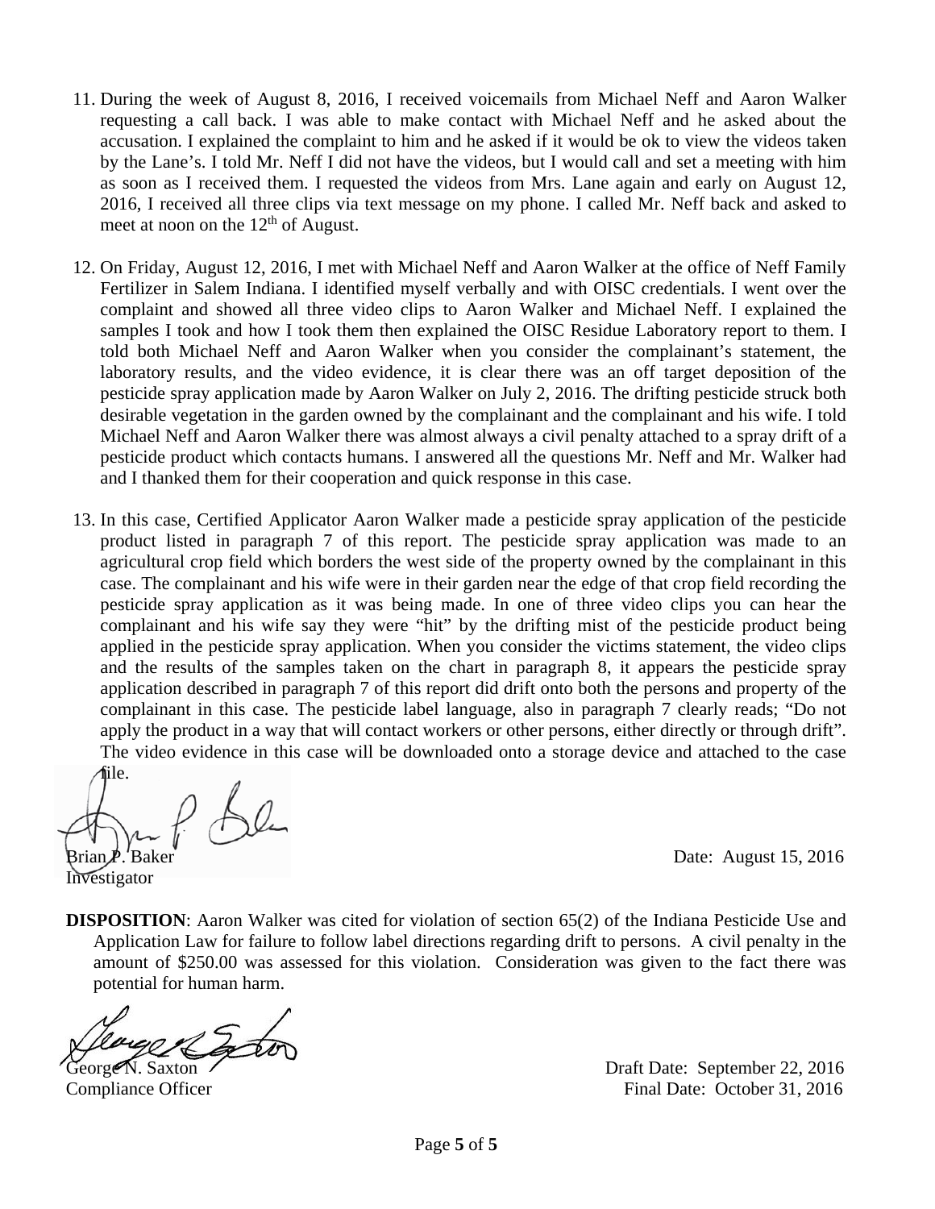11. During the week of August 8, 2016, I received voicemails from Michael Neff and Aaron Walker requesting a call back. I was able to make contact with Michael Neff and he asked about the accusation. I explained the complaint to him and he asked if it would be ok to view the videos taken by the Lane's. I told Mr. Neff I did not have the videos, but I would call and set a meeting with him as soon as I received them. I requested the videos from Mrs. Lane again and early on August 12, 2016, I received all three clips via text message on my phone. I called Mr. Neff back and asked to meet at noon on the 12th of August.

12. On Friday, August 12, 2016, I met with Michael Neff and Aaron Walker at the office of Neff Family Fertilizer in Salem Indiana. I identified myself verbally and with OISC credentials. I went over the complaint and showed all three video clips to Aaron Walker and Michael Neff. I explained the samples I took and how I took them then explained the OISC Residue Laboratory report to them. I told both Michael Neff and Aaron Walker when you consider the complainant's statement, the laboratory results, and the video evidence, it is clear there was an off target deposition of the pesticide spray application made by Aaron Walker on July 2, 2016. The drifting pesticide struck both desirable vegetation in the garden owned by the complainant and the complainant and his wife. I told Michael Neff and Aaron Walker there was almost always a civil penalty attached to a spray drift of a pesticide product which contacts humans. I answered all the questions Mr. Neff and Mr. Walker had and I thanked them for their cooperation and quick response in this case.

13. In this case, Certified Applicator Aaron Walker made a pesticide spray application of the pesticide product listed in paragraph 7 of this report. The pesticide spray application was made to an agricultural crop field which borders the west side of the property owned by the complainant in this case. The complainant and his wife were in their garden near the edge of that crop field recording the pesticide spray application as it was being made. In one of three video clips you can hear the complainant and his wife say they were "hit" by the drifting mist of the pesticide product being applied in the pesticide spray application. When you consider the victims statement, the video clips and the results of the samples taken on the chart in paragraph 8, it appears the pesticide spray application described in paragraph 7 of this report did drift onto both the persons and property of the complainant in this case. The pesticide label language, also in paragraph 7 clearly reads; "Do not apply the product in a way that will contact workers or other persons, either directly or through drift". The video evidence in this case will be downloaded onto a storage device and attached to the case file.

Brian P. Baker
Investigator

Date: August 15, 2016

**DISPOSITION**: Aaron Walker was cited for violation of section 65(2) of the Indiana Pesticide Use and Application Law for failure to follow label directions regarding drift to persons. A civil penalty in the amount of $250.00 was assessed for this violation. Consideration was given to the fact there was potential for human harm.

George N. Saxton
Compliance Officer

Draft Date: September 22, 2016
Final Date: October 31, 2016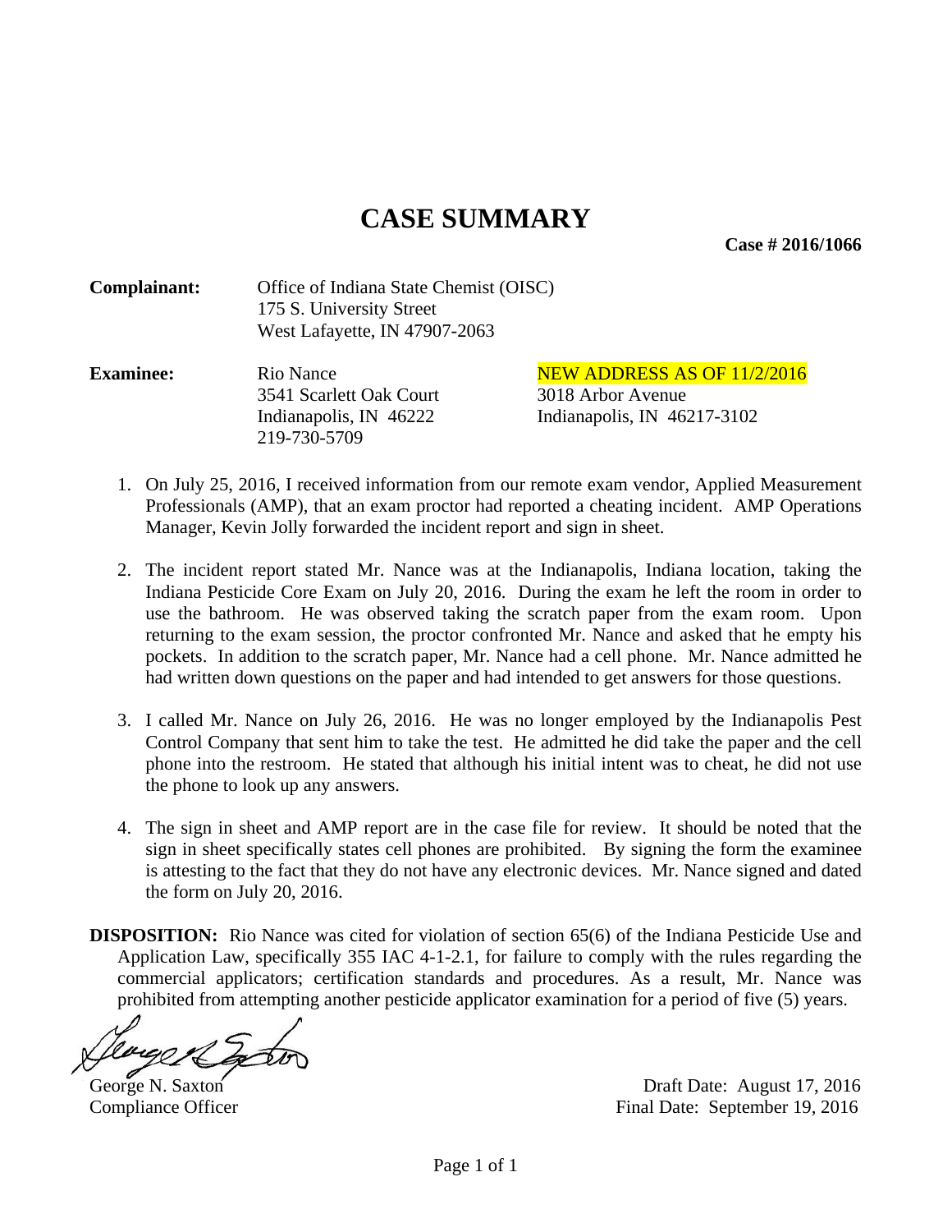# CASE SUMMARY

**Case # 2016/1066**

**Complainant:** Office of Indiana State Chemist (OISC)
175 S. University Street
West Lafayette, IN 47907-2063

**Examinee:** Rio Nance
3541 Scarlett Oak Court
Indianapolis, IN 46222
219-730-5709

NEW ADDRESS AS OF 11/2/2016
3018 Arbor Avenue
Indianapolis, IN 46217-3102

1. On July 25, 2016, I received information from our remote exam vendor, Applied Measurement Professionals (AMP), that an exam proctor had reported a cheating incident. AMP Operations Manager, Kevin Jolly forwarded the incident report and sign in sheet.

2. The incident report stated Mr. Nance was at the Indianapolis, Indiana location, taking the Indiana Pesticide Core Exam on July 20, 2016. During the exam he left the room in order to use the bathroom. He was observed taking the scratch paper from the exam room. Upon returning to the exam session, the proctor confronted Mr. Nance and asked that he empty his pockets. In addition to the scratch paper, Mr. Nance had a cell phone. Mr. Nance admitted he had written down questions on the paper and had intended to get answers for those questions.

3. I called Mr. Nance on July 26, 2016. He was no longer employed by the Indianapolis Pest Control Company that sent him to take the test. He admitted he did take the paper and the cell phone into the restroom. He stated that although his initial intent was to cheat, he did not use the phone to look up any answers.

4. The sign in sheet and AMP report are in the case file for review. It should be noted that the sign in sheet specifically states cell phones are prohibited. By signing the form the examinee is attesting to the fact that they do not have any electronic devices. Mr. Nance signed and dated the form on July 20, 2016.

**DISPOSITION:** Rio Nance was cited for violation of section 65(6) of the Indiana Pesticide Use and Application Law, specifically 355 IAC 4-1-2.1, for failure to comply with the rules regarding the commercial applicators; certification standards and procedures. As a result, Mr. Nance was prohibited from attempting another pesticide applicator examination for a period of five (5) years.

George N. Saxton
Compliance Officer

Draft Date: August 17, 2016
Final Date: September 19, 2016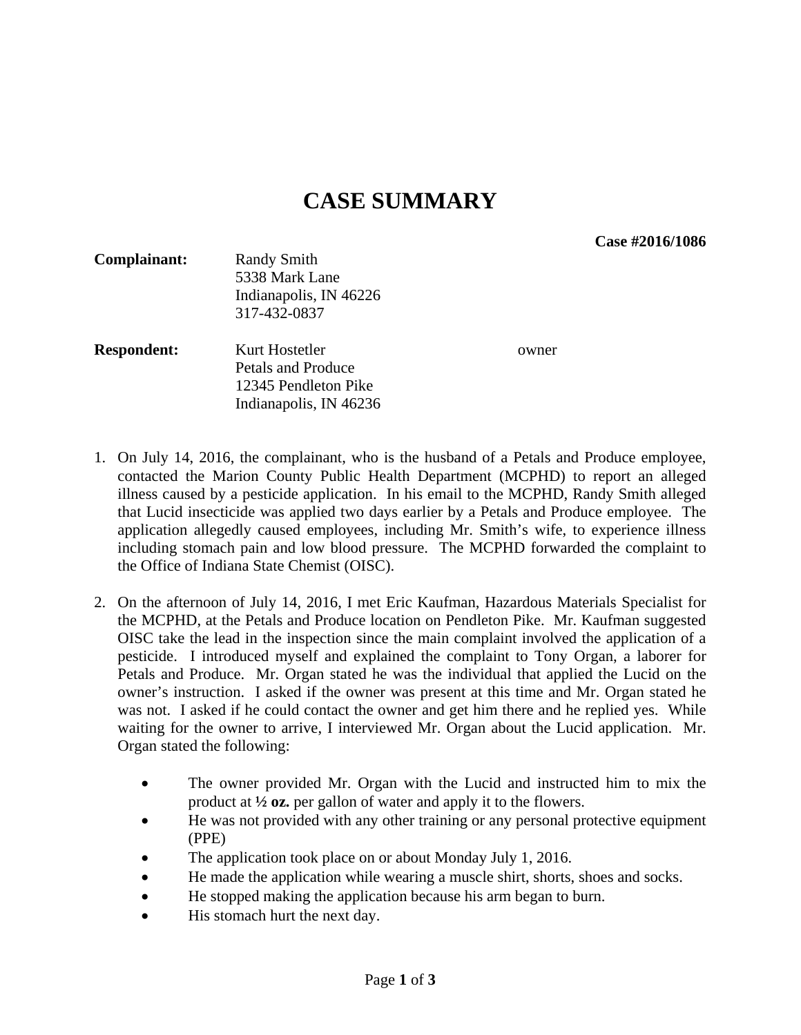# CASE SUMMARY

**Case #2016/1086**

**Complainant:** Randy Smith
5338 Mark Lane
Indianapolis, IN 46226
317-432-0837

**Respondent:** Kurt Hostetler owner
Petals and Produce
12345 Pendleton Pike
Indianapolis, IN 46236

1. On July 14, 2016, the complainant, who is the husband of a Petals and Produce employee, contacted the Marion County Public Health Department (MCPHD) to report an alleged illness caused by a pesticide application. In his email to the MCPHD, Randy Smith alleged that Lucid insecticide was applied two days earlier by a Petals and Produce employee. The application allegedly caused employees, including Mr. Smith's wife, to experience illness including stomach pain and low blood pressure. The MCPHD forwarded the complaint to the Office of Indiana State Chemist (OISC).

2. On the afternoon of July 14, 2016, I met Eric Kaufman, Hazardous Materials Specialist for the MCPHD, at the Petals and Produce location on Pendleton Pike. Mr. Kaufman suggested OISC take the lead in the inspection since the main complaint involved the application of a pesticide. I introduced myself and explained the complaint to Tony Organ, a laborer for Petals and Produce. Mr. Organ stated he was the individual that applied the Lucid on the owner's instruction. I asked if the owner was present at this time and Mr. Organ stated he was not. I asked if he could contact the owner and get him there and he replied yes. While waiting for the owner to arrive, I interviewed Mr. Organ about the Lucid application. Mr. Organ stated the following:

   - The owner provided Mr. Organ with the Lucid and instructed him to mix the product at **½ oz.** per gallon of water and apply it to the flowers.
   - He was not provided with any other training or any personal protective equipment (PPE)
   - The application took place on or about Monday July 1, 2016.
   - He made the application while wearing a muscle shirt, shorts, shoes and socks.
   - He stopped making the application because his arm began to burn.
   - His stomach hurt the next day.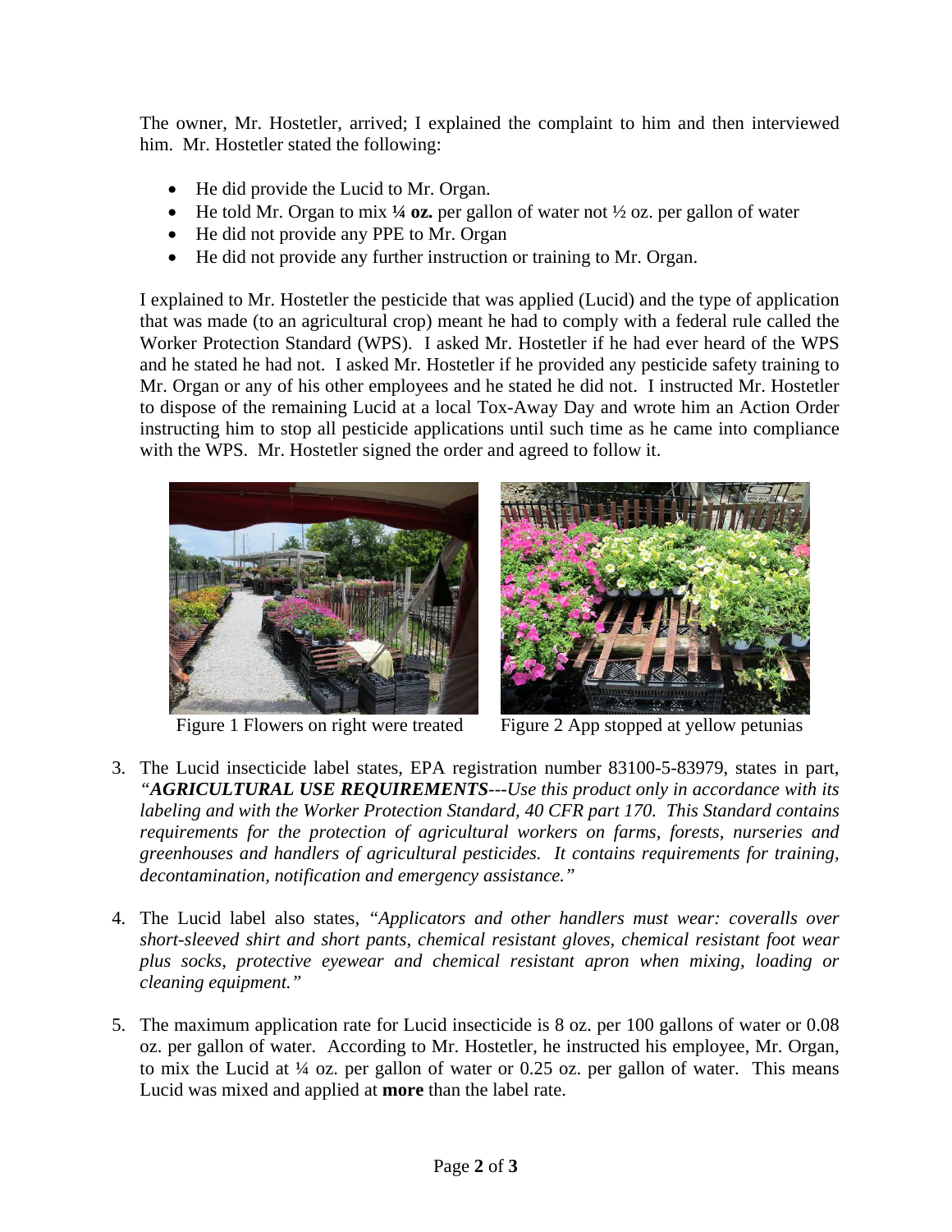The owner, Mr. Hostetler, arrived; I explained the complaint to him and then interviewed him. Mr. Hostetler stated the following:

- He did provide the Lucid to Mr. Organ.
- He told Mr. Organ to mix **¼ oz.** per gallon of water not ½ oz. per gallon of water
- He did not provide any PPE to Mr. Organ
- He did not provide any further instruction or training to Mr. Organ.

I explained to Mr. Hostetler the pesticide that was applied (Lucid) and the type of application that was made (to an agricultural crop) meant he had to comply with a federal rule called the Worker Protection Standard (WPS). I asked Mr. Hostetler if he had ever heard of the WPS and he stated he had not. I asked Mr. Hostetler if he provided any pesticide safety training to Mr. Organ or any of his other employees and he stated he did not. I instructed Mr. Hostetler to dispose of the remaining Lucid at a local Tox-Away Day and wrote him an Action Order instructing him to stop all pesticide applications until such time as he came into compliance with the WPS. Mr. Hostetler signed the order and agreed to follow it.

Figure 1 Flowers on right were treated

Figure 2 App stopped at yellow petunias

3. The Lucid insecticide label states, EPA registration number 83100-5-83979, states in part, *"**AGRICULTURAL USE REQUIREMENTS**---Use this product only in accordance with its labeling and with the Worker Protection Standard, 40 CFR part 170. This Standard contains requirements for the protection of agricultural workers on farms, forests, nurseries and greenhouses and handlers of agricultural pesticides. It contains requirements for training, decontamination, notification and emergency assistance."*

4. The Lucid label also states, *"Applicators and other handlers must wear: coveralls over short-sleeved shirt and short pants, chemical resistant gloves, chemical resistant foot wear plus socks, protective eyewear and chemical resistant apron when mixing, loading or cleaning equipment."*

5. The maximum application rate for Lucid insecticide is 8 oz. per 100 gallons of water or 0.08 oz. per gallon of water. According to Mr. Hostetler, he instructed his employee, Mr. Organ, to mix the Lucid at ¼ oz. per gallon of water or 0.25 oz. per gallon of water. This means Lucid was mixed and applied at **more** than the label rate.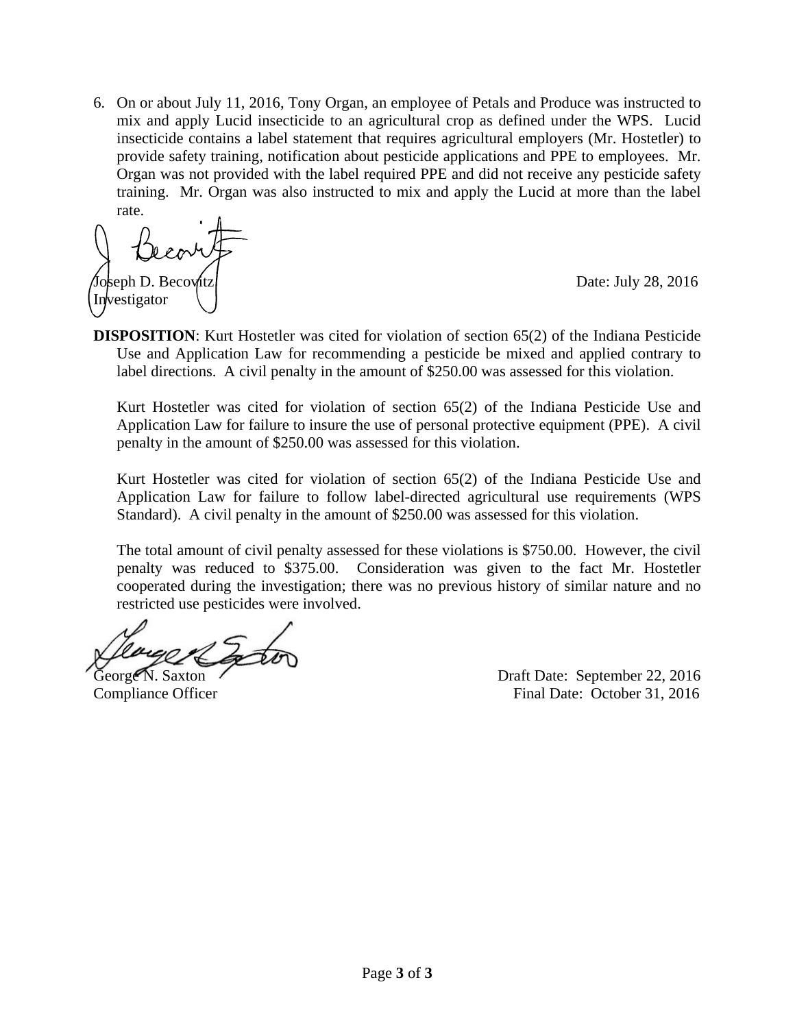6. On or about July 11, 2016, Tony Organ, an employee of Petals and Produce was instructed to mix and apply Lucid insecticide to an agricultural crop as defined under the WPS. Lucid insecticide contains a label statement that requires agricultural employers (Mr. Hostetler) to provide safety training, notification about pesticide applications and PPE to employees. Mr. Organ was not provided with the label required PPE and did not receive any pesticide safety training. Mr. Organ was also instructed to mix and apply the Lucid at more than the label rate.

Joseph D. Becovitz
Investigator

Date: July 28, 2016

**DISPOSITION**: Kurt Hostetler was cited for violation of section 65(2) of the Indiana Pesticide Use and Application Law for recommending a pesticide be mixed and applied contrary to label directions. A civil penalty in the amount of $250.00 was assessed for this violation.

Kurt Hostetler was cited for violation of section 65(2) of the Indiana Pesticide Use and Application Law for failure to insure the use of personal protective equipment (PPE). A civil penalty in the amount of $250.00 was assessed for this violation.

Kurt Hostetler was cited for violation of section 65(2) of the Indiana Pesticide Use and Application Law for failure to follow label-directed agricultural use requirements (WPS Standard). A civil penalty in the amount of $250.00 was assessed for this violation.

The total amount of civil penalty assessed for these violations is $750.00. However, the civil penalty was reduced to $375.00. Consideration was given to the fact Mr. Hostetler cooperated during the investigation; there was no previous history of similar nature and no restricted use pesticides were involved.

George N. Saxton
Compliance Officer

Draft Date: September 22, 2016
Final Date: October 31, 2016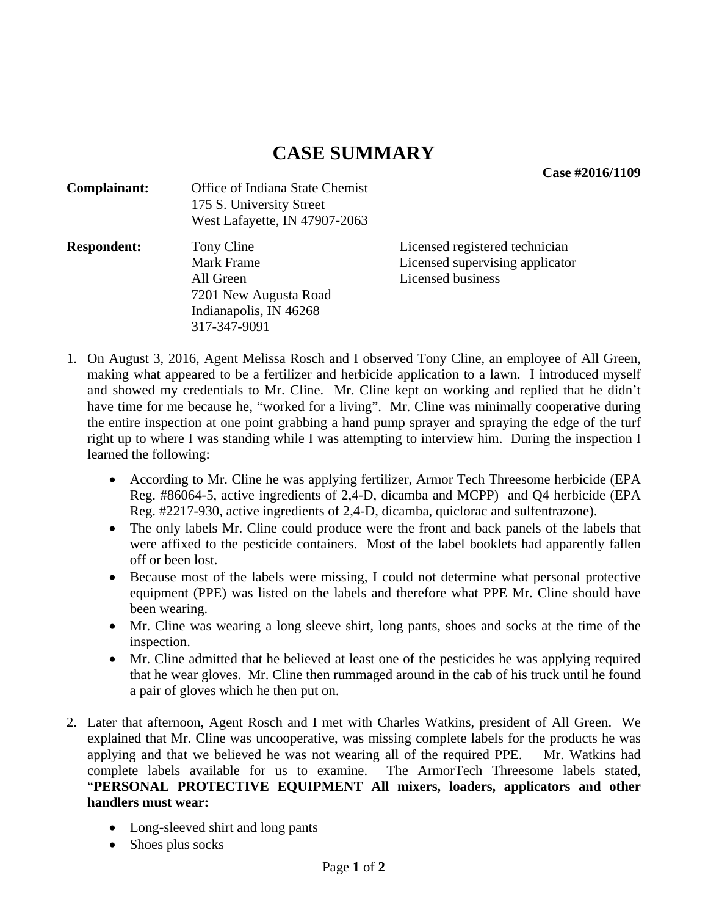# CASE SUMMARY

**Case #2016/1109**

**Complainant:** Office of Indiana State Chemist
175 S. University Street
West Lafayette, IN 47907-2063

**Respondent:**

| | |
|---|---|
| Tony Cline | Licensed registered technician |
| Mark Frame | Licensed supervising applicator |
| All Green | Licensed business |
| 7201 New Augusta Road | |
| Indianapolis, IN 46268 | |
| 317-347-9091 | |

1. On August 3, 2016, Agent Melissa Rosch and I observed Tony Cline, an employee of All Green, making what appeared to be a fertilizer and herbicide application to a lawn. I introduced myself and showed my credentials to Mr. Cline. Mr. Cline kept on working and replied that he didn't have time for me because he, "worked for a living". Mr. Cline was minimally cooperative during the entire inspection at one point grabbing a hand pump sprayer and spraying the edge of the turf right up to where I was standing while I was attempting to interview him. During the inspection I learned the following:

   - According to Mr. Cline he was applying fertilizer, Armor Tech Threesome herbicide (EPA Reg. #86064-5, active ingredients of 2,4-D, dicamba and MCPP) and Q4 herbicide (EPA Reg. #2217-930, active ingredients of 2,4-D, dicamba, quiclorac and sulfentrazone).
   - The only labels Mr. Cline could produce were the front and back panels of the labels that were affixed to the pesticide containers. Most of the label booklets had apparently fallen off or been lost.
   - Because most of the labels were missing, I could not determine what personal protective equipment (PPE) was listed on the labels and therefore what PPE Mr. Cline should have been wearing.
   - Mr. Cline was wearing a long sleeve shirt, long pants, shoes and socks at the time of the inspection.
   - Mr. Cline admitted that he believed at least one of the pesticides he was applying required that he wear gloves. Mr. Cline then rummaged around in the cab of his truck until he found a pair of gloves which he then put on.

2. Later that afternoon, Agent Rosch and I met with Charles Watkins, president of All Green. We explained that Mr. Cline was uncooperative, was missing complete labels for the products he was applying and that we believed he was not wearing all of the required PPE. Mr. Watkins had complete labels available for us to examine. The ArmorTech Threesome labels stated, "**PERSONAL PROTECTIVE EQUIPMENT All mixers, loaders, applicators and other handlers must wear:**

   - Long-sleeved shirt and long pants
   - Shoes plus socks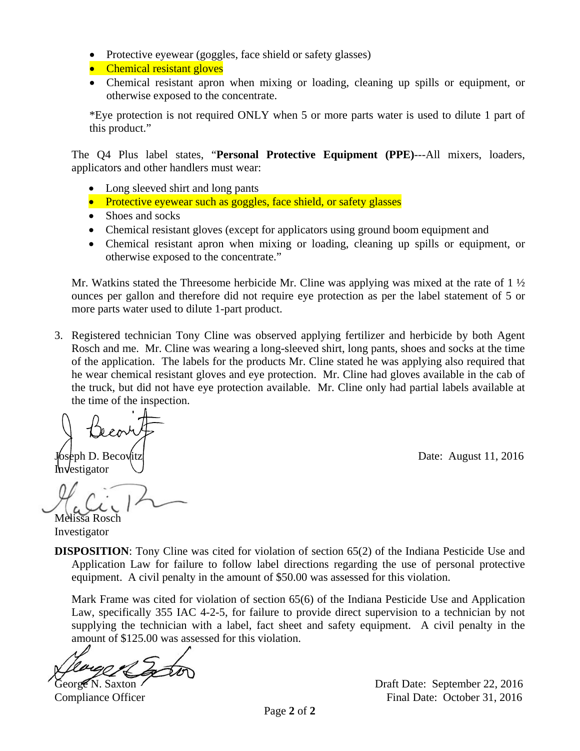- Protective eyewear (goggles, face shield or safety glasses)
- Chemical resistant gloves
- Chemical resistant apron when mixing or loading, cleaning up spills or equipment, or otherwise exposed to the concentrate.

*Eye protection is not required ONLY when 5 or more parts water is used to dilute 1 part of this product."

The Q4 Plus label states, "**Personal Protective Equipment (PPE)**---All mixers, loaders, applicators and other handlers must wear:

- Long sleeved shirt and long pants
- Protective eyewear such as goggles, face shield, or safety glasses
- Shoes and socks
- Chemical resistant gloves (except for applicators using ground boom equipment and
- Chemical resistant apron when mixing or loading, cleaning up spills or equipment, or otherwise exposed to the concentrate."

Mr. Watkins stated the Threesome herbicide Mr. Cline was applying was mixed at the rate of 1 ½ ounces per gallon and therefore did not require eye protection as per the label statement of 5 or more parts water used to dilute 1-part product.

3. Registered technician Tony Cline was observed applying fertilizer and herbicide by both Agent Rosch and me. Mr. Cline was wearing a long-sleeved shirt, long pants, shoes and socks at the time of the application. The labels for the products Mr. Cline stated he was applying also required that he wear chemical resistant gloves and eye protection. Mr. Cline had gloves available in the cab of the truck, but did not have eye protection available. Mr. Cline only had partial labels available at the time of the inspection.

Joseph D. Becovitz
Investigator

Date: August 11, 2016

Melissa Rosch
Investigator

**DISPOSITION**: Tony Cline was cited for violation of section 65(2) of the Indiana Pesticide Use and Application Law for failure to follow label directions regarding the use of personal protective equipment. A civil penalty in the amount of $50.00 was assessed for this violation.

Mark Frame was cited for violation of section 65(6) of the Indiana Pesticide Use and Application Law, specifically 355 IAC 4-2-5, for failure to provide direct supervision to a technician by not supplying the technician with a label, fact sheet and safety equipment. A civil penalty in the amount of $125.00 was assessed for this violation.

George N. Saxton
Compliance Officer

Draft Date: September 22, 2016
Final Date: October 31, 2016